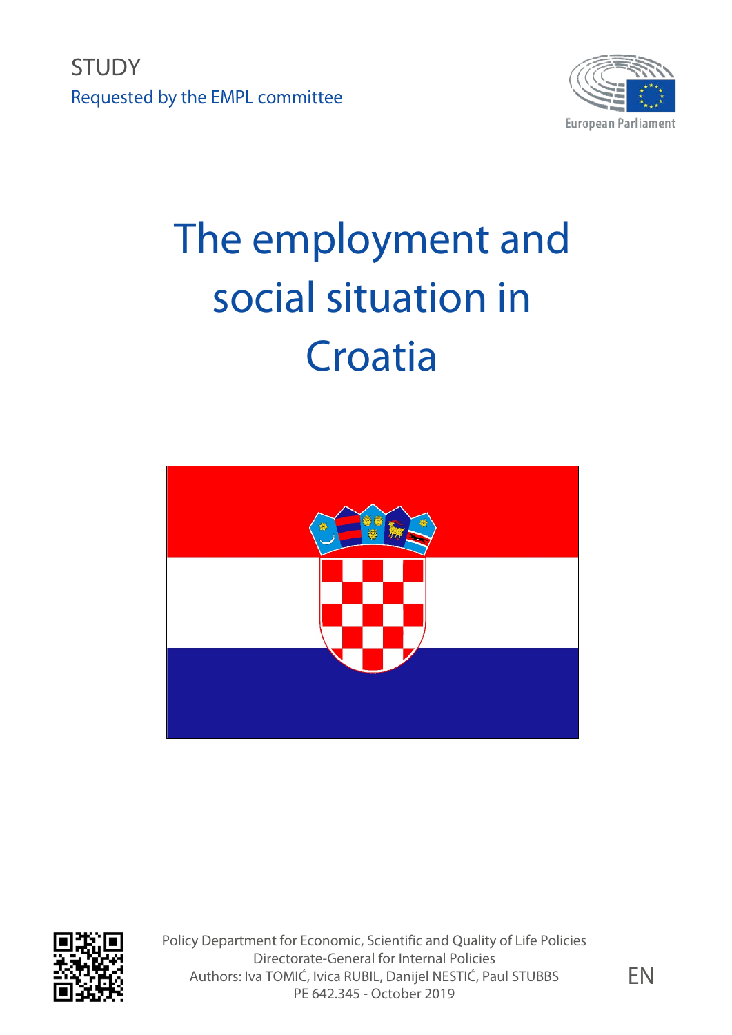STUDY

Requested by the EMPL committee

European Parliament

# The employment and social situation in Croatia

Policy Department for Economic, Scientific and Quality of Life Policies
Directorate-General for Internal Policies
Authors: Iva TOMIĆ, Ivica RUBIL, Danijel NESTIĆ, Paul STUBBS
PE 642.345 - October 2019

EN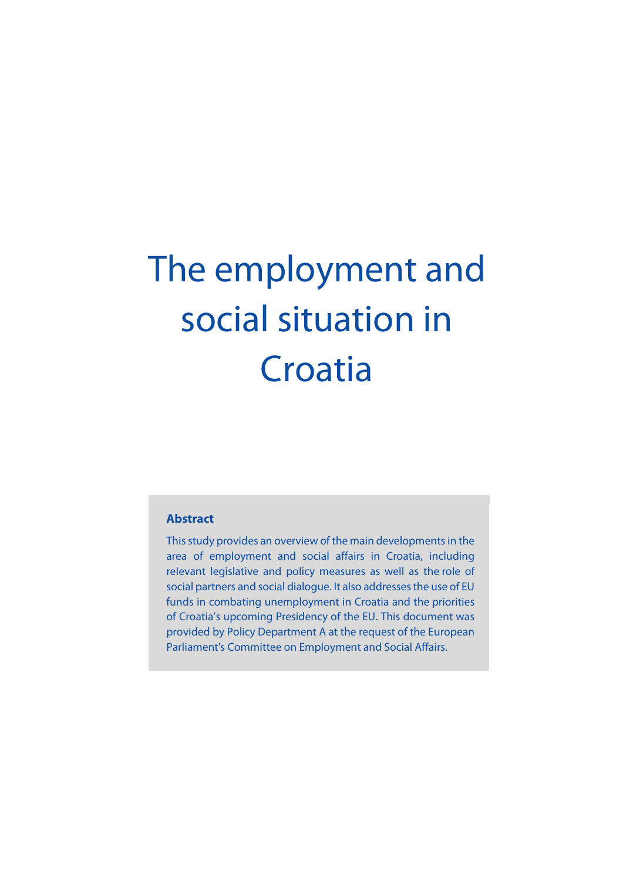# The employment and social situation in Croatia

**Abstract**

This study provides an overview of the main developments in the area of employment and social affairs in Croatia, including relevant legislative and policy measures as well as the role of social partners and social dialogue. It also addresses the use of EU funds in combating unemployment in Croatia and the priorities of Croatia's upcoming Presidency of the EU. This document was provided by Policy Department A at the request of the European Parliament's Committee on Employment and Social Affairs.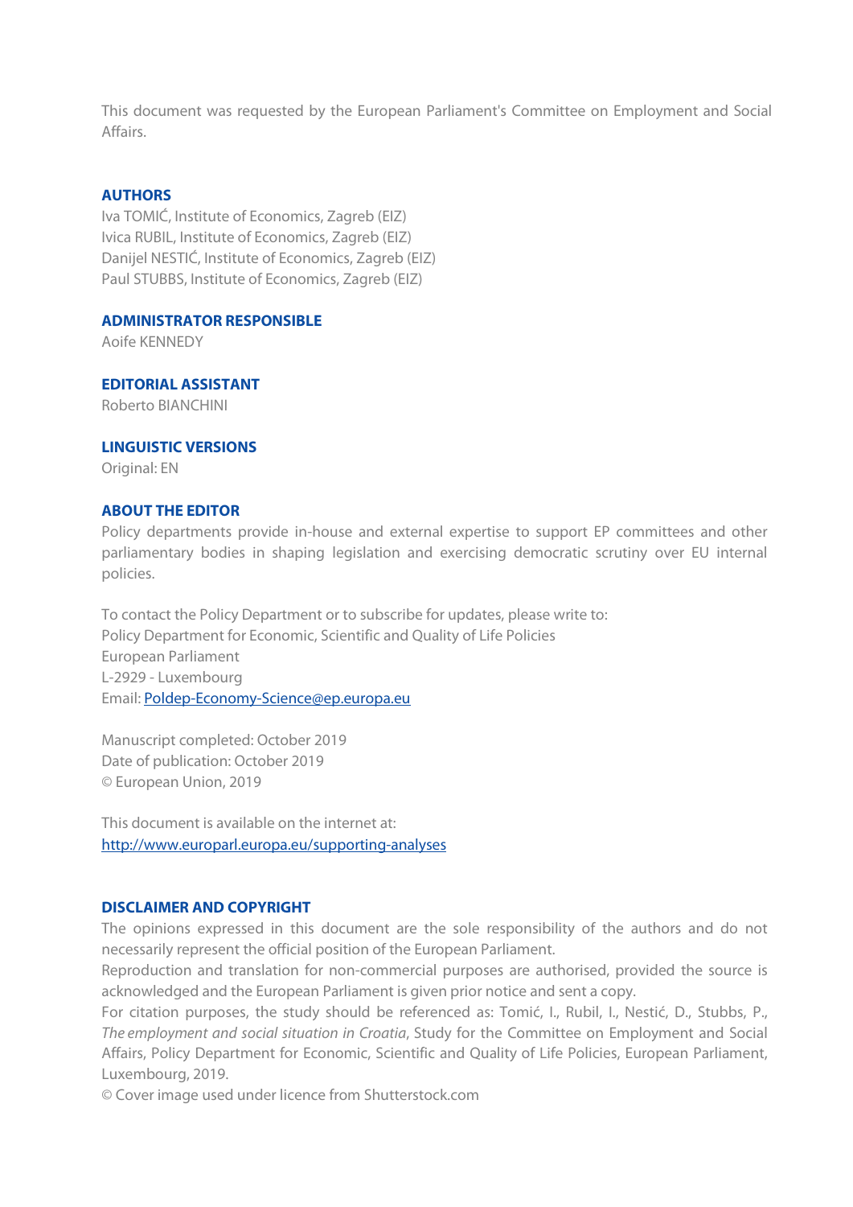This document was requested by the European Parliament's Committee on Employment and Social Affairs.

**AUTHORS**

Iva TOMIĆ, Institute of Economics, Zagreb (EIZ)
Ivica RUBIL, Institute of Economics, Zagreb (EIZ)
Danijel NESTIĆ, Institute of Economics, Zagreb (EIZ)
Paul STUBBS, Institute of Economics, Zagreb (EIZ)

**ADMINISTRATOR RESPONSIBLE**

Aoife KENNEDY

**EDITORIAL ASSISTANT**

Roberto BIANCHINI

**LINGUISTIC VERSIONS**

Original: EN

**ABOUT THE EDITOR**

Policy departments provide in-house and external expertise to support EP committees and other parliamentary bodies in shaping legislation and exercising democratic scrutiny over EU internal policies.

To contact the Policy Department or to subscribe for updates, please write to:
Policy Department for Economic, Scientific and Quality of Life Policies
European Parliament
L-2929 - Luxembourg
Email: Poldep-Economy-Science@ep.europa.eu

Manuscript completed: October 2019
Date of publication: October 2019
© European Union, 2019

This document is available on the internet at:
http://www.europarl.europa.eu/supporting-analyses

**DISCLAIMER AND COPYRIGHT**

The opinions expressed in this document are the sole responsibility of the authors and do not necessarily represent the official position of the European Parliament.
Reproduction and translation for non-commercial purposes are authorised, provided the source is acknowledged and the European Parliament is given prior notice and sent a copy.
For citation purposes, the study should be referenced as: Tomić, I., Rubil, I., Nestić, D., Stubbs, P., *The employment and social situation in Croatia*, Study for the Committee on Employment and Social Affairs, Policy Department for Economic, Scientific and Quality of Life Policies, European Parliament, Luxembourg, 2019.
© Cover image used under licence from Shutterstock.com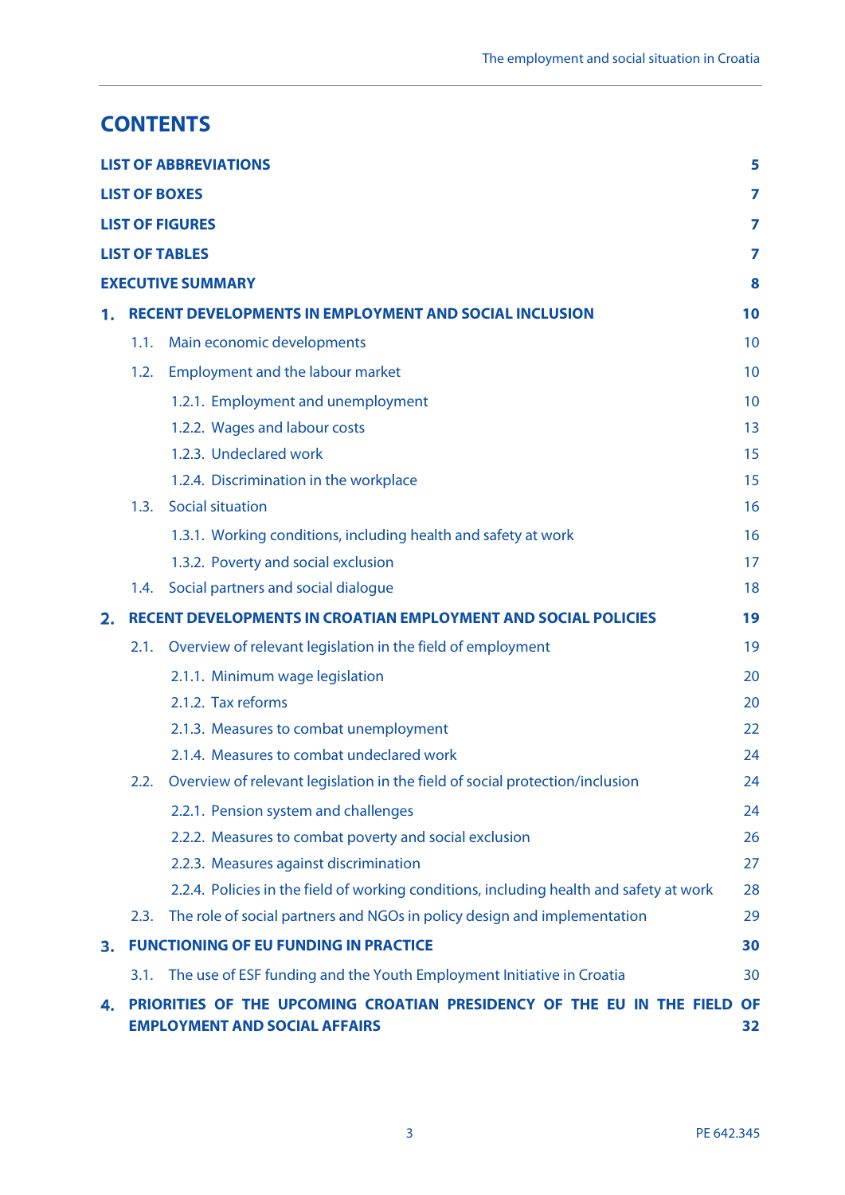# CONTENTS

| | |
|---|---|
| **LIST OF ABBREVIATIONS** | **5** |
| **LIST OF BOXES** | **7** |
| **LIST OF FIGURES** | **7** |
| **LIST OF TABLES** | **7** |
| **EXECUTIVE SUMMARY** | **8** |
| **1. RECENT DEVELOPMENTS IN EMPLOYMENT AND SOCIAL INCLUSION** | **10** |
| 1.1. Main economic developments | 10 |
| 1.2. Employment and the labour market | 10 |
| 1.2.1. Employment and unemployment | 10 |
| 1.2.2. Wages and labour costs | 13 |
| 1.2.3. Undeclared work | 15 |
| 1.2.4. Discrimination in the workplace | 15 |
| 1.3. Social situation | 16 |
| 1.3.1. Working conditions, including health and safety at work | 16 |
| 1.3.2. Poverty and social exclusion | 17 |
| 1.4. Social partners and social dialogue | 18 |
| **2. RECENT DEVELOPMENTS IN CROATIAN EMPLOYMENT AND SOCIAL POLICIES** | **19** |
| 2.1. Overview of relevant legislation in the field of employment | 19 |
| 2.1.1. Minimum wage legislation | 20 |
| 2.1.2. Tax reforms | 20 |
| 2.1.3. Measures to combat unemployment | 22 |
| 2.1.4. Measures to combat undeclared work | 24 |
| 2.2. Overview of relevant legislation in the field of social protection/inclusion | 24 |
| 2.2.1. Pension system and challenges | 24 |
| 2.2.2. Measures to combat poverty and social exclusion | 26 |
| 2.2.3. Measures against discrimination | 27 |
| 2.2.4. Policies in the field of working conditions, including health and safety at work | 28 |
| 2.3. The role of social partners and NGOs in policy design and implementation | 29 |
| **3. FUNCTIONING OF EU FUNDING IN PRACTICE** | **30** |
| 3.1. The use of ESF funding and the Youth Employment Initiative in Croatia | 30 |
| **4. PRIORITIES OF THE UPCOMING CROATIAN PRESIDENCY OF THE EU IN THE FIELD OF EMPLOYMENT AND SOCIAL AFFAIRS** | **32** |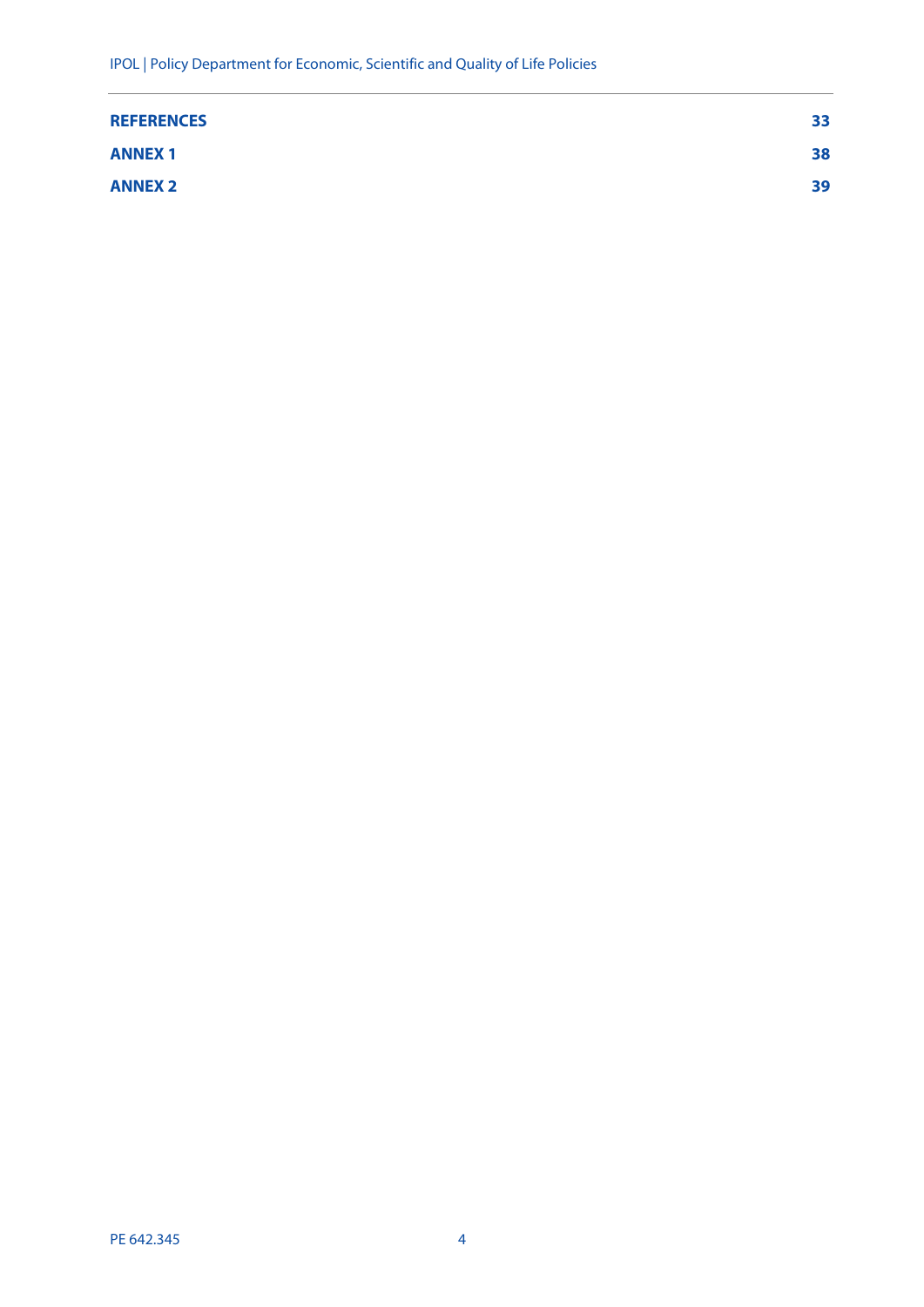**REFERENCES** 33

**ANNEX 1** 38

**ANNEX 2** 39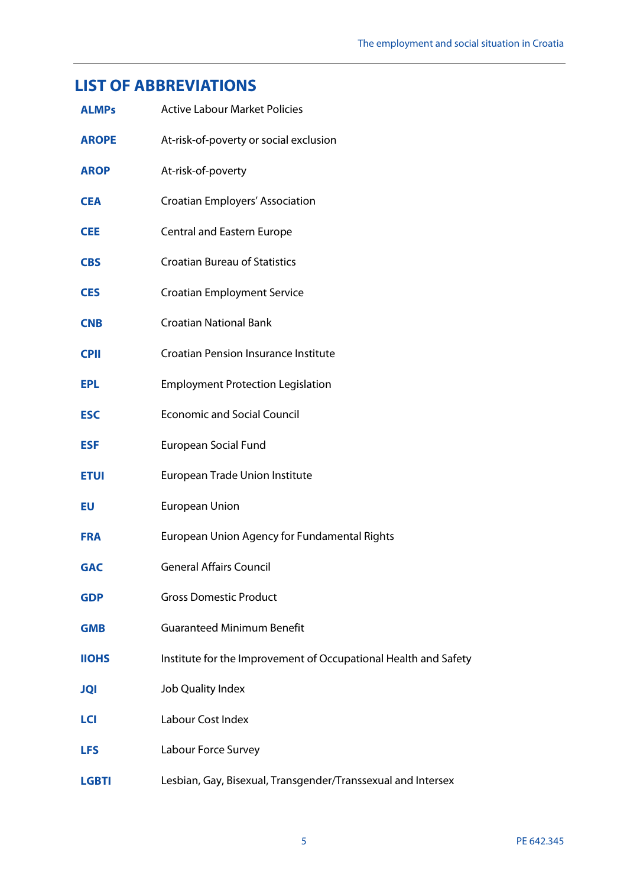## LIST OF ABBREVIATIONS

| | |
|---|---|
| **ALMPs** | Active Labour Market Policies |
| **AROPE** | At-risk-of-poverty or social exclusion |
| **AROP** | At-risk-of-poverty |
| **CEA** | Croatian Employers' Association |
| **CEE** | Central and Eastern Europe |
| **CBS** | Croatian Bureau of Statistics |
| **CES** | Croatian Employment Service |
| **CNB** | Croatian National Bank |
| **CPII** | Croatian Pension Insurance Institute |
| **EPL** | Employment Protection Legislation |
| **ESC** | Economic and Social Council |
| **ESF** | European Social Fund |
| **ETUI** | European Trade Union Institute |
| **EU** | European Union |
| **FRA** | European Union Agency for Fundamental Rights |
| **GAC** | General Affairs Council |
| **GDP** | Gross Domestic Product |
| **GMB** | Guaranteed Minimum Benefit |
| **IIOHS** | Institute for the Improvement of Occupational Health and Safety |
| **JQI** | Job Quality Index |
| **LCI** | Labour Cost Index |
| **LFS** | Labour Force Survey |
| **LGBTI** | Lesbian, Gay, Bisexual, Transgender/Transsexual and Intersex |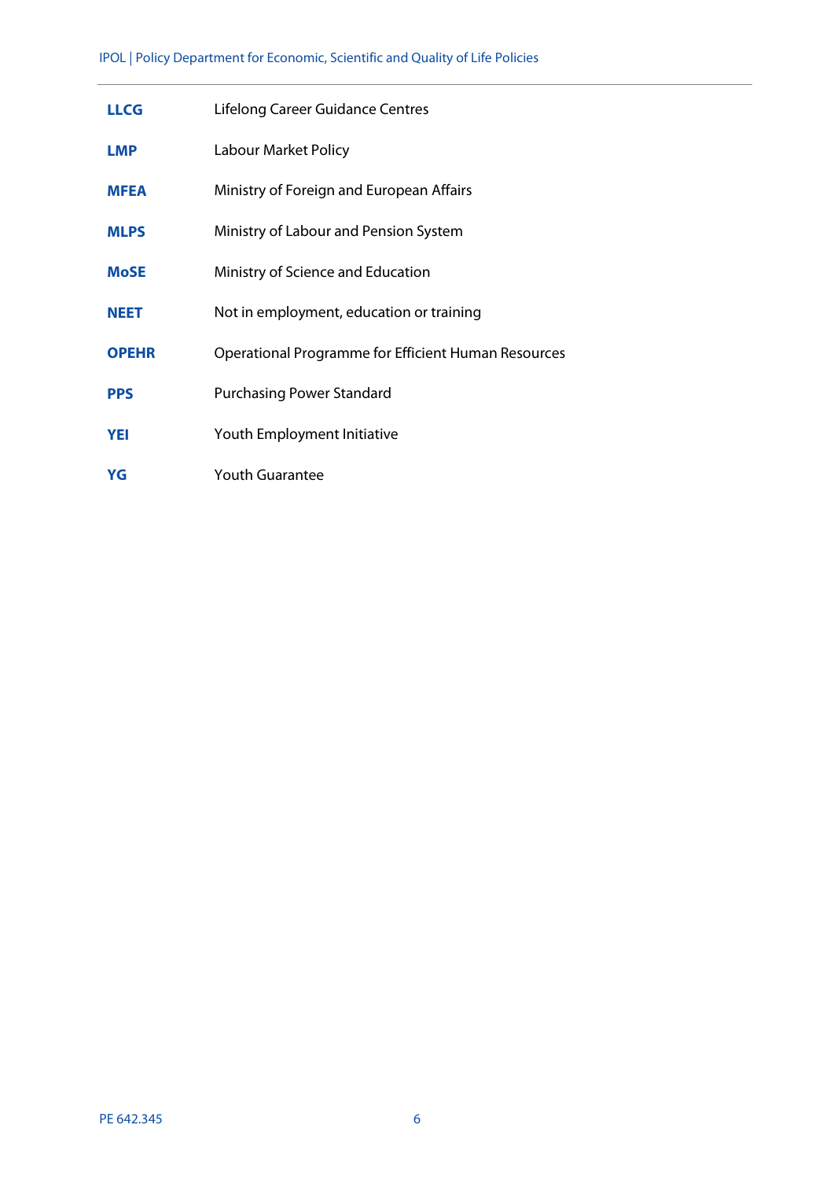| | |
|---|---|
| **LLCG** | Lifelong Career Guidance Centres |
| **LMP** | Labour Market Policy |
| **MFEA** | Ministry of Foreign and European Affairs |
| **MLPS** | Ministry of Labour and Pension System |
| **MoSE** | Ministry of Science and Education |
| **NEET** | Not in employment, education or training |
| **OPEHR** | Operational Programme for Efficient Human Resources |
| **PPS** | Purchasing Power Standard |
| **YEI** | Youth Employment Initiative |
| **YG** | Youth Guarantee |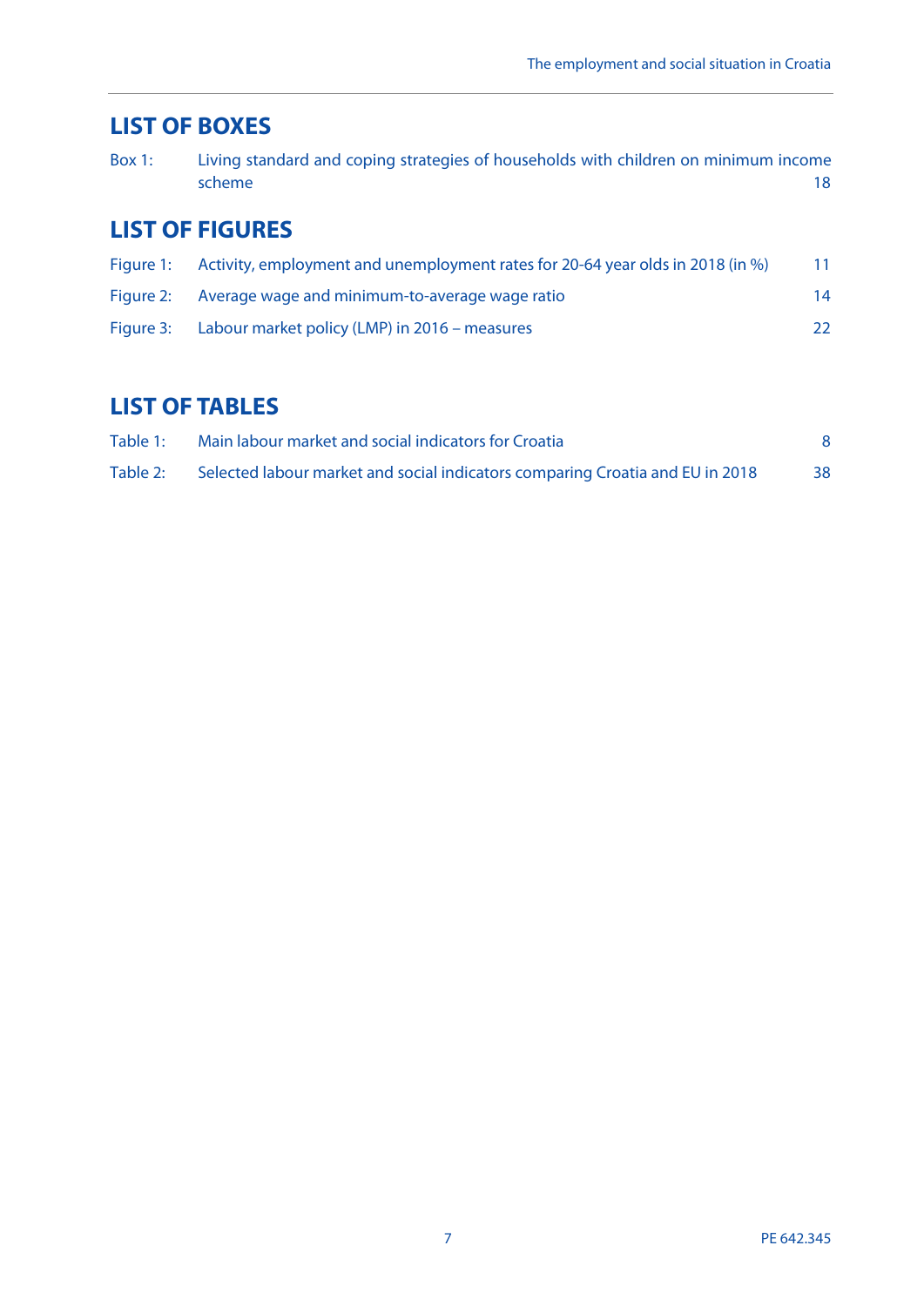## LIST OF BOXES

| | | |
|---|---|---|
| Box 1: | Living standard and coping strategies of households with children on minimum income scheme | 18 |

## LIST OF FIGURES

| | | |
|---|---|---|
| Figure 1: | Activity, employment and unemployment rates for 20-64 year olds in 2018 (in %) | 11 |
| Figure 2: | Average wage and minimum-to-average wage ratio | 14 |
| Figure 3: | Labour market policy (LMP) in 2016 – measures | 22 |

## LIST OF TABLES

| | | |
|---|---|---|
| Table 1: | Main labour market and social indicators for Croatia | 8 |
| Table 2: | Selected labour market and social indicators comparing Croatia and EU in 2018 | 38 |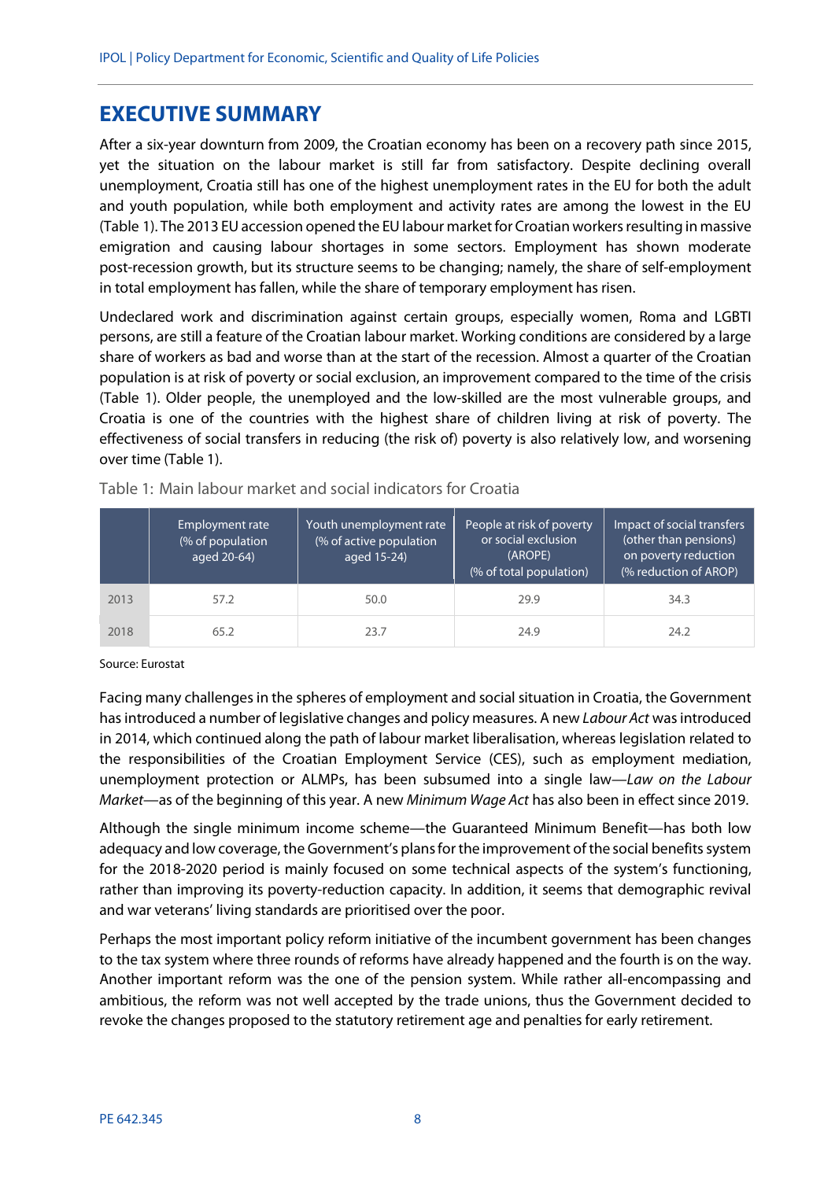# EXECUTIVE SUMMARY

After a six-year downturn from 2009, the Croatian economy has been on a recovery path since 2015, yet the situation on the labour market is still far from satisfactory. Despite declining overall unemployment, Croatia still has one of the highest unemployment rates in the EU for both the adult and youth population, while both employment and activity rates are among the lowest in the EU (Table 1). The 2013 EU accession opened the EU labour market for Croatian workers resulting in massive emigration and causing labour shortages in some sectors. Employment has shown moderate post-recession growth, but its structure seems to be changing; namely, the share of self-employment in total employment has fallen, while the share of temporary employment has risen.

Undeclared work and discrimination against certain groups, especially women, Roma and LGBTI persons, are still a feature of the Croatian labour market. Working conditions are considered by a large share of workers as bad and worse than at the start of the recession. Almost a quarter of the Croatian population is at risk of poverty or social exclusion, an improvement compared to the time of the crisis (Table 1). Older people, the unemployed and the low-skilled are the most vulnerable groups, and Croatia is one of the countries with the highest share of children living at risk of poverty. The effectiveness of social transfers in reducing (the risk of) poverty is also relatively low, and worsening over time (Table 1).

Table 1: Main labour market and social indicators for Croatia

| | Employment rate (% of population aged 20-64) | Youth unemployment rate (% of active population aged 15-24) | People at risk of poverty or social exclusion (AROPE) (% of total population) | Impact of social transfers (other than pensions) on poverty reduction (% reduction of AROP) |
|---|---|---|---|---|
| 2013 | 57.2 | 50.0 | 29.9 | 34.3 |
| 2018 | 65.2 | 23.7 | 24.9 | 24.2 |

Source: Eurostat

Facing many challenges in the spheres of employment and social situation in Croatia, the Government has introduced a number of legislative changes and policy measures. A new *Labour Act* was introduced in 2014, which continued along the path of labour market liberalisation, whereas legislation related to the responsibilities of the Croatian Employment Service (CES), such as employment mediation, unemployment protection or ALMPs, has been subsumed into a single law—*Law on the Labour Market*—as of the beginning of this year. A new *Minimum Wage Act* has also been in effect since 2019.

Although the single minimum income scheme—the Guaranteed Minimum Benefit—has both low adequacy and low coverage, the Government's plans for the improvement of the social benefits system for the 2018-2020 period is mainly focused on some technical aspects of the system's functioning, rather than improving its poverty-reduction capacity. In addition, it seems that demographic revival and war veterans' living standards are prioritised over the poor.

Perhaps the most important policy reform initiative of the incumbent government has been changes to the tax system where three rounds of reforms have already happened and the fourth is on the way. Another important reform was the one of the pension system. While rather all-encompassing and ambitious, the reform was not well accepted by the trade unions, thus the Government decided to revoke the changes proposed to the statutory retirement age and penalties for early retirement.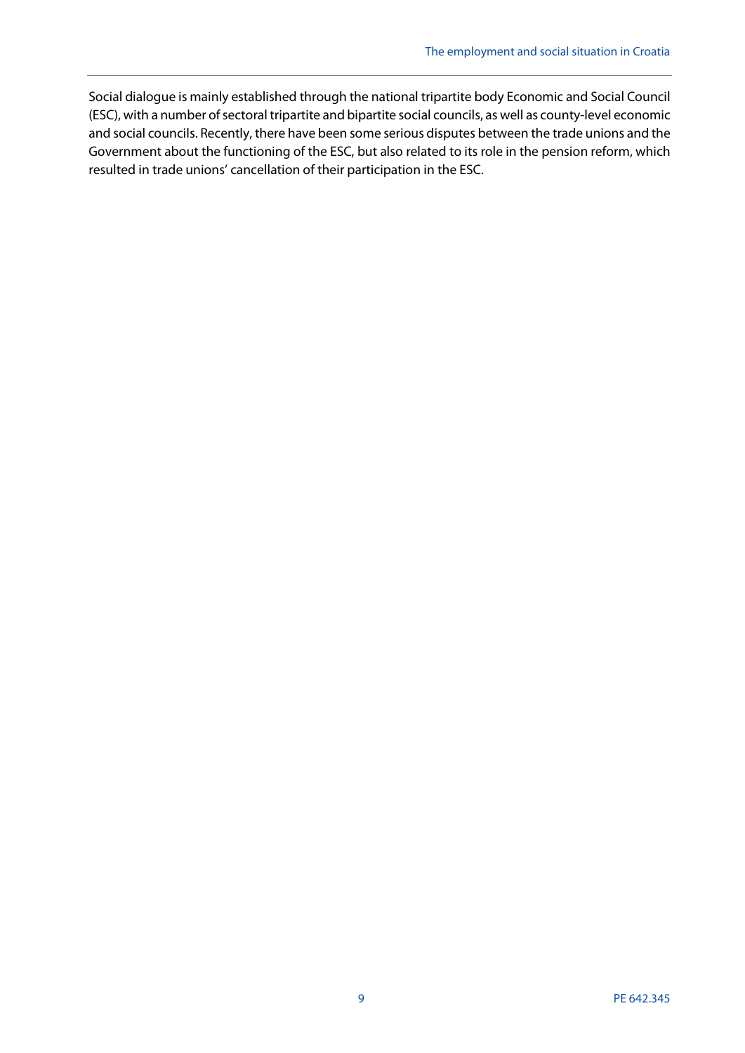Social dialogue is mainly established through the national tripartite body Economic and Social Council (ESC), with a number of sectoral tripartite and bipartite social councils, as well as county-level economic and social councils. Recently, there have been some serious disputes between the trade unions and the Government about the functioning of the ESC, but also related to its role in the pension reform, which resulted in trade unions' cancellation of their participation in the ESC.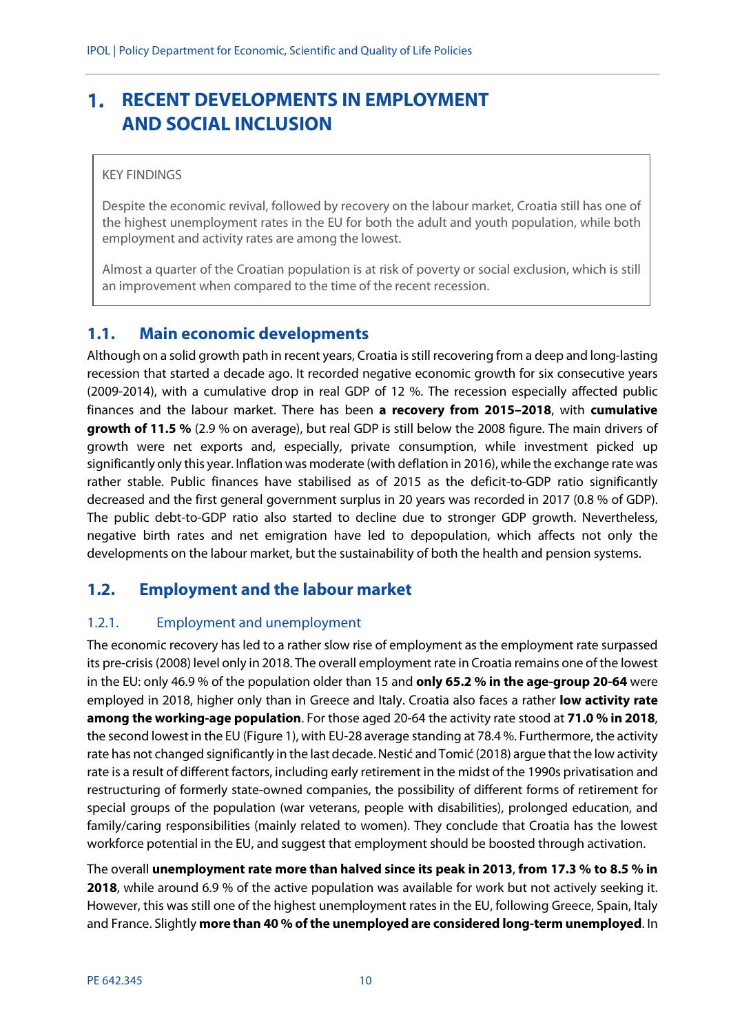# 1. RECENT DEVELOPMENTS IN EMPLOYMENT AND SOCIAL INCLUSION

> KEY FINDINGS
>
> Despite the economic revival, followed by recovery on the labour market, Croatia still has one of the highest unemployment rates in the EU for both the adult and youth population, while both employment and activity rates are among the lowest.
>
> Almost a quarter of the Croatian population is at risk of poverty or social exclusion, which is still an improvement when compared to the time of the recent recession.

## 1.1. Main economic developments

Although on a solid growth path in recent years, Croatia is still recovering from a deep and long-lasting recession that started a decade ago. It recorded negative economic growth for six consecutive years (2009-2014), with a cumulative drop in real GDP of 12 %. The recession especially affected public finances and the labour market. There has been **a recovery from 2015–2018**, with **cumulative growth of 11.5 %** (2.9 % on average), but real GDP is still below the 2008 figure. The main drivers of growth were net exports and, especially, private consumption, while investment picked up significantly only this year. Inflation was moderate (with deflation in 2016), while the exchange rate was rather stable. Public finances have stabilised as of 2015 as the deficit-to-GDP ratio significantly decreased and the first general government surplus in 20 years was recorded in 2017 (0.8 % of GDP). The public debt-to-GDP ratio also started to decline due to stronger GDP growth. Nevertheless, negative birth rates and net emigration have led to depopulation, which affects not only the developments on the labour market, but the sustainability of both the health and pension systems.

## 1.2. Employment and the labour market

### 1.2.1. Employment and unemployment

The economic recovery has led to a rather slow rise of employment as the employment rate surpassed its pre-crisis (2008) level only in 2018. The overall employment rate in Croatia remains one of the lowest in the EU: only 46.9 % of the population older than 15 and **only 65.2 % in the age-group 20-64** were employed in 2018, higher only than in Greece and Italy. Croatia also faces a rather **low activity rate among the working-age population**. For those aged 20-64 the activity rate stood at **71.0 % in 2018**, the second lowest in the EU (Figure 1), with EU-28 average standing at 78.4 %. Furthermore, the activity rate has not changed significantly in the last decade. Nestić and Tomić (2018) argue that the low activity rate is a result of different factors, including early retirement in the midst of the 1990s privatisation and restructuring of formerly state-owned companies, the possibility of different forms of retirement for special groups of the population (war veterans, people with disabilities), prolonged education, and family/caring responsibilities (mainly related to women). They conclude that Croatia has the lowest workforce potential in the EU, and suggest that employment should be boosted through activation.

The overall **unemployment rate more than halved since its peak in 2013**, **from 17.3 % to 8.5 % in 2018**, while around 6.9 % of the active population was available for work but not actively seeking it. However, this was still one of the highest unemployment rates in the EU, following Greece, Spain, Italy and France. Slightly **more than 40 % of the unemployed are considered long-term unemployed**. In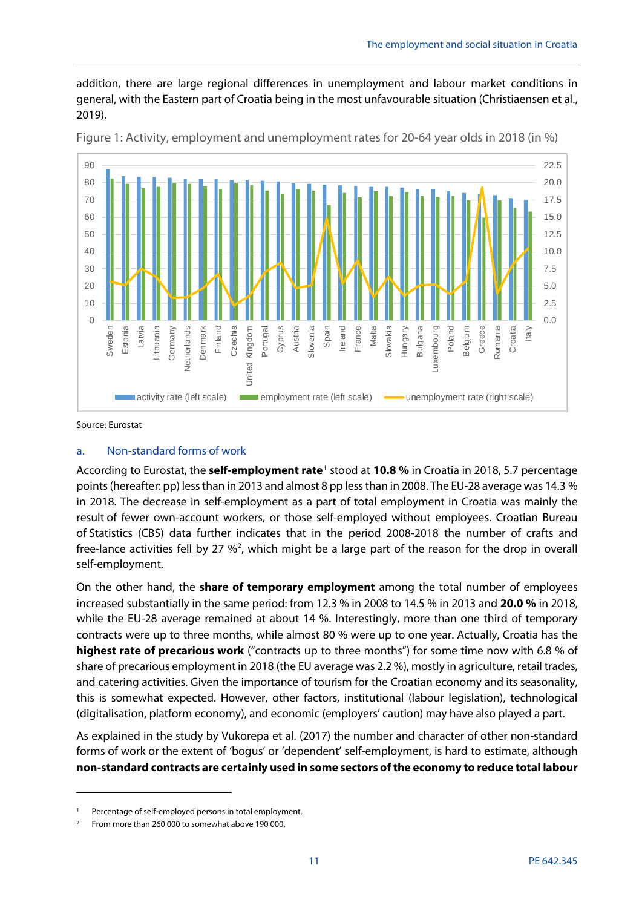addition, there are large regional differences in unemployment and labour market conditions in general, with the Eastern part of Croatia being in the most unfavourable situation (Christiaensen et al., 2019).

Figure 1: Activity, employment and unemployment rates for 20-64 year olds in 2018 (in %)

Source: Eurostat

### a. Non-standard forms of work

According to Eurostat, the **self-employment rate**[1] stood at **10.8 %** in Croatia in 2018, 5.7 percentage points (hereafter: pp) less than in 2013 and almost 8 pp less than in 2008. The EU-28 average was 14.3 % in 2018. The decrease in self-employment as a part of total employment in Croatia was mainly the result of fewer own-account workers, or those self-employed without employees. Croatian Bureau of Statistics (CBS) data further indicates that in the period 2008-2018 the number of crafts and free-lance activities fell by 27 %[2], which might be a large part of the reason for the drop in overall self-employment.

On the other hand, the **share of temporary employment** among the total number of employees increased substantially in the same period: from 12.3 % in 2008 to 14.5 % in 2013 and **20.0 %** in 2018, while the EU-28 average remained at about 14 %. Interestingly, more than one third of temporary contracts were up to three months, while almost 80 % were up to one year. Actually, Croatia has the **highest rate of precarious work** ("contracts up to three months") for some time now with 6.8 % of share of precarious employment in 2018 (the EU average was 2.2 %), mostly in agriculture, retail trades, and catering activities. Given the importance of tourism for the Croatian economy and its seasonality, this is somewhat expected. However, other factors, institutional (labour legislation), technological (digitalisation, platform economy), and economic (employers' caution) may have also played a part.

As explained in the study by Vukorepa et al. (2017) the number and character of other non-standard forms of work or the extent of 'bogus' or 'dependent' self-employment, is hard to estimate, although **non-standard contracts are certainly used in some sectors of the economy to reduce total labour**

[1] Percentage of self-employed persons in total employment.

[2] From more than 260 000 to somewhat above 190 000.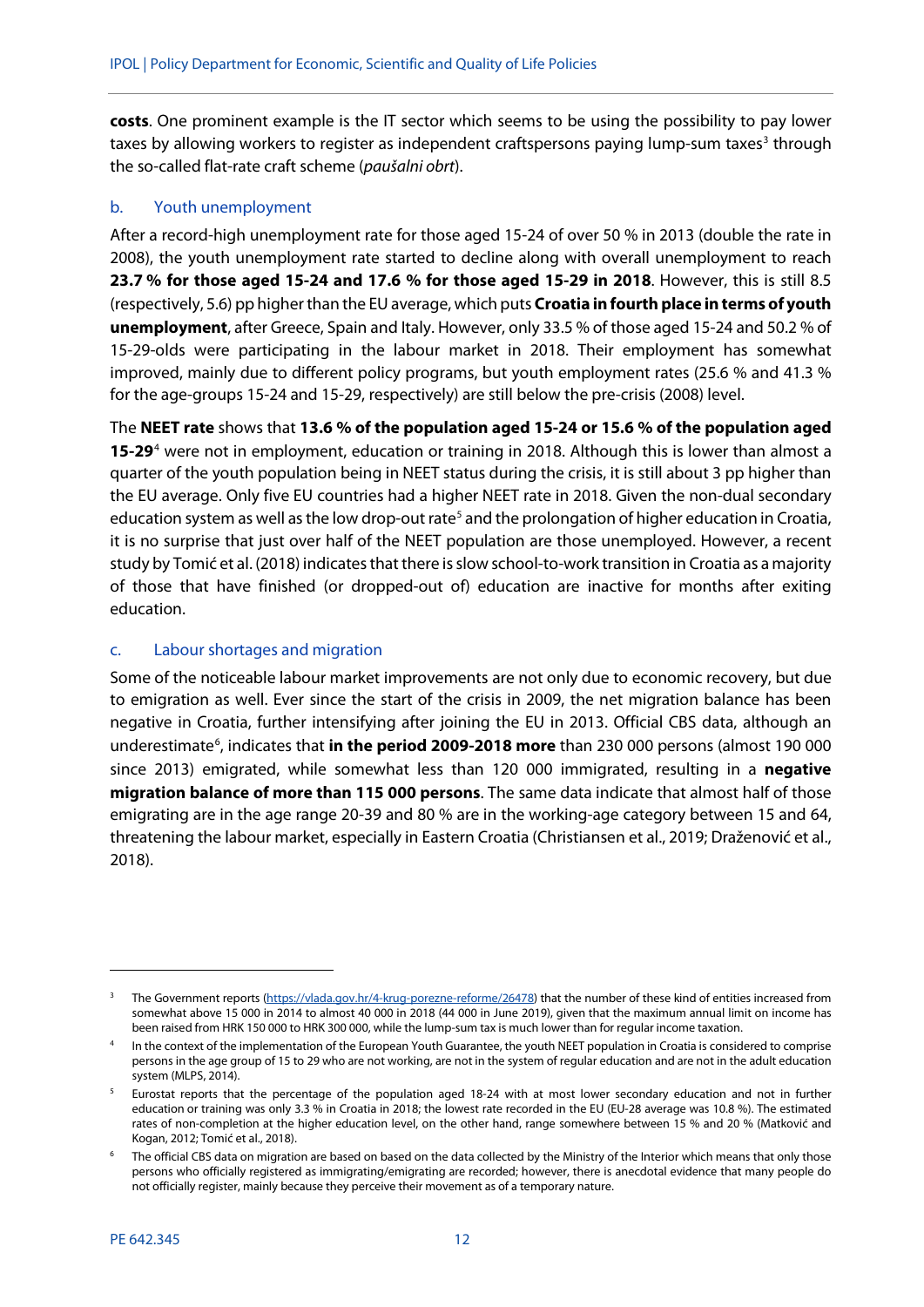**costs**. One prominent example is the IT sector which seems to be using the possibility to pay lower taxes by allowing workers to register as independent craftspersons paying lump-sum taxes[3] through the so-called flat-rate craft scheme (*paušalni obrt*).

### b. Youth unemployment

After a record-high unemployment rate for those aged 15-24 of over 50 % in 2013 (double the rate in 2008), the youth unemployment rate started to decline along with overall unemployment to reach **23.7 % for those aged 15-24 and 17.6 % for those aged 15-29 in 2018**. However, this is still 8.5 (respectively, 5.6) pp higher than the EU average, which puts **Croatia in fourth place in terms of youth unemployment**, after Greece, Spain and Italy. However, only 33.5 % of those aged 15-24 and 50.2 % of 15-29-olds were participating in the labour market in 2018. Their employment has somewhat improved, mainly due to different policy programs, but youth employment rates (25.6 % and 41.3 % for the age-groups 15-24 and 15-29, respectively) are still below the pre-crisis (2008) level.

The **NEET rate** shows that **13.6 % of the population aged 15-24 or 15.6 % of the population aged 15-29**[4] were not in employment, education or training in 2018. Although this is lower than almost a quarter of the youth population being in NEET status during the crisis, it is still about 3 pp higher than the EU average. Only five EU countries had a higher NEET rate in 2018. Given the non-dual secondary education system as well as the low drop-out rate[5] and the prolongation of higher education in Croatia, it is no surprise that just over half of the NEET population are those unemployed. However, a recent study by Tomić et al. (2018) indicates that there is slow school-to-work transition in Croatia as a majority of those that have finished (or dropped-out of) education are inactive for months after exiting education.

### c. Labour shortages and migration

Some of the noticeable labour market improvements are not only due to economic recovery, but due to emigration as well. Ever since the start of the crisis in 2009, the net migration balance has been negative in Croatia, further intensifying after joining the EU in 2013. Official CBS data, although an underestimate[6], indicates that **in the period 2009-2018 more** than 230 000 persons (almost 190 000 since 2013) emigrated, while somewhat less than 120 000 immigrated, resulting in a **negative migration balance of more than 115 000 persons**. The same data indicate that almost half of those emigrating are in the age range 20-39 and 80 % are in the working-age category between 15 and 64, threatening the labour market, especially in Eastern Croatia (Christiansen et al., 2019; Draženović et al., 2018).

---

[3] The Government reports (https://vlada.gov.hr/4-krug-porezne-reforme/26478) that the number of these kind of entities increased from somewhat above 15 000 in 2014 to almost 40 000 in 2018 (44 000 in June 2019), given that the maximum annual limit on income has been raised from HRK 150 000 to HRK 300 000, while the lump-sum tax is much lower than for regular income taxation.

[4] In the context of the implementation of the European Youth Guarantee, the youth NEET population in Croatia is considered to comprise persons in the age group of 15 to 29 who are not working, are not in the system of regular education and are not in the adult education system (MLPS, 2014).

[5] Eurostat reports that the percentage of the population aged 18-24 with at most lower secondary education and not in further education or training was only 3.3 % in Croatia in 2018; the lowest rate recorded in the EU (EU-28 average was 10.8 %). The estimated rates of non-completion at the higher education level, on the other hand, range somewhere between 15 % and 20 % (Matković and Kogan, 2012; Tomić et al., 2018).

[6] The official CBS data on migration are based on based on the data collected by the Ministry of the Interior which means that only those persons who officially registered as immigrating/emigrating are recorded; however, there is anecdotal evidence that many people do not officially register, mainly because they perceive their movement as of a temporary nature.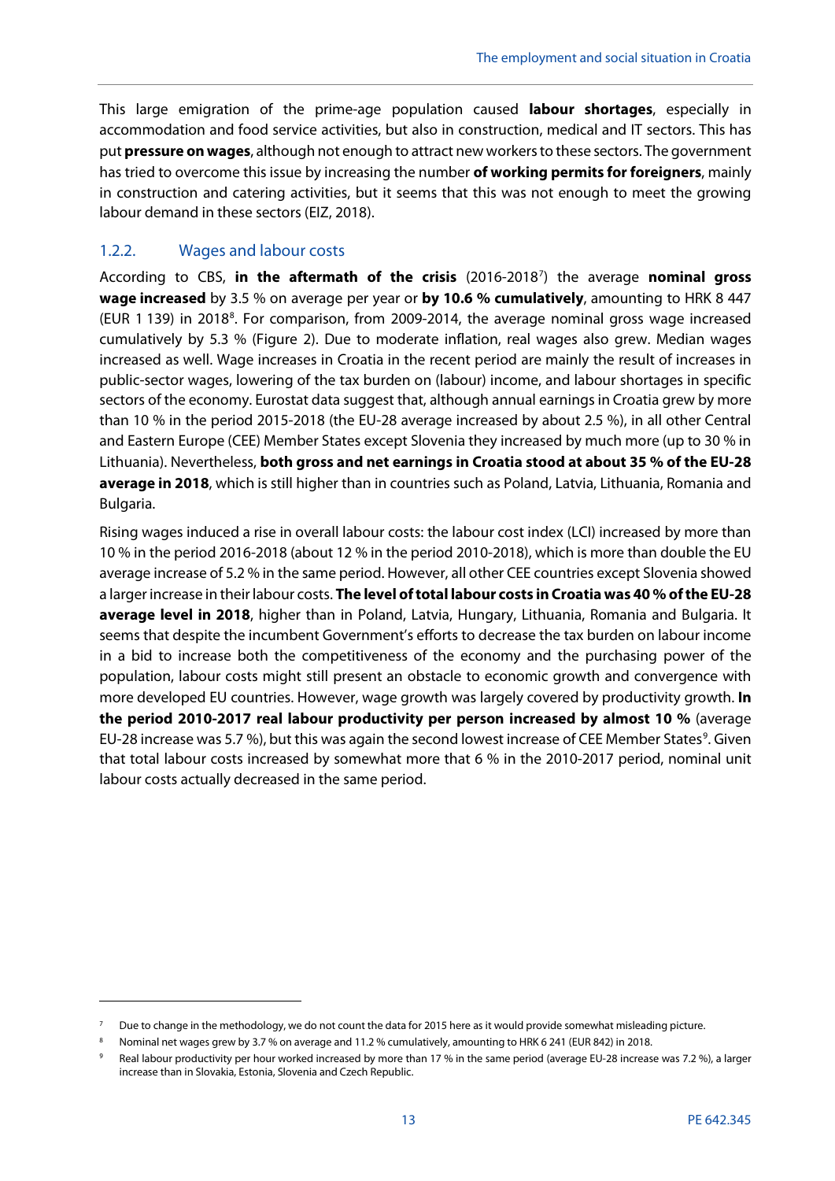This large emigration of the prime-age population caused **labour shortages**, especially in accommodation and food service activities, but also in construction, medical and IT sectors. This has put **pressure on wages**, although not enough to attract new workers to these sectors. The government has tried to overcome this issue by increasing the number **of working permits for foreigners**, mainly in construction and catering activities, but it seems that this was not enough to meet the growing labour demand in these sectors (EIZ, 2018).

### 1.2.2. Wages and labour costs

According to CBS, **in the aftermath of the crisis** (2016-2018[7]) the average **nominal gross wage increased** by 3.5 % on average per year or **by 10.6 % cumulatively**, amounting to HRK 8 447 (EUR 1 139) in 2018[8]. For comparison, from 2009-2014, the average nominal gross wage increased cumulatively by 5.3 % (Figure 2). Due to moderate inflation, real wages also grew. Median wages increased as well. Wage increases in Croatia in the recent period are mainly the result of increases in public-sector wages, lowering of the tax burden on (labour) income, and labour shortages in specific sectors of the economy. Eurostat data suggest that, although annual earnings in Croatia grew by more than 10 % in the period 2015-2018 (the EU-28 average increased by about 2.5 %), in all other Central and Eastern Europe (CEE) Member States except Slovenia they increased by much more (up to 30 % in Lithuania). Nevertheless, **both gross and net earnings in Croatia stood at about 35 % of the EU-28 average in 2018**, which is still higher than in countries such as Poland, Latvia, Lithuania, Romania and Bulgaria.

Rising wages induced a rise in overall labour costs: the labour cost index (LCI) increased by more than 10 % in the period 2016-2018 (about 12 % in the period 2010-2018), which is more than double the EU average increase of 5.2 % in the same period. However, all other CEE countries except Slovenia showed a larger increase in their labour costs. **The level of total labour costs in Croatia was 40 % of the EU-28 average level in 2018**, higher than in Poland, Latvia, Hungary, Lithuania, Romania and Bulgaria. It seems that despite the incumbent Government's efforts to decrease the tax burden on labour income in a bid to increase both the competitiveness of the economy and the purchasing power of the population, labour costs might still present an obstacle to economic growth and convergence with more developed EU countries. However, wage growth was largely covered by productivity growth. **In the period 2010-2017 real labour productivity per person increased by almost 10 %** (average EU-28 increase was 5.7 %), but this was again the second lowest increase of CEE Member States[9]. Given that total labour costs increased by somewhat more that 6 % in the 2010-2017 period, nominal unit labour costs actually decreased in the same period.

---

[7] Due to change in the methodology, we do not count the data for 2015 here as it would provide somewhat misleading picture.

[8] Nominal net wages grew by 3.7 % on average and 11.2 % cumulatively, amounting to HRK 6 241 (EUR 842) in 2018.

[9] Real labour productivity per hour worked increased by more than 17 % in the same period (average EU-28 increase was 7.2 %), a larger increase than in Slovakia, Estonia, Slovenia and Czech Republic.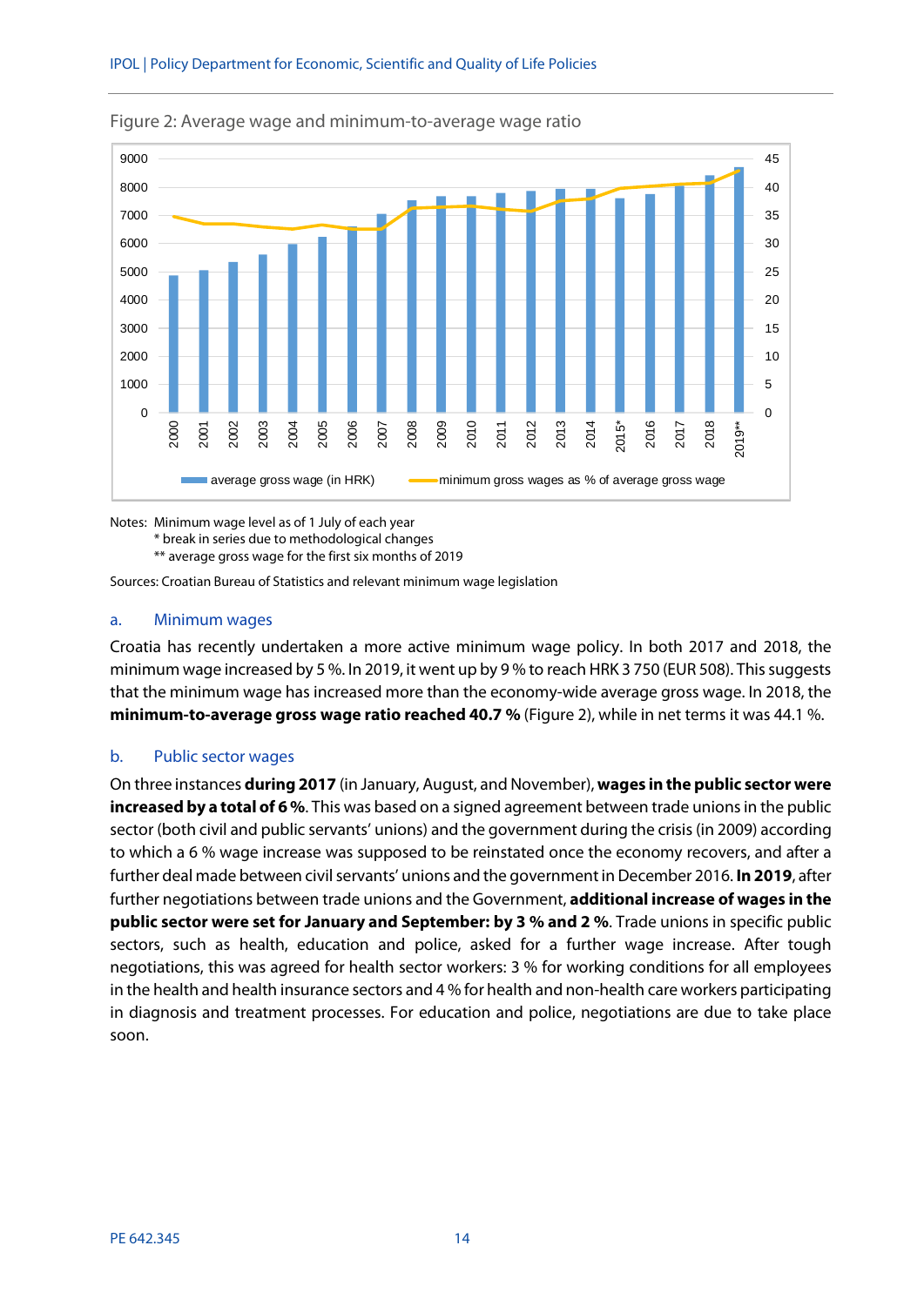Figure 2: Average wage and minimum-to-average wage ratio

Notes: Minimum wage level as of 1 July of each year
* break in series due to methodological changes
** average gross wage for the first six months of 2019

Sources: Croatian Bureau of Statistics and relevant minimum wage legislation

### a. Minimum wages

Croatia has recently undertaken a more active minimum wage policy. In both 2017 and 2018, the minimum wage increased by 5 %. In 2019, it went up by 9 % to reach HRK 3 750 (EUR 508). This suggests that the minimum wage has increased more than the economy-wide average gross wage. In 2018, the **minimum-to-average gross wage ratio reached 40.7 %** (Figure 2), while in net terms it was 44.1 %.

### b. Public sector wages

On three instances **during 2017** (in January, August, and November), **wages in the public sector were increased by a total of 6 %**. This was based on a signed agreement between trade unions in the public sector (both civil and public servants' unions) and the government during the crisis (in 2009) according to which a 6 % wage increase was supposed to be reinstated once the economy recovers, and after a further deal made between civil servants' unions and the government in December 2016. **In 2019**, after further negotiations between trade unions and the Government, **additional increase of wages in the public sector were set for January and September: by 3 % and 2 %**. Trade unions in specific public sectors, such as health, education and police, asked for a further wage increase. After tough negotiations, this was agreed for health sector workers: 3 % for working conditions for all employees in the health and health insurance sectors and 4 % for health and non-health care workers participating in diagnosis and treatment processes. For education and police, negotiations are due to take place soon.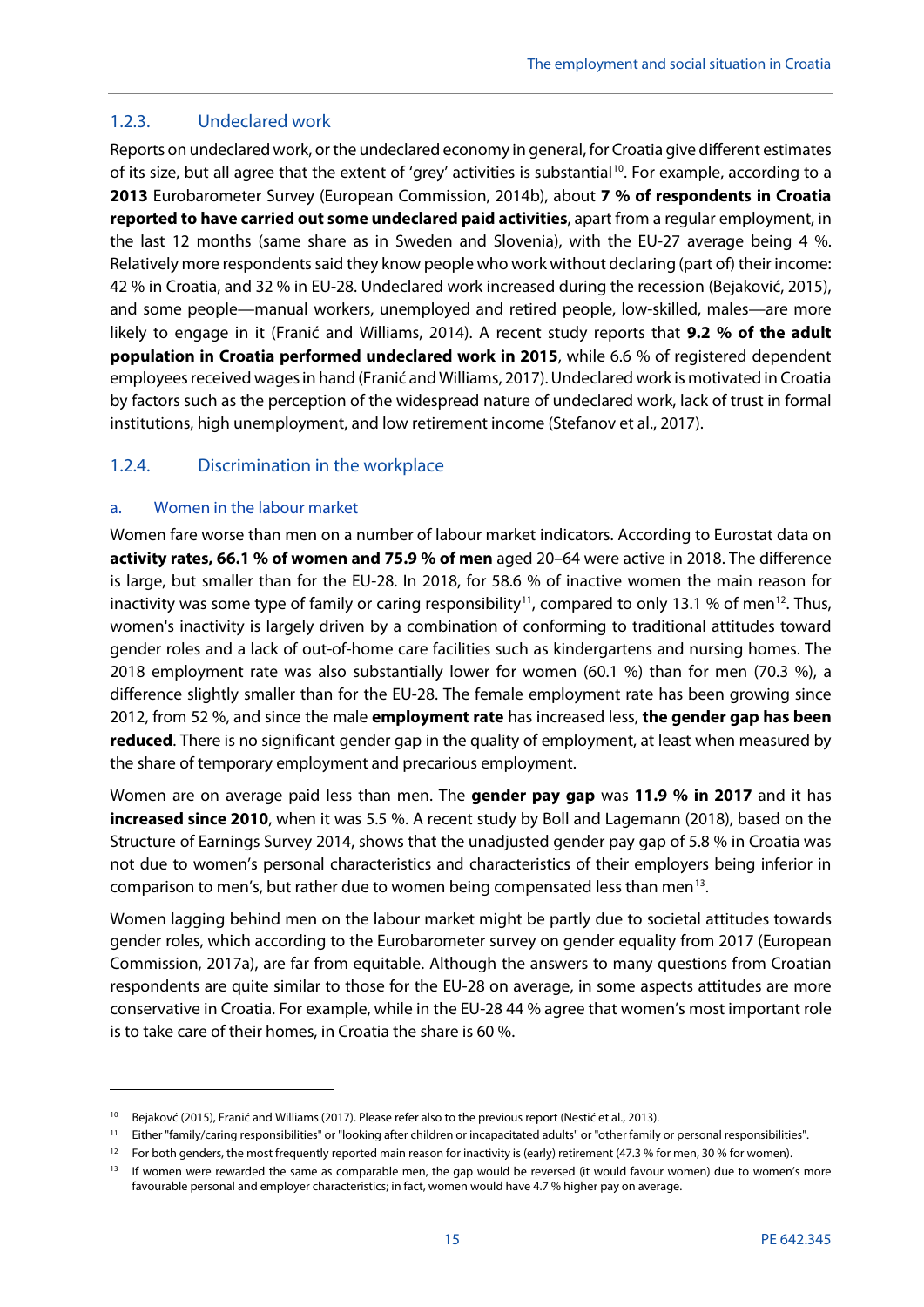### 1.2.3. Undeclared work

Reports on undeclared work, or the undeclared economy in general, for Croatia give different estimates of its size, but all agree that the extent of 'grey' activities is substantial[10]. For example, according to a **2013** Eurobarometer Survey (European Commission, 2014b), about **7 % of respondents in Croatia reported to have carried out some undeclared paid activities**, apart from a regular employment, in the last 12 months (same share as in Sweden and Slovenia), with the EU-27 average being 4 %. Relatively more respondents said they know people who work without declaring (part of) their income: 42 % in Croatia, and 32 % in EU-28. Undeclared work increased during the recession (Bejaković, 2015), and some people—manual workers, unemployed and retired people, low-skilled, males—are more likely to engage in it (Franić and Williams, 2014). A recent study reports that **9.2 % of the adult population in Croatia performed undeclared work in 2015**, while 6.6 % of registered dependent employees received wages in hand (Franić and Williams, 2017). Undeclared work is motivated in Croatia by factors such as the perception of the widespread nature of undeclared work, lack of trust in formal institutions, high unemployment, and low retirement income (Stefanov et al., 2017).

### 1.2.4. Discrimination in the workplace

#### a. Women in the labour market

Women fare worse than men on a number of labour market indicators. According to Eurostat data on **activity rates, 66.1 % of women and 75.9 % of men** aged 20–64 were active in 2018. The difference is large, but smaller than for the EU-28. In 2018, for 58.6 % of inactive women the main reason for inactivity was some type of family or caring responsibility[11], compared to only 13.1 % of men[12]. Thus, women's inactivity is largely driven by a combination of conforming to traditional attitudes toward gender roles and a lack of out-of-home care facilities such as kindergartens and nursing homes. The 2018 employment rate was also substantially lower for women (60.1 %) than for men (70.3 %), a difference slightly smaller than for the EU-28. The female employment rate has been growing since 2012, from 52 %, and since the male **employment rate** has increased less, **the gender gap has been reduced**. There is no significant gender gap in the quality of employment, at least when measured by the share of temporary employment and precarious employment.

Women are on average paid less than men. The **gender pay gap** was **11.9 % in 2017** and it has **increased since 2010**, when it was 5.5 %. A recent study by Boll and Lagemann (2018), based on the Structure of Earnings Survey 2014, shows that the unadjusted gender pay gap of 5.8 % in Croatia was not due to women's personal characteristics and characteristics of their employers being inferior in comparison to men's, but rather due to women being compensated less than men[13].

Women lagging behind men on the labour market might be partly due to societal attitudes towards gender roles, which according to the Eurobarometer survey on gender equality from 2017 (European Commission, 2017a), are far from equitable. Although the answers to many questions from Croatian respondents are quite similar to those for the EU-28 on average, in some aspects attitudes are more conservative in Croatia. For example, while in the EU-28 44 % agree that women's most important role is to take care of their homes, in Croatia the share is 60 %.

---

[10] Bejakovć (2015), Franić and Williams (2017). Please refer also to the previous report (Nestić et al., 2013).

[11] Either "family/caring responsibilities" or "looking after children or incapacitated adults" or "other family or personal responsibilities".

[12] For both genders, the most frequently reported main reason for inactivity is (early) retirement (47.3 % for men, 30 % for women).

[13] If women were rewarded the same as comparable men, the gap would be reversed (it would favour women) due to women's more favourable personal and employer characteristics; in fact, women would have 4.7 % higher pay on average.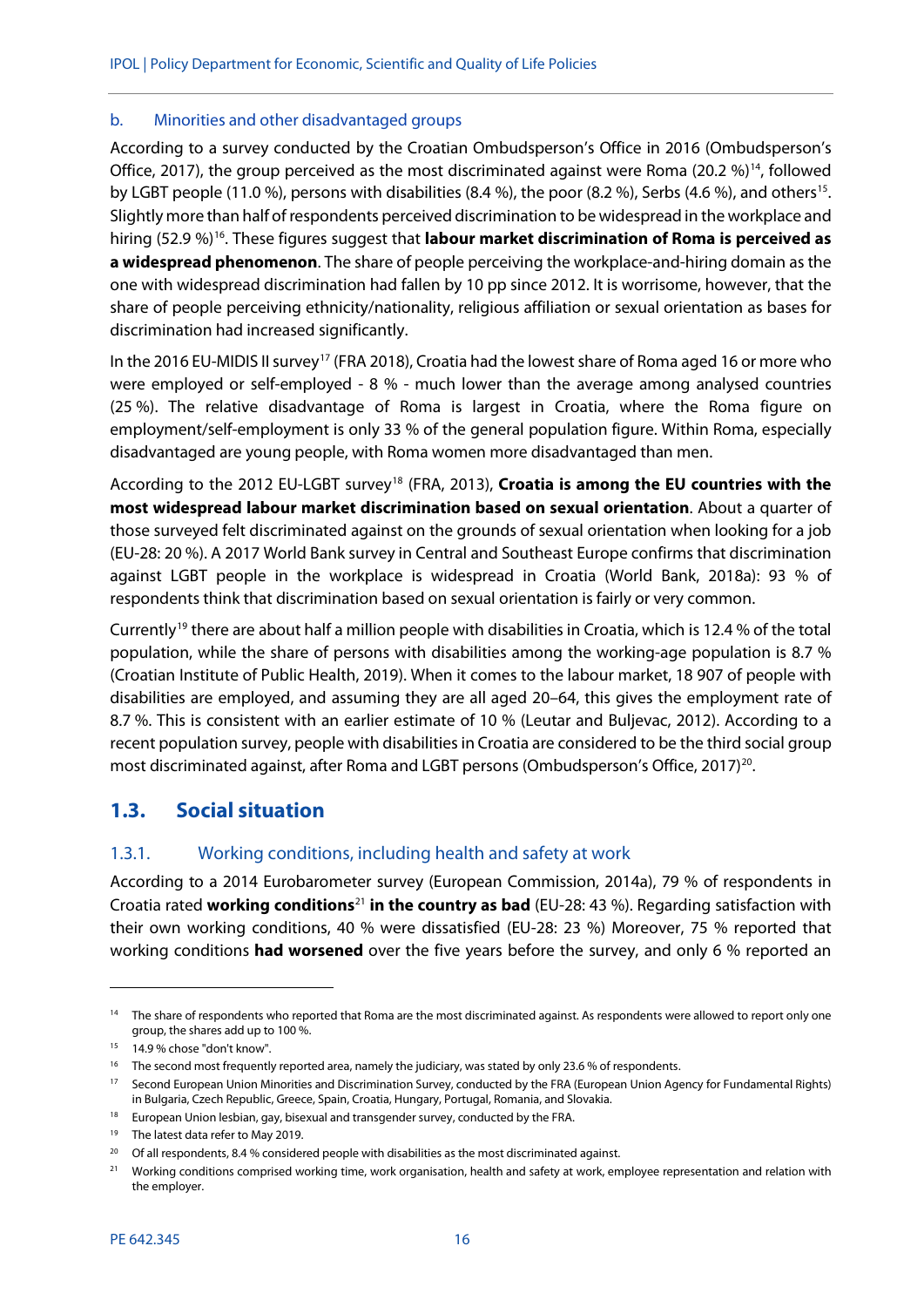### b. Minorities and other disadvantaged groups

According to a survey conducted by the Croatian Ombudsperson's Office in 2016 (Ombudsperson's Office, 2017), the group perceived as the most discriminated against were Roma (20.2 %)[14], followed by LGBT people (11.0 %), persons with disabilities (8.4 %), the poor (8.2 %), Serbs (4.6 %), and others[15]. Slightly more than half of respondents perceived discrimination to be widespread in the workplace and hiring (52.9 %)[16]. These figures suggest that **labour market discrimination of Roma is perceived as a widespread phenomenon**. The share of people perceiving the workplace-and-hiring domain as the one with widespread discrimination had fallen by 10 pp since 2012. It is worrisome, however, that the share of people perceiving ethnicity/nationality, religious affiliation or sexual orientation as bases for discrimination had increased significantly.

In the 2016 EU-MIDIS II survey[17] (FRA 2018), Croatia had the lowest share of Roma aged 16 or more who were employed or self-employed - 8 % - much lower than the average among analysed countries (25 %). The relative disadvantage of Roma is largest in Croatia, where the Roma figure on employment/self-employment is only 33 % of the general population figure. Within Roma, especially disadvantaged are young people, with Roma women more disadvantaged than men.

According to the 2012 EU-LGBT survey[18] (FRA, 2013), **Croatia is among the EU countries with the most widespread labour market discrimination based on sexual orientation**. About a quarter of those surveyed felt discriminated against on the grounds of sexual orientation when looking for a job (EU-28: 20 %). A 2017 World Bank survey in Central and Southeast Europe confirms that discrimination against LGBT people in the workplace is widespread in Croatia (World Bank, 2018a): 93 % of respondents think that discrimination based on sexual orientation is fairly or very common.

Currently[19] there are about half a million people with disabilities in Croatia, which is 12.4 % of the total population, while the share of persons with disabilities among the working-age population is 8.7 % (Croatian Institute of Public Health, 2019). When it comes to the labour market, 18 907 of people with disabilities are employed, and assuming they are all aged 20–64, this gives the employment rate of 8.7 %. This is consistent with an earlier estimate of 10 % (Leutar and Buljevac, 2012). According to a recent population survey, people with disabilities in Croatia are considered to be the third social group most discriminated against, after Roma and LGBT persons (Ombudsperson's Office, 2017)[20].

## 1.3. Social situation

### 1.3.1. Working conditions, including health and safety at work

According to a 2014 Eurobarometer survey (European Commission, 2014a), 79 % of respondents in Croatia rated **working conditions**[21] **in the country as bad** (EU-28: 43 %). Regarding satisfaction with their own working conditions, 40 % were dissatisfied (EU-28: 23 %) Moreover, 75 % reported that working conditions **had worsened** over the five years before the survey, and only 6 % reported an

---

[14] The share of respondents who reported that Roma are the most discriminated against. As respondents were allowed to report only one group, the shares add up to 100 %.

[15] 14.9 % chose "don't know".

[16] The second most frequently reported area, namely the judiciary, was stated by only 23.6 % of respondents.

[17] Second European Union Minorities and Discrimination Survey, conducted by the FRA (European Union Agency for Fundamental Rights) in Bulgaria, Czech Republic, Greece, Spain, Croatia, Hungary, Portugal, Romania, and Slovakia.

[18] European Union lesbian, gay, bisexual and transgender survey, conducted by the FRA.

[19] The latest data refer to May 2019.

[20] Of all respondents, 8.4 % considered people with disabilities as the most discriminated against.

[21] Working conditions comprised working time, work organisation, health and safety at work, employee representation and relation with the employer.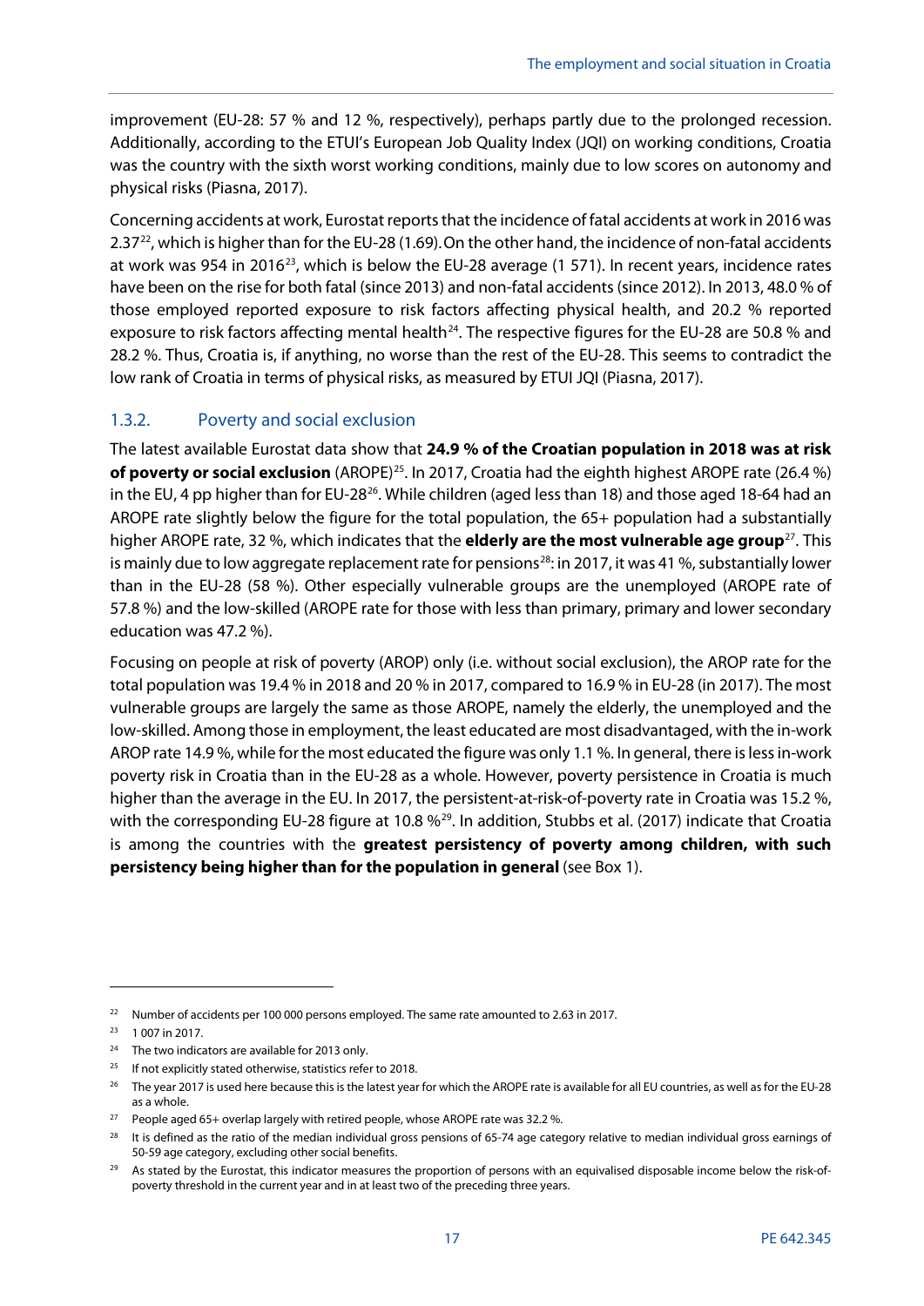improvement (EU-28: 57 % and 12 %, respectively), perhaps partly due to the prolonged recession. Additionally, according to the ETUI's European Job Quality Index (JQI) on working conditions, Croatia was the country with the sixth worst working conditions, mainly due to low scores on autonomy and physical risks (Piasna, 2017).

Concerning accidents at work, Eurostat reports that the incidence of fatal accidents at work in 2016 was 2.37[22], which is higher than for the EU-28 (1.69). On the other hand, the incidence of non-fatal accidents at work was 954 in 2016[23], which is below the EU-28 average (1 571). In recent years, incidence rates have been on the rise for both fatal (since 2013) and non-fatal accidents (since 2012). In 2013, 48.0 % of those employed reported exposure to risk factors affecting physical health, and 20.2 % reported exposure to risk factors affecting mental health[24]. The respective figures for the EU-28 are 50.8 % and 28.2 %. Thus, Croatia is, if anything, no worse than the rest of the EU-28. This seems to contradict the low rank of Croatia in terms of physical risks, as measured by ETUI JQI (Piasna, 2017).

### 1.3.2. Poverty and social exclusion

The latest available Eurostat data show that **24.9 % of the Croatian population in 2018 was at risk of poverty or social exclusion** (AROPE)[25]. In 2017, Croatia had the eighth highest AROPE rate (26.4 %) in the EU, 4 pp higher than for EU-28[26]. While children (aged less than 18) and those aged 18-64 had an AROPE rate slightly below the figure for the total population, the 65+ population had a substantially higher AROPE rate, 32 %, which indicates that the **elderly are the most vulnerable age group**[27]. This is mainly due to low aggregate replacement rate for pensions[28]: in 2017, it was 41 %, substantially lower than in the EU-28 (58 %). Other especially vulnerable groups are the unemployed (AROPE rate of 57.8 %) and the low-skilled (AROPE rate for those with less than primary, primary and lower secondary education was 47.2 %).

Focusing on people at risk of poverty (AROP) only (i.e. without social exclusion), the AROP rate for the total population was 19.4 % in 2018 and 20 % in 2017, compared to 16.9 % in EU-28 (in 2017). The most vulnerable groups are largely the same as those AROPE, namely the elderly, the unemployed and the low-skilled. Among those in employment, the least educated are most disadvantaged, with the in-work AROP rate 14.9 %, while for the most educated the figure was only 1.1 %. In general, there is less in-work poverty risk in Croatia than in the EU-28 as a whole. However, poverty persistence in Croatia is much higher than the average in the EU. In 2017, the persistent-at-risk-of-poverty rate in Croatia was 15.2 %, with the corresponding EU-28 figure at 10.8 %[29]. In addition, Stubbs et al. (2017) indicate that Croatia is among the countries with the **greatest persistency of poverty among children, with such persistency being higher than for the population in general** (see Box 1).

---

[22] Number of accidents per 100 000 persons employed. The same rate amounted to 2.63 in 2017.

[23] 1 007 in 2017.

[24] The two indicators are available for 2013 only.

[25] If not explicitly stated otherwise, statistics refer to 2018.

[26] The year 2017 is used here because this is the latest year for which the AROPE rate is available for all EU countries, as well as for the EU-28 as a whole.

[27] People aged 65+ overlap largely with retired people, whose AROPE rate was 32.2 %.

[28] It is defined as the ratio of the median individual gross pensions of 65-74 age category relative to median individual gross earnings of 50-59 age category, excluding other social benefits.

[29] As stated by the Eurostat, this indicator measures the proportion of persons with an equivalised disposable income below the risk-of-poverty threshold in the current year and in at least two of the preceding three years.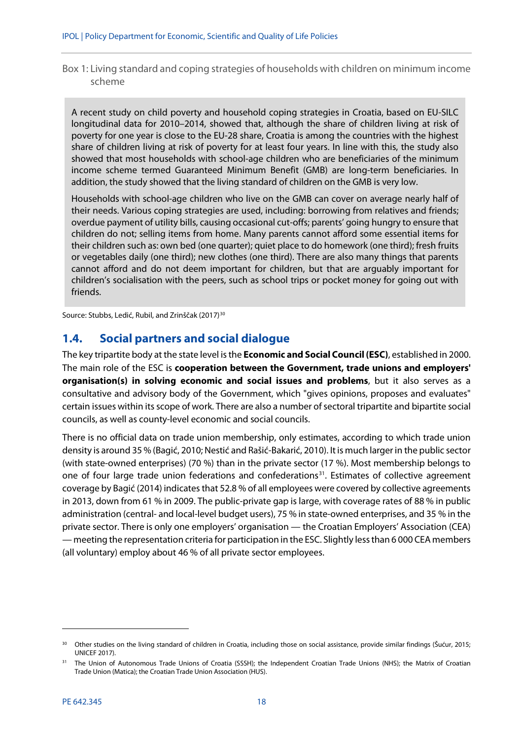Box 1: Living standard and coping strategies of households with children on minimum income scheme

> A recent study on child poverty and household coping strategies in Croatia, based on EU-SILC longitudinal data for 2010–2014, showed that, although the share of children living at risk of poverty for one year is close to the EU-28 share, Croatia is among the countries with the highest share of children living at risk of poverty for at least four years. In line with this, the study also showed that most households with school-age children who are beneficiaries of the minimum income scheme termed Guaranteed Minimum Benefit (GMB) are long-term beneficiaries. In addition, the study showed that the living standard of children on the GMB is very low.
>
> Households with school-age children who live on the GMB can cover on average nearly half of their needs. Various coping strategies are used, including: borrowing from relatives and friends; overdue payment of utility bills, causing occasional cut-offs; parents' going hungry to ensure that children do not; selling items from home. Many parents cannot afford some essential items for their children such as: own bed (one quarter); quiet place to do homework (one third); fresh fruits or vegetables daily (one third); new clothes (one third). There are also many things that parents cannot afford and do not deem important for children, but that are arguably important for children's socialisation with the peers, such as school trips or pocket money for going out with friends.

Source: Stubbs, Ledić, Rubil, and Zrinščak (2017)[30]

## 1.4. Social partners and social dialogue

The key tripartite body at the state level is the **Economic and Social Council (ESC)**, established in 2000. The main role of the ESC is **cooperation between the Government, trade unions and employers' organisation(s) in solving economic and social issues and problems**, but it also serves as a consultative and advisory body of the Government, which "gives opinions, proposes and evaluates" certain issues within its scope of work. There are also a number of sectoral tripartite and bipartite social councils, as well as county-level economic and social councils.

There is no official data on trade union membership, only estimates, according to which trade union density is around 35 % (Bagić, 2010; Nestić and Rašić-Bakarić, 2010). It is much larger in the public sector (with state-owned enterprises) (70 %) than in the private sector (17 %). Most membership belongs to one of four large trade union federations and confederations[31]. Estimates of collective agreement coverage by Bagić (2014) indicates that 52.8 % of all employees were covered by collective agreements in 2013, down from 61 % in 2009. The public-private gap is large, with coverage rates of 88 % in public administration (central- and local-level budget users), 75 % in state-owned enterprises, and 35 % in the private sector. There is only one employers' organisation — the Croatian Employers' Association (CEA) — meeting the representation criteria for participation in the ESC. Slightly less than 6 000 CEA members (all voluntary) employ about 46 % of all private sector employees.

---

[30] Other studies on the living standard of children in Croatia, including those on social assistance, provide similar findings (Šućur, 2015; UNICEF 2017).

[31] The Union of Autonomous Trade Unions of Croatia (SSSH); the Independent Croatian Trade Unions (NHS); the Matrix of Croatian Trade Union (Matica); the Croatian Trade Union Association (HUS).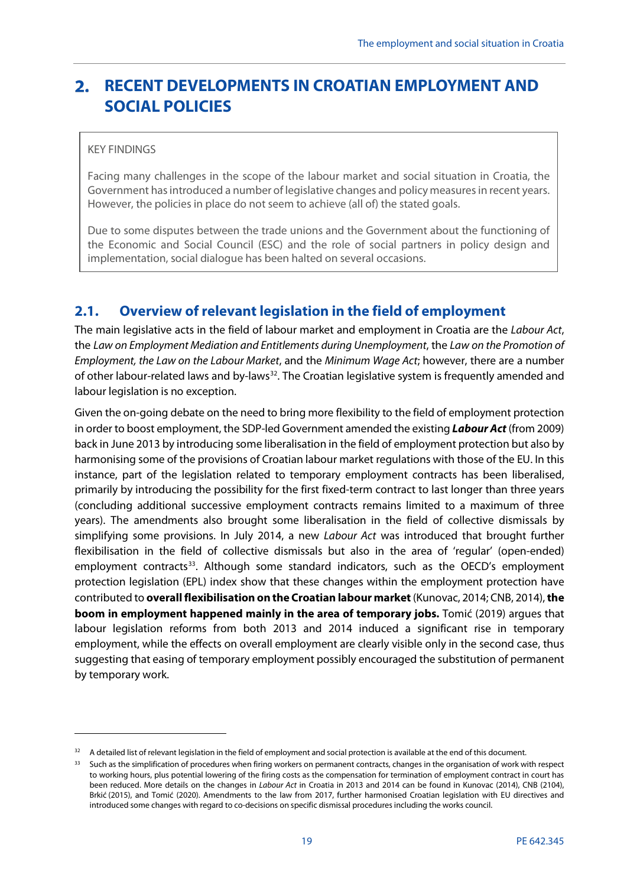# 2. RECENT DEVELOPMENTS IN CROATIAN EMPLOYMENT AND SOCIAL POLICIES

KEY FINDINGS

Facing many challenges in the scope of the labour market and social situation in Croatia, the Government has introduced a number of legislative changes and policy measures in recent years. However, the policies in place do not seem to achieve (all of) the stated goals.

Due to some disputes between the trade unions and the Government about the functioning of the Economic and Social Council (ESC) and the role of social partners in policy design and implementation, social dialogue has been halted on several occasions.

## 2.1. Overview of relevant legislation in the field of employment

The main legislative acts in the field of labour market and employment in Croatia are the *Labour Act*, the *Law on Employment Mediation and Entitlements during Unemployment*, the *Law on the Promotion of Employment, the Law on the Labour Market*, and the *Minimum Wage Act*; however, there are a number of other labour-related laws and by-laws[32]. The Croatian legislative system is frequently amended and labour legislation is no exception.

Given the on-going debate on the need to bring more flexibility to the field of employment protection in order to boost employment, the SDP-led Government amended the existing ***Labour Act*** (from 2009) back in June 2013 by introducing some liberalisation in the field of employment protection but also by harmonising some of the provisions of Croatian labour market regulations with those of the EU. In this instance, part of the legislation related to temporary employment contracts has been liberalised, primarily by introducing the possibility for the first fixed-term contract to last longer than three years (concluding additional successive employment contracts remains limited to a maximum of three years). The amendments also brought some liberalisation in the field of collective dismissals by simplifying some provisions. In July 2014, a new *Labour Act* was introduced that brought further flexibilisation in the field of collective dismissals but also in the area of 'regular' (open-ended) employment contracts[33]. Although some standard indicators, such as the OECD's employment protection legislation (EPL) index show that these changes within the employment protection have contributed to **overall flexibilisation on the Croatian labour market** (Kunovac, 2014; CNB, 2014), **the boom in employment happened mainly in the area of temporary jobs.** Tomić (2019) argues that labour legislation reforms from both 2013 and 2014 induced a significant rise in temporary employment, while the effects on overall employment are clearly visible only in the second case, thus suggesting that easing of temporary employment possibly encouraged the substitution of permanent by temporary work.

---

[32] A detailed list of relevant legislation in the field of employment and social protection is available at the end of this document.

[33] Such as the simplification of procedures when firing workers on permanent contracts, changes in the organisation of work with respect to working hours, plus potential lowering of the firing costs as the compensation for termination of employment contract in court has been reduced. More details on the changes in *Labour Act* in Croatia in 2013 and 2014 can be found in Kunovac (2014), CNB (2104), Brkić (2015), and Tomić (2020). Amendments to the law from 2017, further harmonised Croatian legislation with EU directives and introduced some changes with regard to co-decisions on specific dismissal procedures including the works council.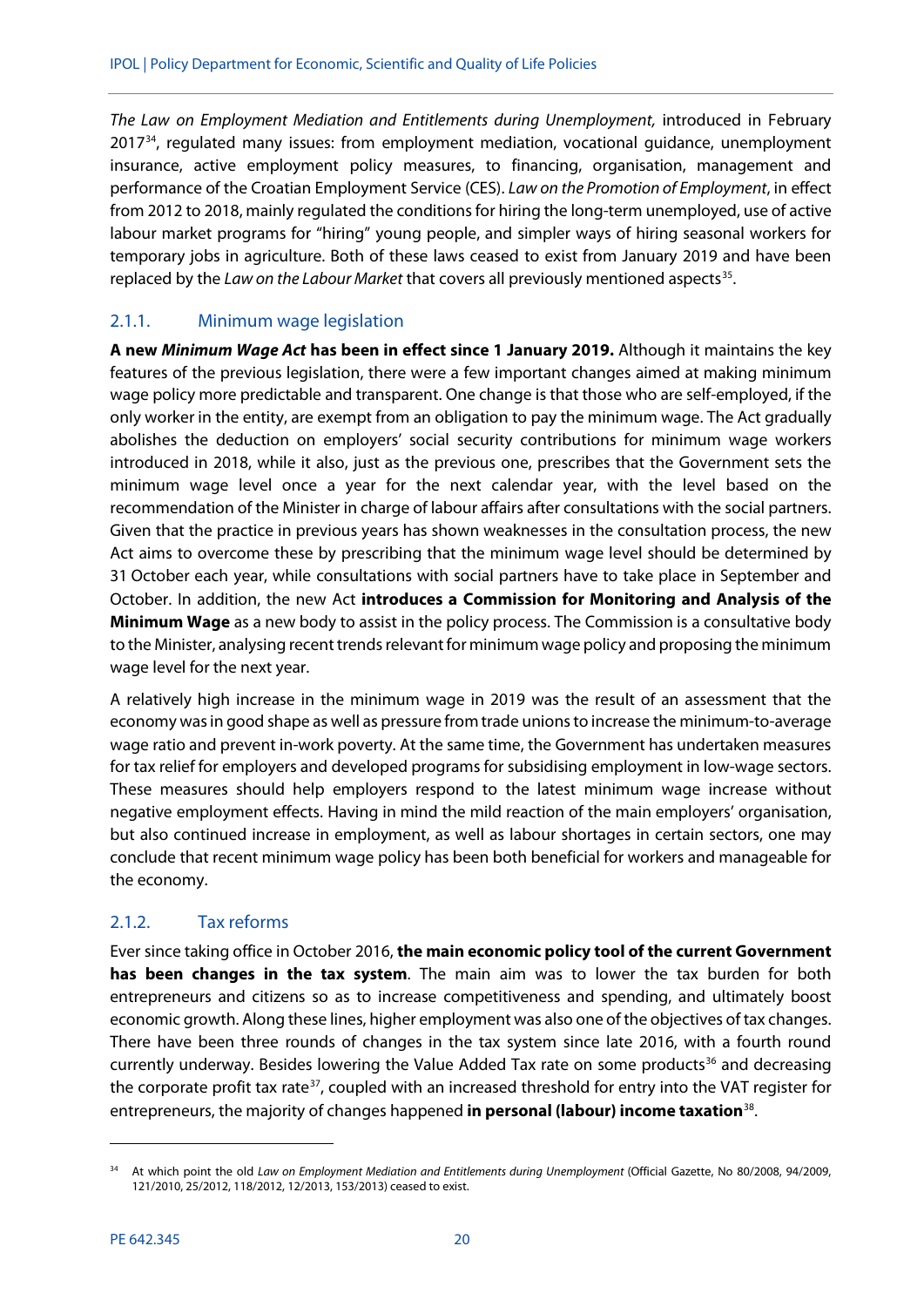*The Law on Employment Mediation and Entitlements during Unemployment,* introduced in February 2017[34], regulated many issues: from employment mediation, vocational guidance, unemployment insurance, active employment policy measures, to financing, organisation, management and performance of the Croatian Employment Service (CES). *Law on the Promotion of Employment*, in effect from 2012 to 2018, mainly regulated the conditions for hiring the long-term unemployed, use of active labour market programs for "hiring" young people, and simpler ways of hiring seasonal workers for temporary jobs in agriculture. Both of these laws ceased to exist from January 2019 and have been replaced by the *Law on the Labour Market* that covers all previously mentioned aspects[35].

### 2.1.1. Minimum wage legislation

**A new *Minimum Wage Act* has been in effect since 1 January 2019.** Although it maintains the key features of the previous legislation, there were a few important changes aimed at making minimum wage policy more predictable and transparent. One change is that those who are self-employed, if the only worker in the entity, are exempt from an obligation to pay the minimum wage. The Act gradually abolishes the deduction on employers' social security contributions for minimum wage workers introduced in 2018, while it also, just as the previous one, prescribes that the Government sets the minimum wage level once a year for the next calendar year, with the level based on the recommendation of the Minister in charge of labour affairs after consultations with the social partners. Given that the practice in previous years has shown weaknesses in the consultation process, the new Act aims to overcome these by prescribing that the minimum wage level should be determined by 31 October each year, while consultations with social partners have to take place in September and October. In addition, the new Act **introduces a Commission for Monitoring and Analysis of the Minimum Wage** as a new body to assist in the policy process. The Commission is a consultative body to the Minister, analysing recent trends relevant for minimum wage policy and proposing the minimum wage level for the next year.

A relatively high increase in the minimum wage in 2019 was the result of an assessment that the economy was in good shape as well as pressure from trade unions to increase the minimum-to-average wage ratio and prevent in-work poverty. At the same time, the Government has undertaken measures for tax relief for employers and developed programs for subsidising employment in low-wage sectors. These measures should help employers respond to the latest minimum wage increase without negative employment effects. Having in mind the mild reaction of the main employers' organisation, but also continued increase in employment, as well as labour shortages in certain sectors, one may conclude that recent minimum wage policy has been both beneficial for workers and manageable for the economy.

### 2.1.2. Tax reforms

Ever since taking office in October 2016, **the main economic policy tool of the current Government has been changes in the tax system**. The main aim was to lower the tax burden for both entrepreneurs and citizens so as to increase competitiveness and spending, and ultimately boost economic growth. Along these lines, higher employment was also one of the objectives of tax changes. There have been three rounds of changes in the tax system since late 2016, with a fourth round currently underway. Besides lowering the Value Added Tax rate on some products[36] and decreasing the corporate profit tax rate[37], coupled with an increased threshold for entry into the VAT register for entrepreneurs, the majority of changes happened **in personal (labour) income taxation**[38].

---

[34] At which point the old *Law on Employment Mediation and Entitlements during Unemployment* (Official Gazette, No 80/2008, 94/2009, 121/2010, 25/2012, 118/2012, 12/2013, 153/2013) ceased to exist.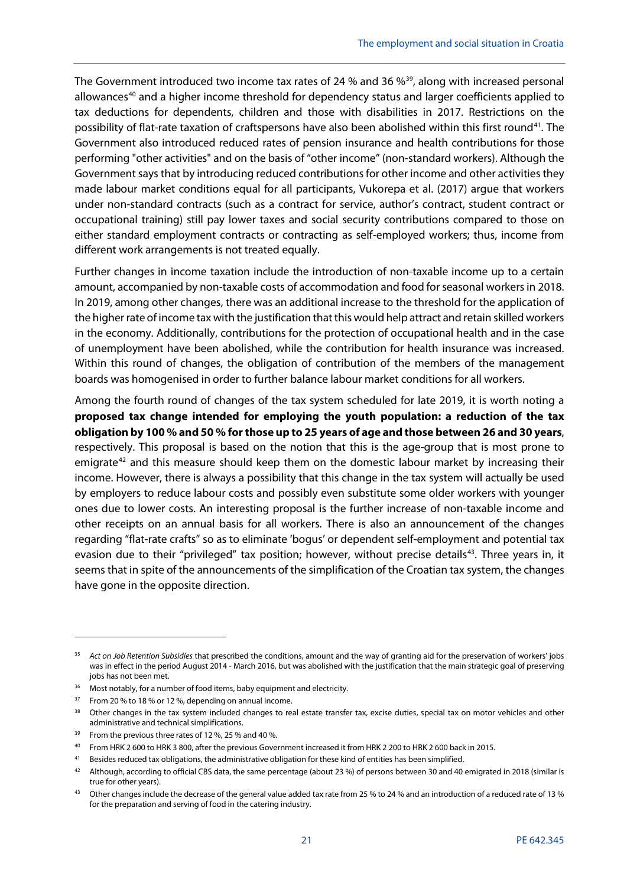The Government introduced two income tax rates of 24 % and 36 %[39], along with increased personal allowances[40] and a higher income threshold for dependency status and larger coefficients applied to tax deductions for dependents, children and those with disabilities in 2017. Restrictions on the possibility of flat-rate taxation of craftspersons have also been abolished within this first round[41]. The Government also introduced reduced rates of pension insurance and health contributions for those performing "other activities" and on the basis of "other income" (non-standard workers). Although the Government says that by introducing reduced contributions for other income and other activities they made labour market conditions equal for all participants, Vukorepa et al. (2017) argue that workers under non-standard contracts (such as a contract for service, author's contract, student contract or occupational training) still pay lower taxes and social security contributions compared to those on either standard employment contracts or contracting as self-employed workers; thus, income from different work arrangements is not treated equally.

Further changes in income taxation include the introduction of non-taxable income up to a certain amount, accompanied by non-taxable costs of accommodation and food for seasonal workers in 2018. In 2019, among other changes, there was an additional increase to the threshold for the application of the higher rate of income tax with the justification that this would help attract and retain skilled workers in the economy. Additionally, contributions for the protection of occupational health and in the case of unemployment have been abolished, while the contribution for health insurance was increased. Within this round of changes, the obligation of contribution of the members of the management boards was homogenised in order to further balance labour market conditions for all workers.

Among the fourth round of changes of the tax system scheduled for late 2019, it is worth noting a **proposed tax change intended for employing the youth population: a reduction of the tax obligation by 100 % and 50 % for those up to 25 years of age and those between 26 and 30 years**, respectively. This proposal is based on the notion that this is the age-group that is most prone to emigrate[42] and this measure should keep them on the domestic labour market by increasing their income. However, there is always a possibility that this change in the tax system will actually be used by employers to reduce labour costs and possibly even substitute some older workers with younger ones due to lower costs. An interesting proposal is the further increase of non-taxable income and other receipts on an annual basis for all workers. There is also an announcement of the changes regarding "flat-rate crafts" so as to eliminate 'bogus' or dependent self-employment and potential tax evasion due to their "privileged" tax position; however, without precise details[43]. Three years in, it seems that in spite of the announcements of the simplification of the Croatian tax system, the changes have gone in the opposite direction.

---

[35] *Act on Job Retention Subsidies* that prescribed the conditions, amount and the way of granting aid for the preservation of workers' jobs was in effect in the period August 2014 - March 2016, but was abolished with the justification that the main strategic goal of preserving jobs has not been met.

[36] Most notably, for a number of food items, baby equipment and electricity.

[37] From 20 % to 18 % or 12 %, depending on annual income.

[38] Other changes in the tax system included changes to real estate transfer tax, excise duties, special tax on motor vehicles and other administrative and technical simplifications.

[39] From the previous three rates of 12 %, 25 % and 40 %.

[40] From HRK 2 600 to HRK 3 800, after the previous Government increased it from HRK 2 200 to HRK 2 600 back in 2015.

[41] Besides reduced tax obligations, the administrative obligation for these kind of entities has been simplified.

[42] Although, according to official CBS data, the same percentage (about 23 %) of persons between 30 and 40 emigrated in 2018 (similar is true for other years).

[43] Other changes include the decrease of the general value added tax rate from 25 % to 24 % and an introduction of a reduced rate of 13 % for the preparation and serving of food in the catering industry.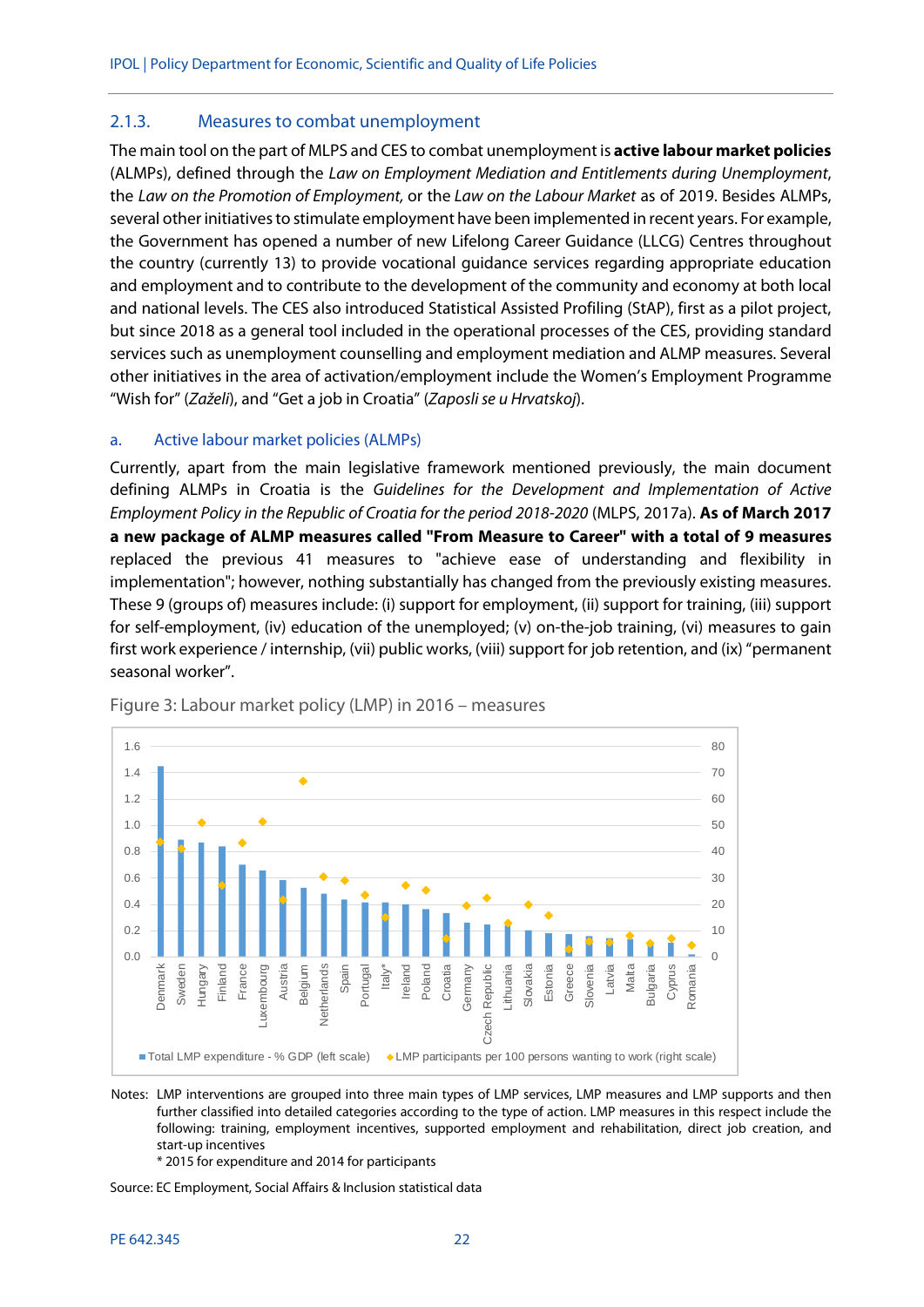### 2.1.3. Measures to combat unemployment

The main tool on the part of MLPS and CES to combat unemployment is **active labour market policies** (ALMPs), defined through the *Law on Employment Mediation and Entitlements during Unemployment*, the *Law on the Promotion of Employment*, or the *Law on the Labour Market* as of 2019. Besides ALMPs, several other initiatives to stimulate employment have been implemented in recent years. For example, the Government has opened a number of new Lifelong Career Guidance (LLCG) Centres throughout the country (currently 13) to provide vocational guidance services regarding appropriate education and employment and to contribute to the development of the community and economy at both local and national levels. The CES also introduced Statistical Assisted Profiling (StAP), first as a pilot project, but since 2018 as a general tool included in the operational processes of the CES, providing standard services such as unemployment counselling and employment mediation and ALMP measures. Several other initiatives in the area of activation/employment include the Women's Employment Programme "Wish for" (*Zaželi*), and "Get a job in Croatia" (*Zaposli se u Hrvatskoj*).

#### a. Active labour market policies (ALMPs)

Currently, apart from the main legislative framework mentioned previously, the main document defining ALMPs in Croatia is the *Guidelines for the Development and Implementation of Active Employment Policy in the Republic of Croatia for the period 2018-2020* (MLPS, 2017a). **As of March 2017 a new package of ALMP measures called "From Measure to Career" with a total of 9 measures** replaced the previous 41 measures to "achieve ease of understanding and flexibility in implementation"; however, nothing substantially has changed from the previously existing measures. These 9 (groups of) measures include: (i) support for employment, (ii) support for training, (iii) support for self-employment, (iv) education of the unemployed; (v) on-the-job training, (vi) measures to gain first work experience / internship, (vii) public works, (viii) support for job retention, and (ix) "permanent seasonal worker".

Figure 3: Labour market policy (LMP) in 2016 – measures

Notes: LMP interventions are grouped into three main types of LMP services, LMP measures and LMP supports and then further classified into detailed categories according to the type of action. LMP measures in this respect include the following: training, employment incentives, supported employment and rehabilitation, direct job creation, and start-up incentives

\* 2015 for expenditure and 2014 for participants

Source: EC Employment, Social Affairs & Inclusion statistical data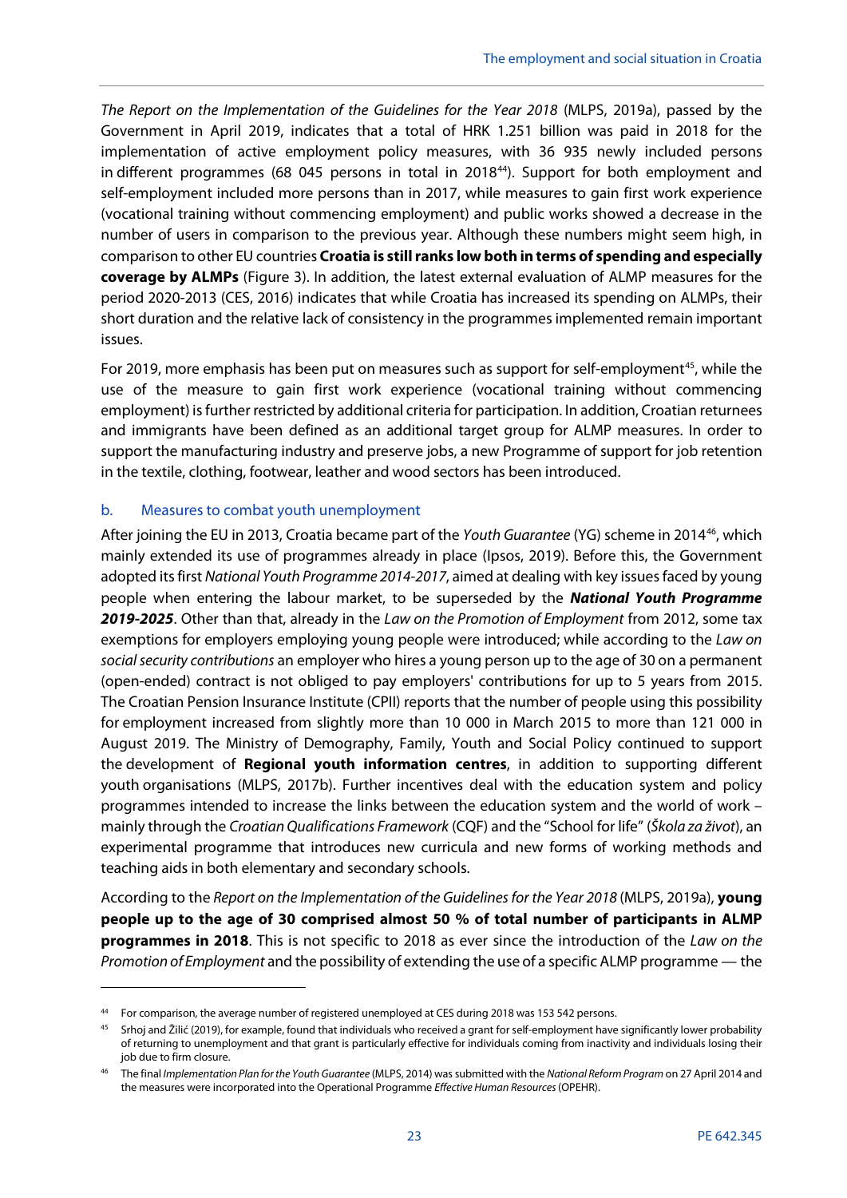*The Report on the Implementation of the Guidelines for the Year 2018* (MLPS, 2019a), passed by the Government in April 2019, indicates that a total of HRK 1.251 billion was paid in 2018 for the implementation of active employment policy measures, with 36 935 newly included persons in different programmes (68 045 persons in total in 2018[44]). Support for both employment and self-employment included more persons than in 2017, while measures to gain first work experience (vocational training without commencing employment) and public works showed a decrease in the number of users in comparison to the previous year. Although these numbers might seem high, in comparison to other EU countries **Croatia is still ranks low both in terms of spending and especially coverage by ALMPs** (Figure 3). In addition, the latest external evaluation of ALMP measures for the period 2020-2013 (CES, 2016) indicates that while Croatia has increased its spending on ALMPs, their short duration and the relative lack of consistency in the programmes implemented remain important issues.

For 2019, more emphasis has been put on measures such as support for self-employment[45], while the use of the measure to gain first work experience (vocational training without commencing employment) is further restricted by additional criteria for participation. In addition, Croatian returnees and immigrants have been defined as an additional target group for ALMP measures. In order to support the manufacturing industry and preserve jobs, a new Programme of support for job retention in the textile, clothing, footwear, leather and wood sectors has been introduced.

### b. Measures to combat youth unemployment

After joining the EU in 2013, Croatia became part of the *Youth Guarantee* (YG) scheme in 2014[46], which mainly extended its use of programmes already in place (Ipsos, 2019). Before this, the Government adopted its first *National Youth Programme 2014-2017*, aimed at dealing with key issues faced by young people when entering the labour market, to be superseded by the ***National Youth Programme 2019-2025***. Other than that, already in the *Law on the Promotion of Employment* from 2012, some tax exemptions for employers employing young people were introduced; while according to the *Law on social security contributions* an employer who hires a young person up to the age of 30 on a permanent (open-ended) contract is not obliged to pay employers' contributions for up to 5 years from 2015. The Croatian Pension Insurance Institute (CPII) reports that the number of people using this possibility for employment increased from slightly more than 10 000 in March 2015 to more than 121 000 in August 2019. The Ministry of Demography, Family, Youth and Social Policy continued to support the development of **Regional youth information centres**, in addition to supporting different youth organisations (MLPS, 2017b). Further incentives deal with the education system and policy programmes intended to increase the links between the education system and the world of work – mainly through the *Croatian Qualifications Framework* (CQF) and the "School for life" (*Škola za život*), an experimental programme that introduces new curricula and new forms of working methods and teaching aids in both elementary and secondary schools.

According to the *Report on the Implementation of the Guidelines for the Year 2018* (MLPS, 2019a), **young people up to the age of 30 comprised almost 50 % of total number of participants in ALMP programmes in 2018**. This is not specific to 2018 as ever since the introduction of the *Law on the Promotion of Employment* and the possibility of extending the use of a specific ALMP programme — the

---

[44] For comparison, the average number of registered unemployed at CES during 2018 was 153 542 persons.

[45] Srhoj and Žilić (2019), for example, found that individuals who received a grant for self-employment have significantly lower probability of returning to unemployment and that grant is particularly effective for individuals coming from inactivity and individuals losing their job due to firm closure.

[46] The final *Implementation Plan for the Youth Guarantee* (MLPS, 2014) was submitted with the *National Reform Program* on 27 April 2014 and the measures were incorporated into the Operational Programme *Effective Human Resources* (OPEHR).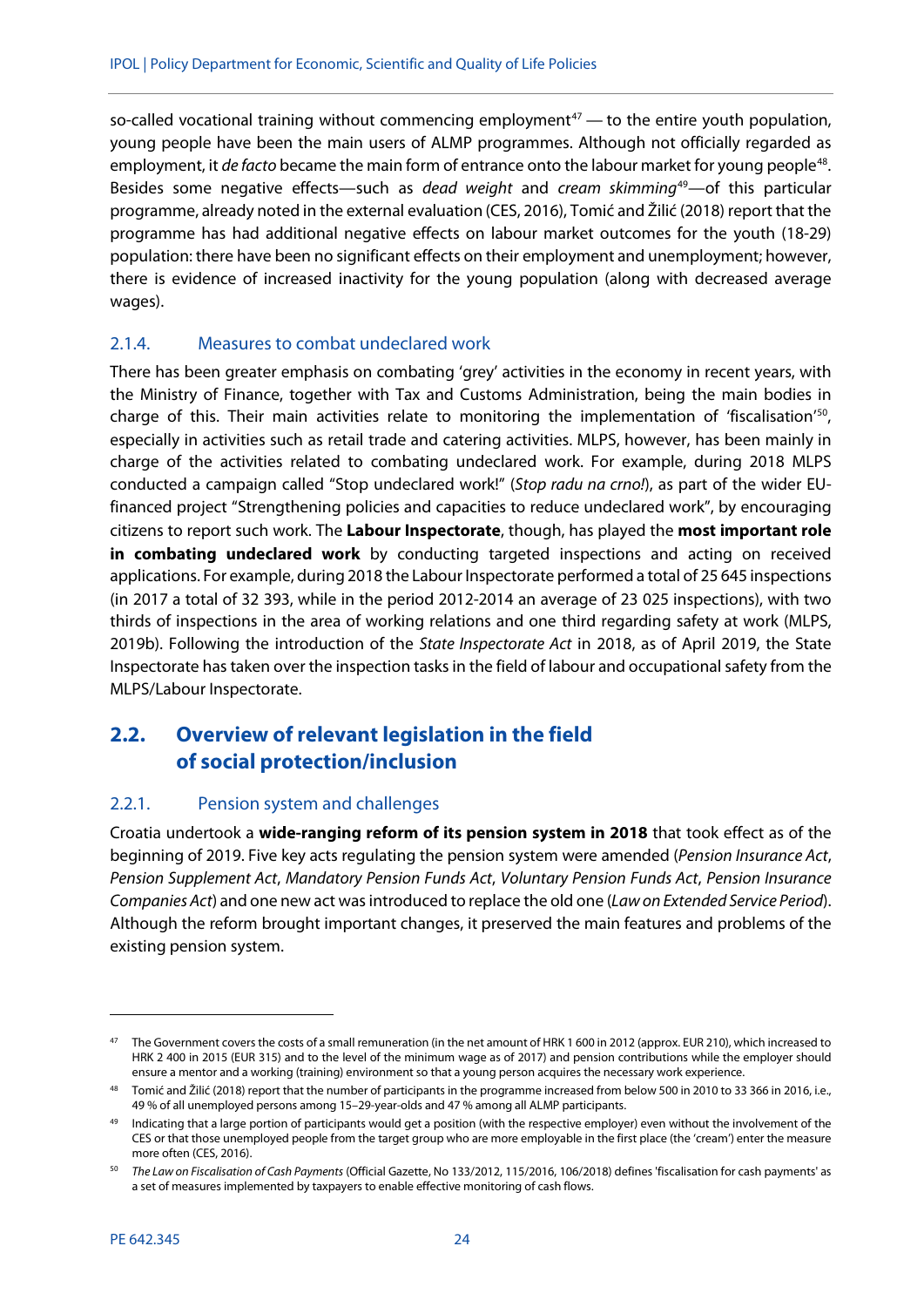so-called vocational training without commencing employment[47] — to the entire youth population, young people have been the main users of ALMP programmes. Although not officially regarded as employment, it *de facto* became the main form of entrance onto the labour market for young people[48]. Besides some negative effects—such as *dead weight* and *cream skimming*[49]—of this particular programme, already noted in the external evaluation (CES, 2016), Tomić and Žilić (2018) report that the programme has had additional negative effects on labour market outcomes for the youth (18-29) population: there have been no significant effects on their employment and unemployment; however, there is evidence of increased inactivity for the young population (along with decreased average wages).

### 2.1.4. Measures to combat undeclared work

There has been greater emphasis on combating 'grey' activities in the economy in recent years, with the Ministry of Finance, together with Tax and Customs Administration, being the main bodies in charge of this. Their main activities relate to monitoring the implementation of 'fiscalisation'[50], especially in activities such as retail trade and catering activities. MLPS, however, has been mainly in charge of the activities related to combating undeclared work. For example, during 2018 MLPS conducted a campaign called "Stop undeclared work!" (*Stop radu na crno!*), as part of the wider EU-financed project "Strengthening policies and capacities to reduce undeclared work", by encouraging citizens to report such work. The **Labour Inspectorate**, though, has played the **most important role in combating undeclared work** by conducting targeted inspections and acting on received applications. For example, during 2018 the Labour Inspectorate performed a total of 25 645 inspections (in 2017 a total of 32 393, while in the period 2012-2014 an average of 23 025 inspections), with two thirds of inspections in the area of working relations and one third regarding safety at work (MLPS, 2019b). Following the introduction of the *State Inspectorate Act* in 2018, as of April 2019, the State Inspectorate has taken over the inspection tasks in the field of labour and occupational safety from the MLPS/Labour Inspectorate.

## 2.2. Overview of relevant legislation in the field of social protection/inclusion

### 2.2.1. Pension system and challenges

Croatia undertook a **wide-ranging reform of its pension system in 2018** that took effect as of the beginning of 2019. Five key acts regulating the pension system were amended (*Pension Insurance Act*, *Pension Supplement Act*, *Mandatory Pension Funds Act*, *Voluntary Pension Funds Act*, *Pension Insurance Companies Act*) and one new act was introduced to replace the old one (*Law on Extended Service Period*). Although the reform brought important changes, it preserved the main features and problems of the existing pension system.

---

[47] The Government covers the costs of a small remuneration (in the net amount of HRK 1 600 in 2012 (approx. EUR 210), which increased to HRK 2 400 in 2015 (EUR 315) and to the level of the minimum wage as of 2017) and pension contributions while the employer should ensure a mentor and a working (training) environment so that a young person acquires the necessary work experience.

[48] Tomić and Žilić (2018) report that the number of participants in the programme increased from below 500 in 2010 to 33 366 in 2016, i.e., 49 % of all unemployed persons among 15–29-year-olds and 47 % among all ALMP participants.

[49] Indicating that a large portion of participants would get a position (with the respective employer) even without the involvement of the CES or that those unemployed people from the target group who are more employable in the first place (the 'cream') enter the measure more often (CES, 2016).

[50] *The Law on Fiscalisation of Cash Payments* (Official Gazette, No 133/2012, 115/2016, 106/2018) defines 'fiscalisation for cash payments' as a set of measures implemented by taxpayers to enable effective monitoring of cash flows.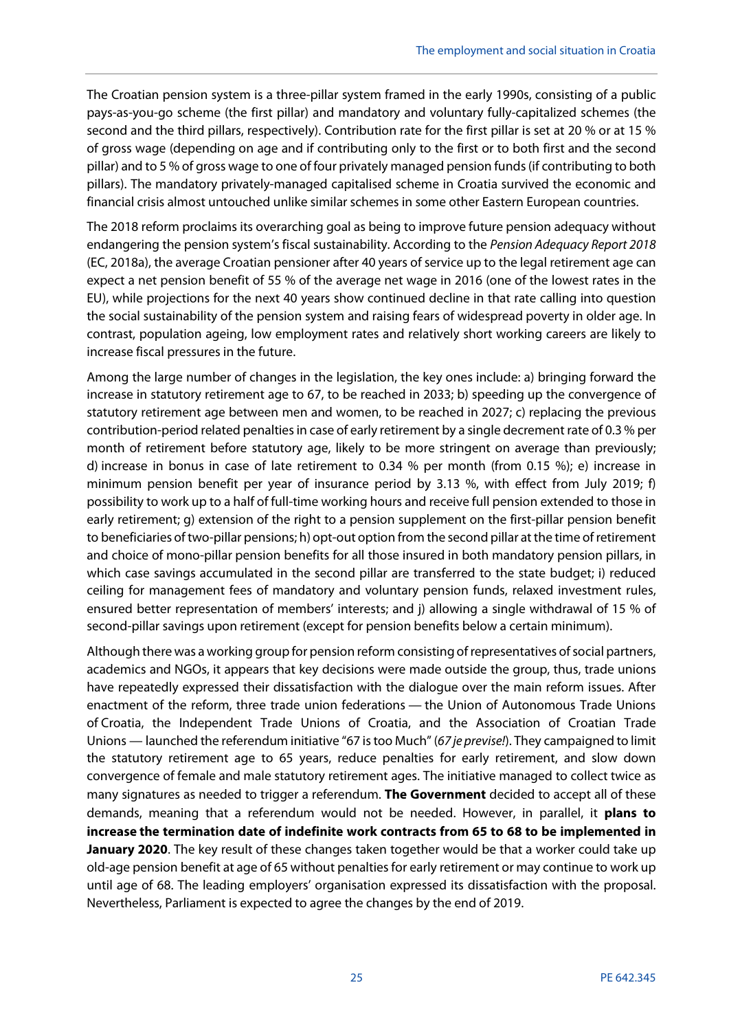The Croatian pension system is a three-pillar system framed in the early 1990s, consisting of a public pays-as-you-go scheme (the first pillar) and mandatory and voluntary fully-capitalized schemes (the second and the third pillars, respectively). Contribution rate for the first pillar is set at 20 % or at 15 % of gross wage (depending on age and if contributing only to the first or to both first and the second pillar) and to 5 % of gross wage to one of four privately managed pension funds (if contributing to both pillars). The mandatory privately-managed capitalised scheme in Croatia survived the economic and financial crisis almost untouched unlike similar schemes in some other Eastern European countries.

The 2018 reform proclaims its overarching goal as being to improve future pension adequacy without endangering the pension system's fiscal sustainability. According to the *Pension Adequacy Report 2018* (EC, 2018a), the average Croatian pensioner after 40 years of service up to the legal retirement age can expect a net pension benefit of 55 % of the average net wage in 2016 (one of the lowest rates in the EU), while projections for the next 40 years show continued decline in that rate calling into question the social sustainability of the pension system and raising fears of widespread poverty in older age. In contrast, population ageing, low employment rates and relatively short working careers are likely to increase fiscal pressures in the future.

Among the large number of changes in the legislation, the key ones include: a) bringing forward the increase in statutory retirement age to 67, to be reached in 2033; b) speeding up the convergence of statutory retirement age between men and women, to be reached in 2027; c) replacing the previous contribution-period related penalties in case of early retirement by a single decrement rate of 0.3 % per month of retirement before statutory age, likely to be more stringent on average than previously; d) increase in bonus in case of late retirement to 0.34 % per month (from 0.15 %); e) increase in minimum pension benefit per year of insurance period by 3.13 %, with effect from July 2019; f) possibility to work up to a half of full-time working hours and receive full pension extended to those in early retirement; g) extension of the right to a pension supplement on the first-pillar pension benefit to beneficiaries of two-pillar pensions; h) opt-out option from the second pillar at the time of retirement and choice of mono-pillar pension benefits for all those insured in both mandatory pension pillars, in which case savings accumulated in the second pillar are transferred to the state budget; i) reduced ceiling for management fees of mandatory and voluntary pension funds, relaxed investment rules, ensured better representation of members' interests; and j) allowing a single withdrawal of 15 % of second-pillar savings upon retirement (except for pension benefits below a certain minimum).

Although there was a working group for pension reform consisting of representatives of social partners, academics and NGOs, it appears that key decisions were made outside the group, thus, trade unions have repeatedly expressed their dissatisfaction with the dialogue over the main reform issues. After enactment of the reform, three trade union federations — the Union of Autonomous Trade Unions of Croatia, the Independent Trade Unions of Croatia, and the Association of Croatian Trade Unions — launched the referendum initiative "67 is too Much" (*67 je previše!*). They campaigned to limit the statutory retirement age to 65 years, reduce penalties for early retirement, and slow down convergence of female and male statutory retirement ages. The initiative managed to collect twice as many signatures as needed to trigger a referendum. **The Government** decided to accept all of these demands, meaning that a referendum would not be needed. However, in parallel, it **plans to increase the termination date of indefinite work contracts from 65 to 68 to be implemented in January 2020**. The key result of these changes taken together would be that a worker could take up old-age pension benefit at age of 65 without penalties for early retirement or may continue to work up until age of 68. The leading employers' organisation expressed its dissatisfaction with the proposal. Nevertheless, Parliament is expected to agree the changes by the end of 2019.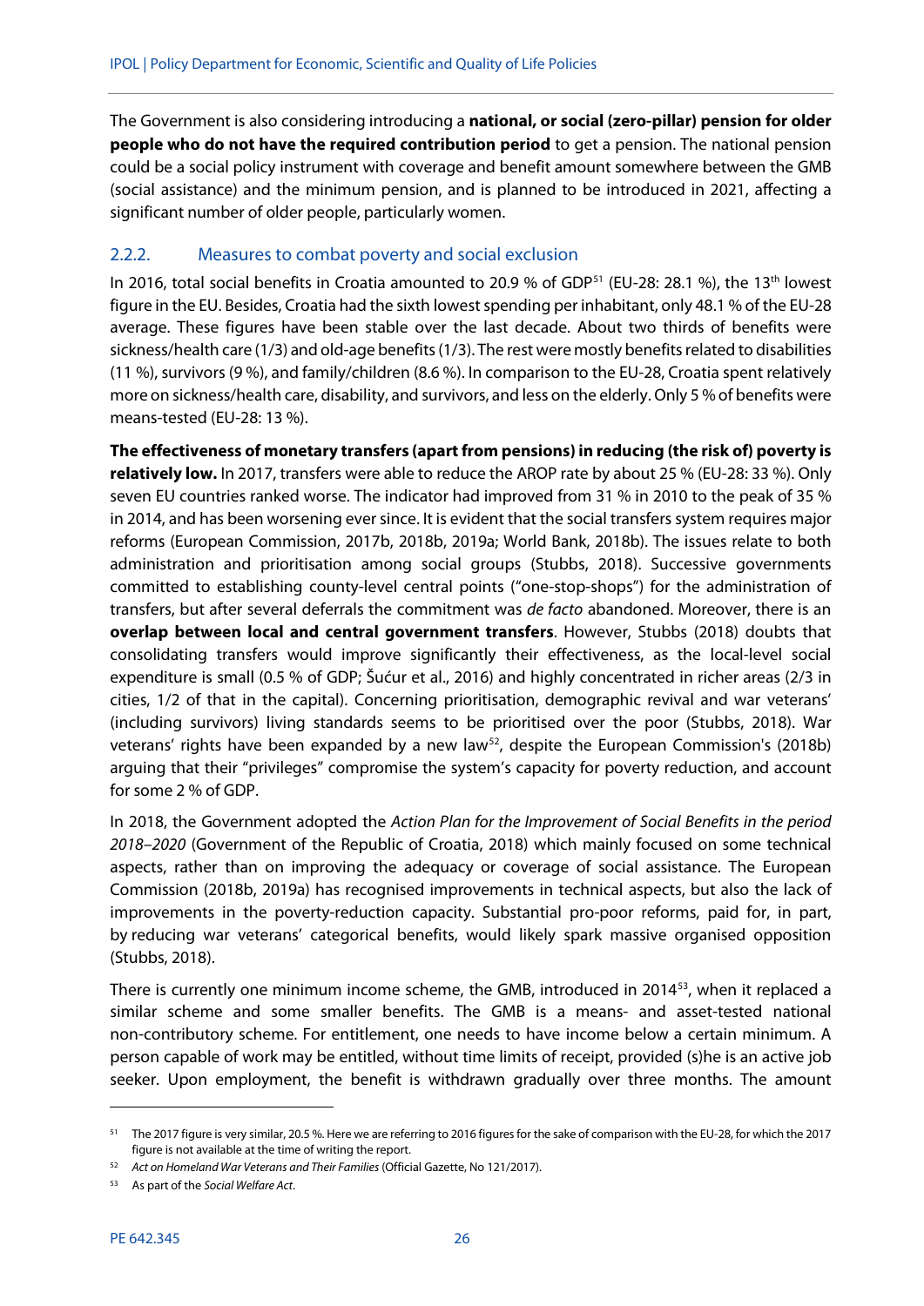The Government is also considering introducing a **national, or social (zero-pillar) pension for older people who do not have the required contribution period** to get a pension. The national pension could be a social policy instrument with coverage and benefit amount somewhere between the GMB (social assistance) and the minimum pension, and is planned to be introduced in 2021, affecting a significant number of older people, particularly women.

### 2.2.2. Measures to combat poverty and social exclusion

In 2016, total social benefits in Croatia amounted to 20.9 % of GDP[51] (EU-28: 28.1 %), the 13th lowest figure in the EU. Besides, Croatia had the sixth lowest spending per inhabitant, only 48.1 % of the EU-28 average. These figures have been stable over the last decade. About two thirds of benefits were sickness/health care (1/3) and old-age benefits (1/3). The rest were mostly benefits related to disabilities (11 %), survivors (9 %), and family/children (8.6 %). In comparison to the EU-28, Croatia spent relatively more on sickness/health care, disability, and survivors, and less on the elderly. Only 5 % of benefits were means-tested (EU-28: 13 %).

**The effectiveness of monetary transfers (apart from pensions) in reducing (the risk of) poverty is relatively low.** In 2017, transfers were able to reduce the AROP rate by about 25 % (EU-28: 33 %). Only seven EU countries ranked worse. The indicator had improved from 31 % in 2010 to the peak of 35 % in 2014, and has been worsening ever since. It is evident that the social transfers system requires major reforms (European Commission, 2017b, 2018b, 2019a; World Bank, 2018b). The issues relate to both administration and prioritisation among social groups (Stubbs, 2018). Successive governments committed to establishing county-level central points ("one-stop-shops") for the administration of transfers, but after several deferrals the commitment was *de facto* abandoned. Moreover, there is an **overlap between local and central government transfers**. However, Stubbs (2018) doubts that consolidating transfers would improve significantly their effectiveness, as the local-level social expenditure is small (0.5 % of GDP; Šućur et al., 2016) and highly concentrated in richer areas (2/3 in cities, 1/2 of that in the capital). Concerning prioritisation, demographic revival and war veterans' (including survivors) living standards seems to be prioritised over the poor (Stubbs, 2018). War veterans' rights have been expanded by a new law[52], despite the European Commission's (2018b) arguing that their "privileges" compromise the system's capacity for poverty reduction, and account for some 2 % of GDP.

In 2018, the Government adopted the *Action Plan for the Improvement of Social Benefits in the period 2018–2020* (Government of the Republic of Croatia, 2018) which mainly focused on some technical aspects, rather than on improving the adequacy or coverage of social assistance. The European Commission (2018b, 2019a) has recognised improvements in technical aspects, but also the lack of improvements in the poverty-reduction capacity. Substantial pro-poor reforms, paid for, in part, by reducing war veterans' categorical benefits, would likely spark massive organised opposition (Stubbs, 2018).

There is currently one minimum income scheme, the GMB, introduced in 2014[53], when it replaced a similar scheme and some smaller benefits. The GMB is a means- and asset-tested national non-contributory scheme. For entitlement, one needs to have income below a certain minimum. A person capable of work may be entitled, without time limits of receipt, provided (s)he is an active job seeker. Upon employment, the benefit is withdrawn gradually over three months. The amount

---

[51] The 2017 figure is very similar, 20.5 %. Here we are referring to 2016 figures for the sake of comparison with the EU-28, for which the 2017 figure is not available at the time of writing the report.

[52] *Act on Homeland War Veterans and Their Families* (Official Gazette, No 121/2017).

[53] As part of the *Social Welfare Act*.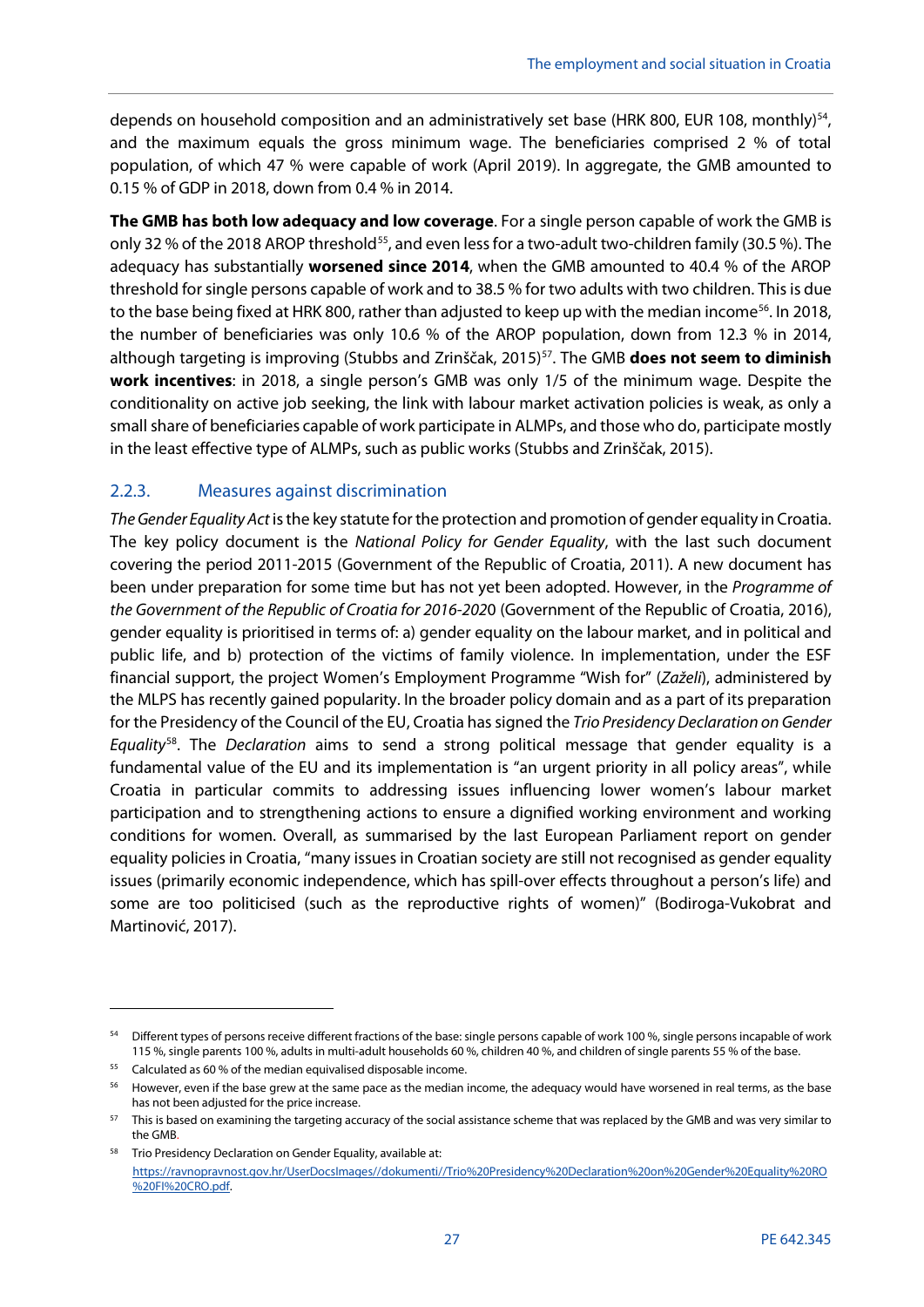depends on household composition and an administratively set base (HRK 800, EUR 108, monthly)[54], and the maximum equals the gross minimum wage. The beneficiaries comprised 2 % of total population, of which 47 % were capable of work (April 2019). In aggregate, the GMB amounted to 0.15 % of GDP in 2018, down from 0.4 % in 2014.

**The GMB has both low adequacy and low coverage**. For a single person capable of work the GMB is only 32 % of the 2018 AROP threshold[55], and even less for a two-adult two-children family (30.5 %). The adequacy has substantially **worsened since 2014**, when the GMB amounted to 40.4 % of the AROP threshold for single persons capable of work and to 38.5 % for two adults with two children. This is due to the base being fixed at HRK 800, rather than adjusted to keep up with the median income[56]. In 2018, the number of beneficiaries was only 10.6 % of the AROP population, down from 12.3 % in 2014, although targeting is improving (Stubbs and Zrinščak, 2015)[57]. The GMB **does not seem to diminish work incentives**: in 2018, a single person's GMB was only 1/5 of the minimum wage. Despite the conditionality on active job seeking, the link with labour market activation policies is weak, as only a small share of beneficiaries capable of work participate in ALMPs, and those who do, participate mostly in the least effective type of ALMPs, such as public works (Stubbs and Zrinščak, 2015).

### 2.2.3. Measures against discrimination

*The Gender Equality Act* is the key statute for the protection and promotion of gender equality in Croatia. The key policy document is the *National Policy for Gender Equality*, with the last such document covering the period 2011-2015 (Government of the Republic of Croatia, 2011). A new document has been under preparation for some time but has not yet been adopted. However, in the *Programme of the Government of the Republic of Croatia for 2016-2020* (Government of the Republic of Croatia, 2016), gender equality is prioritised in terms of: a) gender equality on the labour market, and in political and public life, and b) protection of the victims of family violence. In implementation, under the ESF financial support, the project Women's Employment Programme "Wish for" (*Zaželi*), administered by the MLPS has recently gained popularity. In the broader policy domain and as a part of its preparation for the Presidency of the Council of the EU, Croatia has signed the *Trio Presidency Declaration on Gender Equality*[58]. The *Declaration* aims to send a strong political message that gender equality is a fundamental value of the EU and its implementation is "an urgent priority in all policy areas", while Croatia in particular commits to addressing issues influencing lower women's labour market participation and to strengthening actions to ensure a dignified working environment and working conditions for women. Overall, as summarised by the last European Parliament report on gender equality policies in Croatia, "many issues in Croatian society are still not recognised as gender equality issues (primarily economic independence, which has spill-over effects throughout a person's life) and some are too politicised (such as the reproductive rights of women)" (Bodiroga-Vukobrat and Martinović, 2017).

---

[54] Different types of persons receive different fractions of the base: single persons capable of work 100 %, single persons incapable of work 115 %, single parents 100 %, adults in multi-adult households 60 %, children 40 %, and children of single parents 55 % of the base.

[55] Calculated as 60 % of the median equivalised disposable income.

[56] However, even if the base grew at the same pace as the median income, the adequacy would have worsened in real terms, as the base has not been adjusted for the price increase.

[57] This is based on examining the targeting accuracy of the social assistance scheme that was replaced by the GMB and was very similar to the GMB.

[58] Trio Presidency Declaration on Gender Equality, available at: https://ravnopravnost.gov.hr/UserDocsImages//dokumenti//Trio%20Presidency%20Declaration%20on%20Gender%20Equality%20RO%20FI%20CRO.pdf.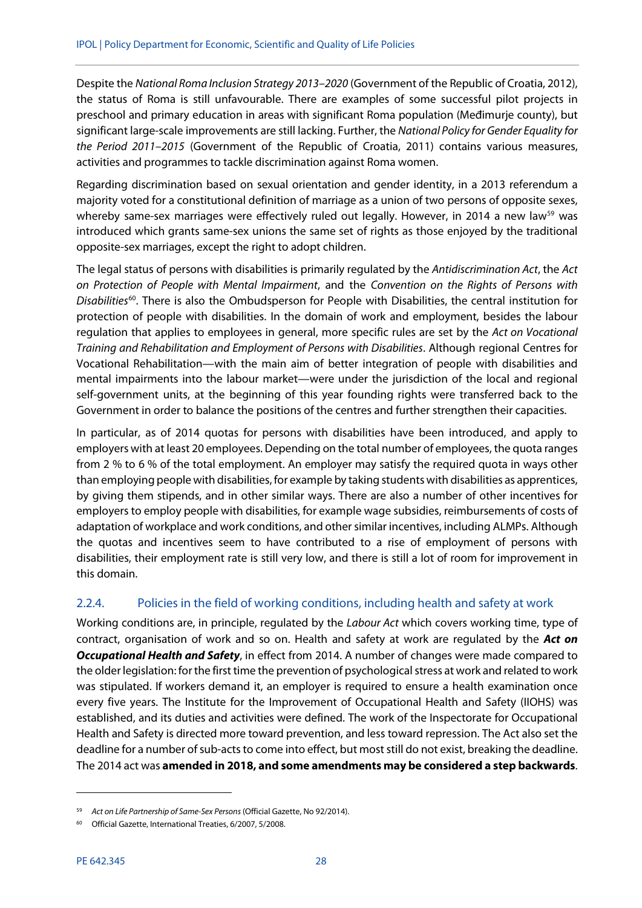Despite the *National Roma Inclusion Strategy 2013–2020* (Government of the Republic of Croatia, 2012), the status of Roma is still unfavourable. There are examples of some successful pilot projects in preschool and primary education in areas with significant Roma population (Međimurje county), but significant large-scale improvements are still lacking. Further, the *National Policy for Gender Equality for the Period 2011–2015* (Government of the Republic of Croatia, 2011) contains various measures, activities and programmes to tackle discrimination against Roma women.

Regarding discrimination based on sexual orientation and gender identity, in a 2013 referendum a majority voted for a constitutional definition of marriage as a union of two persons of opposite sexes, whereby same-sex marriages were effectively ruled out legally. However, in 2014 a new law[59] was introduced which grants same-sex unions the same set of rights as those enjoyed by the traditional opposite-sex marriages, except the right to adopt children.

The legal status of persons with disabilities is primarily regulated by the *Antidiscrimination Act*, the *Act on Protection of People with Mental Impairment*, and the *Convention on the Rights of Persons with Disabilities*[60]. There is also the Ombudsperson for People with Disabilities, the central institution for protection of people with disabilities. In the domain of work and employment, besides the labour regulation that applies to employees in general, more specific rules are set by the *Act on Vocational Training and Rehabilitation and Employment of Persons with Disabilities*. Although regional Centres for Vocational Rehabilitation—with the main aim of better integration of people with disabilities and mental impairments into the labour market—were under the jurisdiction of the local and regional self-government units, at the beginning of this year founding rights were transferred back to the Government in order to balance the positions of the centres and further strengthen their capacities.

In particular, as of 2014 quotas for persons with disabilities have been introduced, and apply to employers with at least 20 employees. Depending on the total number of employees, the quota ranges from 2 % to 6 % of the total employment. An employer may satisfy the required quota in ways other than employing people with disabilities, for example by taking students with disabilities as apprentices, by giving them stipends, and in other similar ways. There are also a number of other incentives for employers to employ people with disabilities, for example wage subsidies, reimbursements of costs of adaptation of workplace and work conditions, and other similar incentives, including ALMPs. Although the quotas and incentives seem to have contributed to a rise of employment of persons with disabilities, their employment rate is still very low, and there is still a lot of room for improvement in this domain.

### 2.2.4. Policies in the field of working conditions, including health and safety at work

Working conditions are, in principle, regulated by the *Labour Act* which covers working time, type of contract, organisation of work and so on. Health and safety at work are regulated by the ***Act on Occupational Health and Safety***, in effect from 2014. A number of changes were made compared to the older legislation: for the first time the prevention of psychological stress at work and related to work was stipulated. If workers demand it, an employer is required to ensure a health examination once every five years. The Institute for the Improvement of Occupational Health and Safety (IIOHS) was established, and its duties and activities were defined. The work of the Inspectorate for Occupational Health and Safety is directed more toward prevention, and less toward repression. The Act also set the deadline for a number of sub-acts to come into effect, but most still do not exist, breaking the deadline. The 2014 act was **amended in 2018, and some amendments may be considered a step backwards**.

[59] *Act on Life Partnership of Same-Sex Persons* (Official Gazette, No 92/2014).

[60] Official Gazette, International Treaties, 6/2007, 5/2008.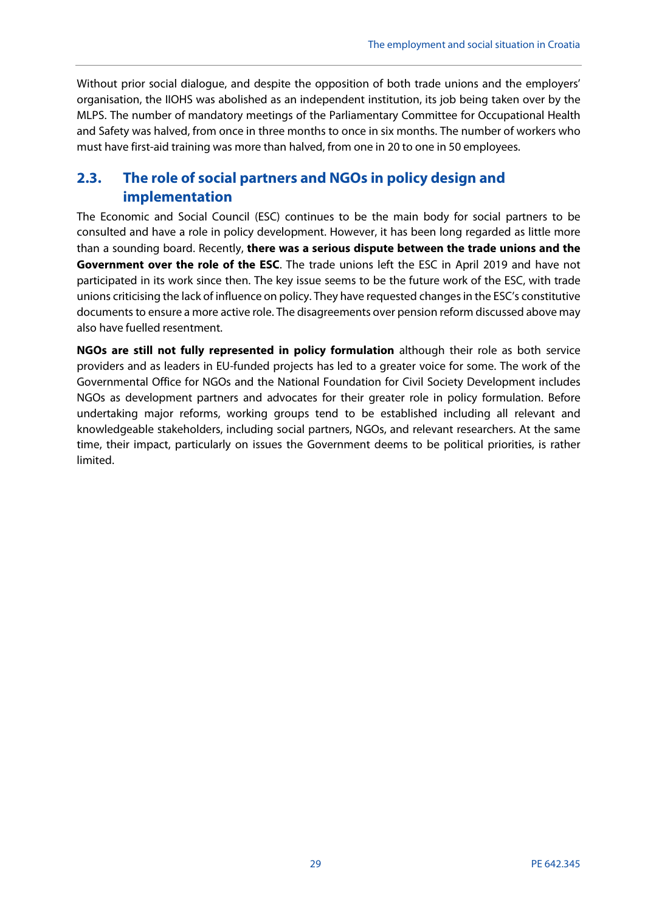Without prior social dialogue, and despite the opposition of both trade unions and the employers' organisation, the IIOHS was abolished as an independent institution, its job being taken over by the MLPS. The number of mandatory meetings of the Parliamentary Committee for Occupational Health and Safety was halved, from once in three months to once in six months. The number of workers who must have first-aid training was more than halved, from one in 20 to one in 50 employees.

## 2.3. The role of social partners and NGOs in policy design and implementation

The Economic and Social Council (ESC) continues to be the main body for social partners to be consulted and have a role in policy development. However, it has been long regarded as little more than a sounding board. Recently, **there was a serious dispute between the trade unions and the Government over the role of the ESC**. The trade unions left the ESC in April 2019 and have not participated in its work since then. The key issue seems to be the future work of the ESC, with trade unions criticising the lack of influence on policy. They have requested changes in the ESC's constitutive documents to ensure a more active role. The disagreements over pension reform discussed above may also have fuelled resentment.

**NGOs are still not fully represented in policy formulation** although their role as both service providers and as leaders in EU-funded projects has led to a greater voice for some. The work of the Governmental Office for NGOs and the National Foundation for Civil Society Development includes NGOs as development partners and advocates for their greater role in policy formulation. Before undertaking major reforms, working groups tend to be established including all relevant and knowledgeable stakeholders, including social partners, NGOs, and relevant researchers. At the same time, their impact, particularly on issues the Government deems to be political priorities, is rather limited.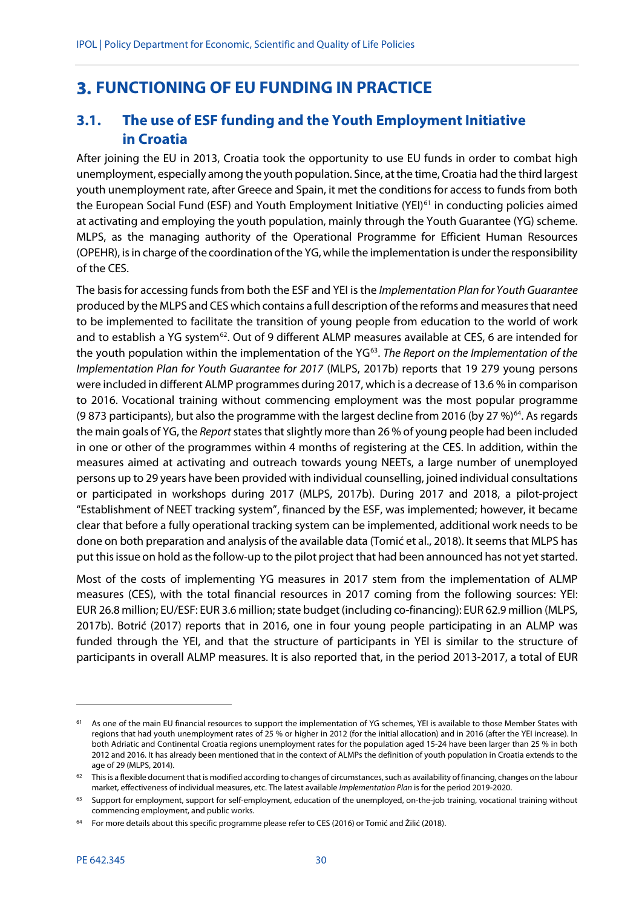# 3. FUNCTIONING OF EU FUNDING IN PRACTICE

## 3.1. The use of ESF funding and the Youth Employment Initiative in Croatia

After joining the EU in 2013, Croatia took the opportunity to use EU funds in order to combat high unemployment, especially among the youth population. Since, at the time, Croatia had the third largest youth unemployment rate, after Greece and Spain, it met the conditions for access to funds from both the European Social Fund (ESF) and Youth Employment Initiative (YEI)[61] in conducting policies aimed at activating and employing the youth population, mainly through the Youth Guarantee (YG) scheme. MLPS, as the managing authority of the Operational Programme for Efficient Human Resources (OPEHR), is in charge of the coordination of the YG, while the implementation is under the responsibility of the CES.

The basis for accessing funds from both the ESF and YEI is the *Implementation Plan for Youth Guarantee* produced by the MLPS and CES which contains a full description of the reforms and measures that need to be implemented to facilitate the transition of young people from education to the world of work and to establish a YG system[62]. Out of 9 different ALMP measures available at CES, 6 are intended for the youth population within the implementation of the YG[63]. *The Report on the Implementation of the Implementation Plan for Youth Guarantee for 2017* (MLPS, 2017b) reports that 19 279 young persons were included in different ALMP programmes during 2017, which is a decrease of 13.6 % in comparison to 2016. Vocational training without commencing employment was the most popular programme (9 873 participants), but also the programme with the largest decline from 2016 (by 27 %)[64]. As regards the main goals of YG, the *Report* states that slightly more than 26 % of young people had been included in one or other of the programmes within 4 months of registering at the CES. In addition, within the measures aimed at activating and outreach towards young NEETs, a large number of unemployed persons up to 29 years have been provided with individual counselling, joined individual consultations or participated in workshops during 2017 (MLPS, 2017b). During 2017 and 2018, a pilot-project "Establishment of NEET tracking system", financed by the ESF, was implemented; however, it became clear that before a fully operational tracking system can be implemented, additional work needs to be done on both preparation and analysis of the available data (Tomić et al., 2018). It seems that MLPS has put this issue on hold as the follow-up to the pilot project that had been announced has not yet started.

Most of the costs of implementing YG measures in 2017 stem from the implementation of ALMP measures (CES), with the total financial resources in 2017 coming from the following sources: YEI: EUR 26.8 million; EU/ESF: EUR 3.6 million; state budget (including co-financing): EUR 62.9 million (MLPS, 2017b). Botrić (2017) reports that in 2016, one in four young people participating in an ALMP was funded through the YEI, and that the structure of participants in YEI is similar to the structure of participants in overall ALMP measures. It is also reported that, in the period 2013-2017, a total of EUR

---

[61] As one of the main EU financial resources to support the implementation of YG schemes, YEI is available to those Member States with regions that had youth unemployment rates of 25 % or higher in 2012 (for the initial allocation) and in 2016 (after the YEI increase). In both Adriatic and Continental Croatia regions unemployment rates for the population aged 15-24 have been larger than 25 % in both 2012 and 2016. It has already been mentioned that in the context of ALMPs the definition of youth population in Croatia extends to the age of 29 (MLPS, 2014).

[62] This is a flexible document that is modified according to changes of circumstances, such as availability of financing, changes on the labour market, effectiveness of individual measures, etc. The latest available *Implementation Plan* is for the period 2019-2020.

[63] Support for employment, support for self-employment, education of the unemployed, on-the-job training, vocational training without commencing employment, and public works.

[64] For more details about this specific programme please refer to CES (2016) or Tomić and Žilić (2018).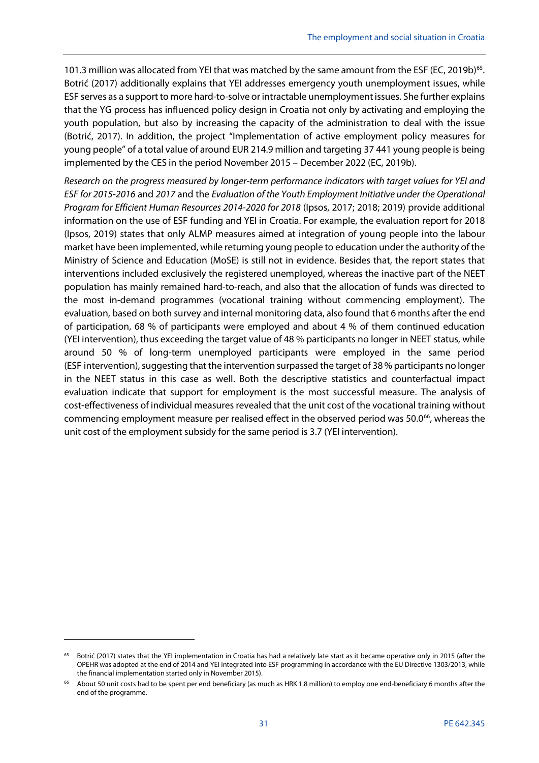101.3 million was allocated from YEI that was matched by the same amount from the ESF (EC, 2019b)[65]. Botrić (2017) additionally explains that YEI addresses emergency youth unemployment issues, while ESF serves as a support to more hard-to-solve or intractable unemployment issues. She further explains that the YG process has influenced policy design in Croatia not only by activating and employing the youth population, but also by increasing the capacity of the administration to deal with the issue (Botrić, 2017). In addition, the project "Implementation of active employment policy measures for young people" of a total value of around EUR 214.9 million and targeting 37 441 young people is being implemented by the CES in the period November 2015 – December 2022 (EC, 2019b).

*Research on the progress measured by longer-term performance indicators with target values for YEI and ESF for 2015-2016* and *2017* and the *Evaluation of the Youth Employment Initiative under the Operational Program for Efficient Human Resources 2014-2020 for 2018* (Ipsos, 2017; 2018; 2019) provide additional information on the use of ESF funding and YEI in Croatia. For example, the evaluation report for 2018 (Ipsos, 2019) states that only ALMP measures aimed at integration of young people into the labour market have been implemented, while returning young people to education under the authority of the Ministry of Science and Education (MoSE) is still not in evidence. Besides that, the report states that interventions included exclusively the registered unemployed, whereas the inactive part of the NEET population has mainly remained hard-to-reach, and also that the allocation of funds was directed to the most in-demand programmes (vocational training without commencing employment). The evaluation, based on both survey and internal monitoring data, also found that 6 months after the end of participation, 68 % of participants were employed and about 4 % of them continued education (YEI intervention), thus exceeding the target value of 48 % participants no longer in NEET status, while around 50 % of long-term unemployed participants were employed in the same period (ESF intervention), suggesting that the intervention surpassed the target of 38 % participants no longer in the NEET status in this case as well. Both the descriptive statistics and counterfactual impact evaluation indicate that support for employment is the most successful measure. The analysis of cost-effectiveness of individual measures revealed that the unit cost of the vocational training without commencing employment measure per realised effect in the observed period was 50.0[66], whereas the unit cost of the employment subsidy for the same period is 3.7 (YEI intervention).

---

[65] Botrić (2017) states that the YEI implementation in Croatia has had a relatively late start as it became operative only in 2015 (after the OPEHR was adopted at the end of 2014 and YEI integrated into ESF programming in accordance with the EU Directive 1303/2013, while the financial implementation started only in November 2015).

[66] About 50 unit costs had to be spent per end beneficiary (as much as HRK 1.8 million) to employ one end-beneficiary 6 months after the end of the programme.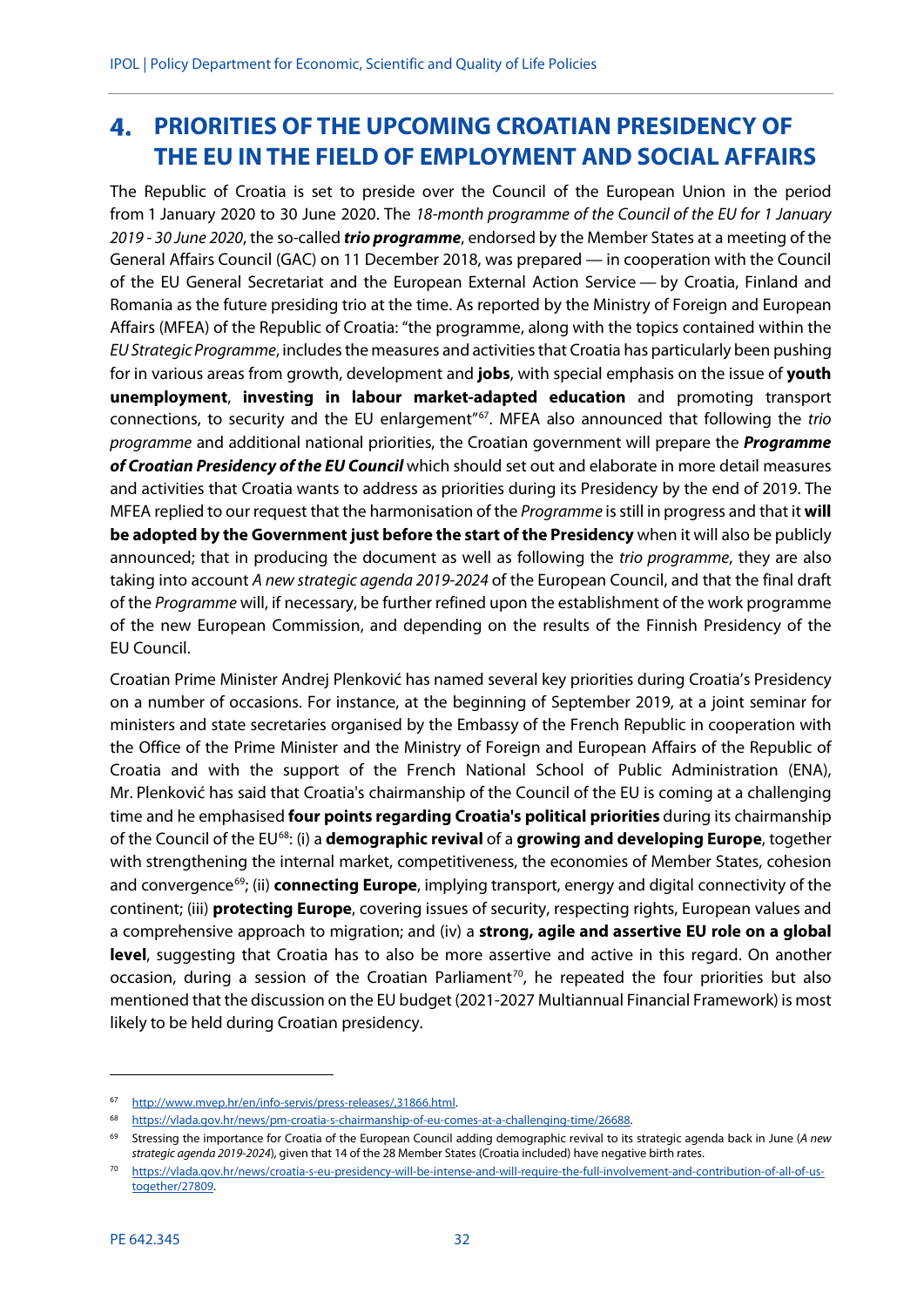# 4. PRIORITIES OF THE UPCOMING CROATIAN PRESIDENCY OF THE EU IN THE FIELD OF EMPLOYMENT AND SOCIAL AFFAIRS

The Republic of Croatia is set to preside over the Council of the European Union in the period from 1 January 2020 to 30 June 2020. The *18-month programme of the Council of the EU for 1 January 2019 - 30 June 2020*, the so-called ***trio programme***, endorsed by the Member States at a meeting of the General Affairs Council (GAC) on 11 December 2018, was prepared — in cooperation with the Council of the EU General Secretariat and the European External Action Service — by Croatia, Finland and Romania as the future presiding trio at the time. As reported by the Ministry of Foreign and European Affairs (MFEA) of the Republic of Croatia: "the programme, along with the topics contained within the *EU Strategic Programme*, includes the measures and activities that Croatia has particularly been pushing for in various areas from growth, development and **jobs**, with special emphasis on the issue of **youth unemployment**, **investing in labour market-adapted education** and promoting transport connections, to security and the EU enlargement"[67]. MFEA also announced that following the *trio programme* and additional national priorities, the Croatian government will prepare the ***Programme of Croatian Presidency of the EU Council*** which should set out and elaborate in more detail measures and activities that Croatia wants to address as priorities during its Presidency by the end of 2019. The MFEA replied to our request that the harmonisation of the *Programme* is still in progress and that it **will be adopted by the Government just before the start of the Presidency** when it will also be publicly announced; that in producing the document as well as following the *trio programme*, they are also taking into account *A new strategic agenda 2019-2024* of the European Council, and that the final draft of the *Programme* will, if necessary, be further refined upon the establishment of the work programme of the new European Commission, and depending on the results of the Finnish Presidency of the EU Council.

Croatian Prime Minister Andrej Plenković has named several key priorities during Croatia's Presidency on a number of occasions. For instance, at the beginning of September 2019, at a joint seminar for ministers and state secretaries organised by the Embassy of the French Republic in cooperation with the Office of the Prime Minister and the Ministry of Foreign and European Affairs of the Republic of Croatia and with the support of the French National School of Public Administration (ENA), Mr. Plenković has said that Croatia's chairmanship of the Council of the EU is coming at a challenging time and he emphasised **four points regarding Croatia's political priorities** during its chairmanship of the Council of the EU[68]: (i) a **demographic revival** of a **growing and developing Europe**, together with strengthening the internal market, competitiveness, the economies of Member States, cohesion and convergence[69]; (ii) **connecting Europe**, implying transport, energy and digital connectivity of the continent; (iii) **protecting Europe**, covering issues of security, respecting rights, European values and a comprehensive approach to migration; and (iv) a **strong, agile and assertive EU role on a global level**, suggesting that Croatia has to also be more assertive and active in this regard. On another occasion, during a session of the Croatian Parliament[70], he repeated the four priorities but also mentioned that the discussion on the EU budget (2021-2027 Multiannual Financial Framework) is most likely to be held during Croatian presidency.

---

[67] http://www.mvep.hr/en/info-servis/press-releases/,31866.html.

[68] https://vlada.gov.hr/news/pm-croatia-s-chairmanship-of-eu-comes-at-a-challenging-time/26688.

[69] Stressing the importance for Croatia of the European Council adding demographic revival to its strategic agenda back in June (*A new strategic agenda 2019-2024*), given that 14 of the 28 Member States (Croatia included) have negative birth rates.

[70] https://vlada.gov.hr/news/croatia-s-eu-presidency-will-be-intense-and-will-require-the-full-involvement-and-contribution-of-all-of-us-together/27809.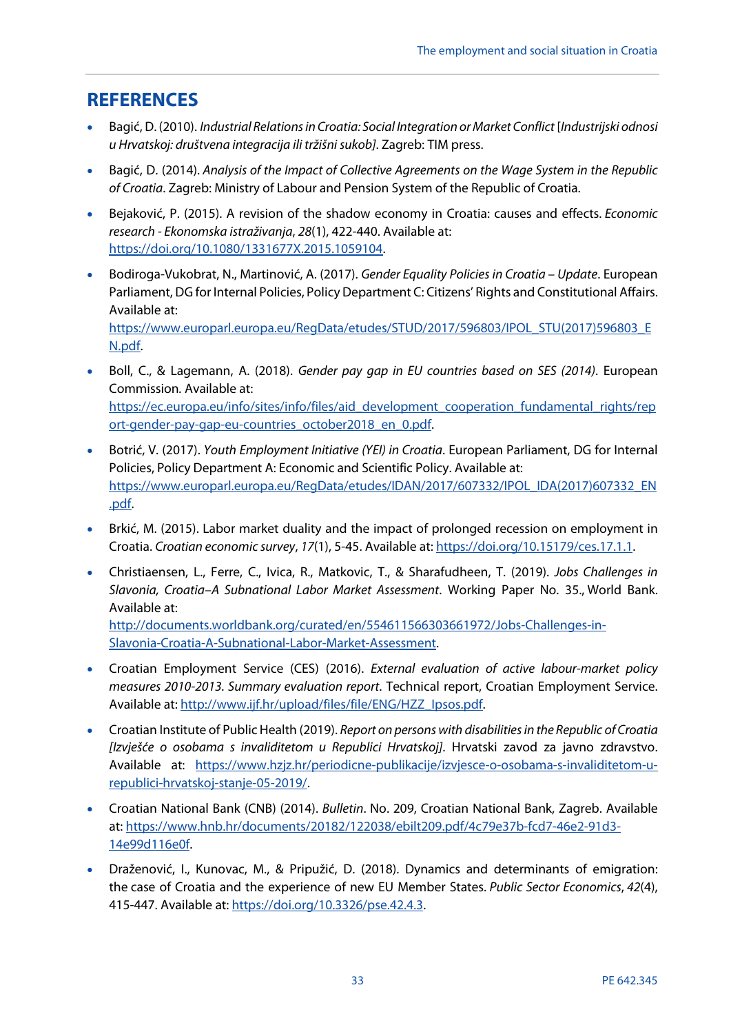# REFERENCES

- Bagić, D. (2010). *Industrial Relations in Croatia: Social Integration or Market Conflict* [*Industrijski odnosi u Hrvatskoj: društvena integracija ili tržišni sukob]*. Zagreb: TIM press.
- Bagić, D. (2014). *Analysis of the Impact of Collective Agreements on the Wage System in the Republic of Croatia*. Zagreb: Ministry of Labour and Pension System of the Republic of Croatia.
- Bejaković, P. (2015). A revision of the shadow economy in Croatia: causes and effects. *Economic research - Ekonomska istraživanja*, *28*(1), 422-440. Available at: https://doi.org/10.1080/1331677X.2015.1059104.
- Bodiroga-Vukobrat, N., Martinović, A. (2017). *Gender Equality Policies in Croatia – Update*. European Parliament, DG for Internal Policies, Policy Department C: Citizens' Rights and Constitutional Affairs. Available at: https://www.europarl.europa.eu/RegData/etudes/STUD/2017/596803/IPOL_STU(2017)596803_EN.pdf.
- Boll, C., & Lagemann, A. (2018). *Gender pay gap in EU countries based on SES (2014)*. European Commission. Available at: https://ec.europa.eu/info/sites/info/files/aid_development_cooperation_fundamental_rights/report-gender-pay-gap-eu-countries_october2018_en_0.pdf.
- Botrić, V. (2017). *Youth Employment Initiative (YEI) in Croatia*. European Parliament, DG for Internal Policies, Policy Department A: Economic and Scientific Policy. Available at: https://www.europarl.europa.eu/RegData/etudes/IDAN/2017/607332/IPOL_IDA(2017)607332_EN.pdf.
- Brkić, M. (2015). Labor market duality and the impact of prolonged recession on employment in Croatia. *Croatian economic survey*, *17*(1), 5-45. Available at: https://doi.org/10.15179/ces.17.1.1.
- Christiaensen, L., Ferre, C., Ivica, R., Matkovic, T., & Sharafudheen, T. (2019). *Jobs Challenges in Slavonia, Croatia–A Subnational Labor Market Assessment*. Working Paper No. 35., World Bank. Available at: http://documents.worldbank.org/curated/en/554611566303661972/Jobs-Challenges-in-Slavonia-Croatia-A-Subnational-Labor-Market-Assessment.
- Croatian Employment Service (CES) (2016). *External evaluation of active labour-market policy measures 2010-2013. Summary evaluation report*. Technical report, Croatian Employment Service. Available at: http://www.ijf.hr/upload/files/file/ENG/HZZ_Ipsos.pdf.
- Croatian Institute of Public Health (2019). *Report on persons with disabilities in the Republic of Croatia [Izvješće o osobama s invaliditetom u Republici Hrvatskoj]*. Hrvatski zavod za javno zdravstvo. Available at: https://www.hzjz.hr/periodicne-publikacije/izvjesce-o-osobama-s-invaliditetom-u-republici-hrvatskoj-stanje-05-2019/.
- Croatian National Bank (CNB) (2014). *Bulletin*. No. 209, Croatian National Bank, Zagreb. Available at: https://www.hnb.hr/documents/20182/122038/ebilt209.pdf/4c79e37b-fcd7-46e2-91d3-14e99d116e0f.
- Draženović, I., Kunovac, M., & Pripužić, D. (2018). Dynamics and determinants of emigration: the case of Croatia and the experience of new EU Member States. *Public Sector Economics*, *42*(4), 415-447. Available at: https://doi.org/10.3326/pse.42.4.3.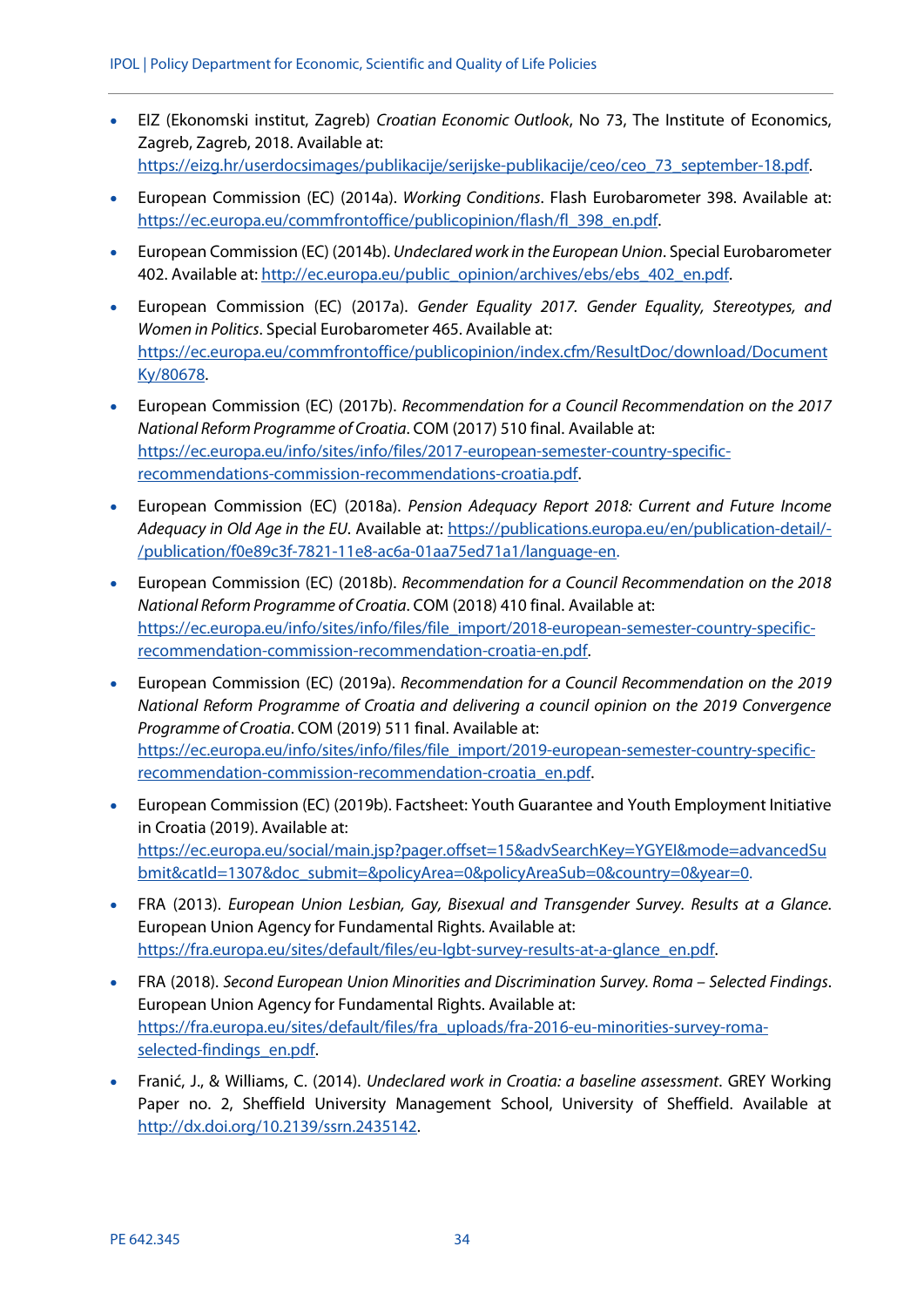- EIZ (Ekonomski institut, Zagreb) *Croatian Economic Outlook*, No 73, The Institute of Economics, Zagreb, Zagreb, 2018. Available at: https://eizg.hr/userdocsimages/publikacije/serijske-publikacije/ceo/ceo_73_september-18.pdf.
- European Commission (EC) (2014a). *Working Conditions*. Flash Eurobarometer 398. Available at: https://ec.europa.eu/commfrontoffice/publicopinion/flash/fl_398_en.pdf.
- European Commission (EC) (2014b). *Undeclared work in the European Union*. Special Eurobarometer 402. Available at: http://ec.europa.eu/public_opinion/archives/ebs/ebs_402_en.pdf.
- European Commission (EC) (2017a). *Gender Equality 2017. Gender Equality, Stereotypes, and Women in Politics*. Special Eurobarometer 465. Available at: https://ec.europa.eu/commfrontoffice/publicopinion/index.cfm/ResultDoc/download/DocumentKy/80678.
- European Commission (EC) (2017b). *Recommendation for a Council Recommendation on the 2017 National Reform Programme of Croatia*. COM (2017) 510 final. Available at: https://ec.europa.eu/info/sites/info/files/2017-european-semester-country-specific-recommendations-commission-recommendations-croatia.pdf.
- European Commission (EC) (2018a). *Pension Adequacy Report 2018: Current and Future Income Adequacy in Old Age in the EU*. Available at: https://publications.europa.eu/en/publication-detail/-/publication/f0e89c3f-7821-11e8-ac6a-01aa75ed71a1/language-en.
- European Commission (EC) (2018b). *Recommendation for a Council Recommendation on the 2018 National Reform Programme of Croatia*. COM (2018) 410 final. Available at: https://ec.europa.eu/info/sites/info/files/file_import/2018-european-semester-country-specific-recommendation-commission-recommendation-croatia-en.pdf.
- European Commission (EC) (2019a). *Recommendation for a Council Recommendation on the 2019 National Reform Programme of Croatia and delivering a council opinion on the 2019 Convergence Programme of Croatia*. COM (2019) 511 final. Available at: https://ec.europa.eu/info/sites/info/files/file_import/2019-european-semester-country-specific-recommendation-commission-recommendation-croatia_en.pdf.
- European Commission (EC) (2019b). Factsheet: Youth Guarantee and Youth Employment Initiative in Croatia (2019). Available at: https://ec.europa.eu/social/main.jsp?pager.offset=15&advSearchKey=YGYEI&mode=advancedSubmit&catId=1307&doc_submit=&policyArea=0&policyAreaSub=0&country=0&year=0.
- FRA (2013). *European Union Lesbian, Gay, Bisexual and Transgender Survey. Results at a Glance*. European Union Agency for Fundamental Rights. Available at: https://fra.europa.eu/sites/default/files/eu-lgbt-survey-results-at-a-glance_en.pdf.
- FRA (2018). *Second European Union Minorities and Discrimination Survey. Roma – Selected Findings*. European Union Agency for Fundamental Rights. Available at: https://fra.europa.eu/sites/default/files/fra_uploads/fra-2016-eu-minorities-survey-roma-selected-findings_en.pdf.
- Franić, J., & Williams, C. (2014). *Undeclared work in Croatia: a baseline assessment*. GREY Working Paper no. 2, Sheffield University Management School, University of Sheffield. Available at http://dx.doi.org/10.2139/ssrn.2435142.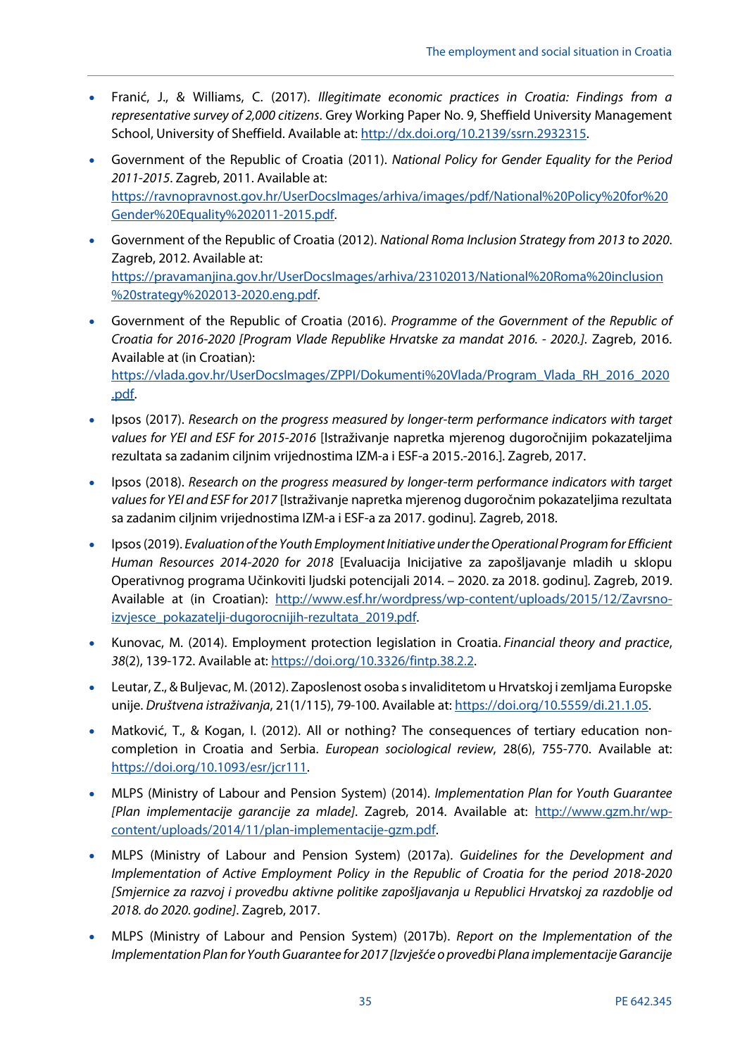- Franić, J., & Williams, C. (2017). *Illegitimate economic practices in Croatia: Findings from a representative survey of 2,000 citizens*. Grey Working Paper No. 9, Sheffield University Management School, University of Sheffield. Available at: http://dx.doi.org/10.2139/ssrn.2932315.

- Government of the Republic of Croatia (2011). *National Policy for Gender Equality for the Period 2011-2015*. Zagreb, 2011. Available at: https://ravnopravnost.gov.hr/UserDocsImages/arhiva/images/pdf/National%20Policy%20for%20Gender%20Equality%202011-2015.pdf.

- Government of the Republic of Croatia (2012). *National Roma Inclusion Strategy from 2013 to 2020*. Zagreb, 2012. Available at: https://pravamanjina.gov.hr/UserDocsImages/arhiva/23102013/National%20Roma%20inclusion%20strategy%202013-2020.eng.pdf.

- Government of the Republic of Croatia (2016). *Programme of the Government of the Republic of Croatia for 2016-2020 [Program Vlade Republike Hrvatske za mandat 2016. - 2020.]*. Zagreb, 2016. Available at (in Croatian): https://vlada.gov.hr/UserDocsImages/ZPPI/Dokumenti%20Vlada/Program_Vlada_RH_2016_2020.pdf.

- Ipsos (2017). *Research on the progress measured by longer-term performance indicators with target values for YEI and ESF for 2015-2016* [Istraživanje napretka mjerenog dugoročnijim pokazateljima rezultata sa zadanim ciljnim vrijednostima IZM-a i ESF-a 2015.-2016.]. Zagreb, 2017.

- Ipsos (2018). *Research on the progress measured by longer-term performance indicators with target values for YEI and ESF for 2017* [Istraživanje napretka mjerenog dugoročnim pokazateljima rezultata sa zadanim ciljnim vrijednostima IZM-a i ESF-a za 2017. godinu]. Zagreb, 2018.

- Ipsos (2019). *Evaluation of the Youth Employment Initiative under the Operational Program for Efficient Human Resources 2014-2020 for 2018* [Evaluacija Inicijative za zapošljavanje mladih u sklopu Operativnog programa Učinkoviti ljudski potencijali 2014. – 2020. za 2018. godinu]. Zagreb, 2019. Available at (in Croatian): http://www.esf.hr/wordpress/wp-content/uploads/2015/12/Zavrsno-izvjesce_pokazatelji-dugorocnijih-rezultata_2019.pdf.

- Kunovac, M. (2014). Employment protection legislation in Croatia. *Financial theory and practice*, *38*(2), 139-172. Available at: https://doi.org/10.3326/fintp.38.2.2.

- Leutar, Z., & Buljevac, M. (2012). Zaposlenost osoba s invaliditetom u Hrvatskoj i zemljama Europske unije. *Društvena istraživanja*, 21(1/115), 79-100. Available at: https://doi.org/10.5559/di.21.1.05.

- Matković, T., & Kogan, I. (2012). All or nothing? The consequences of tertiary education non-completion in Croatia and Serbia. *European sociological review*, 28(6), 755-770. Available at: https://doi.org/10.1093/esr/jcr111.

- MLPS (Ministry of Labour and Pension System) (2014). *Implementation Plan for Youth Guarantee [Plan implementacije garancije za mlade]*. Zagreb, 2014. Available at: http://www.gzm.hr/wp-content/uploads/2014/11/plan-implementacije-gzm.pdf.

- MLPS (Ministry of Labour and Pension System) (2017a). *Guidelines for the Development and Implementation of Active Employment Policy in the Republic of Croatia for the period 2018-2020 [Smjernice za razvoj i provedbu aktivne politike zapošljavanja u Republici Hrvatskoj za razdoblje od 2018. do 2020. godine]*. Zagreb, 2017.

- MLPS (Ministry of Labour and Pension System) (2017b). *Report on the Implementation of the Implementation Plan for Youth Guarantee for 2017 [Izvješće o provedbi Plana implementacije Garancije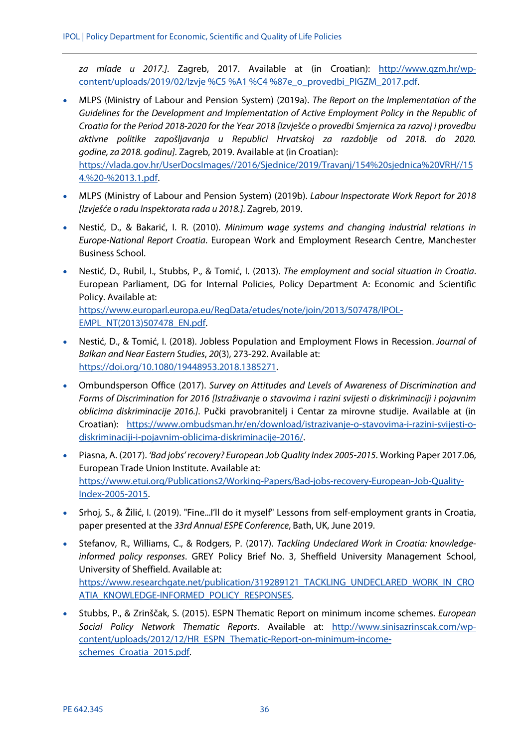*za mlade u 2017.].* Zagreb, 2017. Available at (in Croatian): http://www.gzm.hr/wp-content/uploads/2019/02/Izvje %C5 %A1 %C4 %87e_o_provedbi_PIGZM_2017.pdf.

- MLPS (Ministry of Labour and Pension System) (2019a). *The Report on the Implementation of the Guidelines for the Development and Implementation of Active Employment Policy in the Republic of Croatia for the Period 2018-2020 for the Year 2018 [Izvješće o provedbi Smjernica za razvoj i provedbu aktivne politike zapošljavanja u Republici Hrvatskoj za razdoblje od 2018. do 2020. godine, za 2018. godinu]*. Zagreb, 2019. Available at (in Croatian): https://vlada.gov.hr/UserDocsImages//2016/Sjednice/2019/Travanj/154%20sjednica%20VRH//154.%20-%2013.1.pdf.
- MLPS (Ministry of Labour and Pension System) (2019b). *Labour Inspectorate Work Report for 2018 [Izvješće o radu Inspektorata rada u 2018.]*. Zagreb, 2019.
- Nestić, D., & Bakarić, I. R. (2010). *Minimum wage systems and changing industrial relations in Europe-National Report Croatia*. European Work and Employment Research Centre, Manchester Business School.
- Nestić, D., Rubil, I., Stubbs, P., & Tomić, I. (2013). *The employment and social situation in Croatia*. European Parliament, DG for Internal Policies, Policy Department A: Economic and Scientific Policy. Available at: https://www.europarl.europa.eu/RegData/etudes/note/join/2013/507478/IPOL-EMPL_NT(2013)507478_EN.pdf.
- Nestić, D., & Tomić, I. (2018). Jobless Population and Employment Flows in Recession. *Journal of Balkan and Near Eastern Studies*, *20*(3), 273-292. Available at: https://doi.org/10.1080/19448953.2018.1385271.
- Ombundsperson Office (2017). *Survey on Attitudes and Levels of Awareness of Discrimination and Forms of Discrimination for 2016 [Istraživanje o stavovima i razini svijesti o diskriminaciji i pojavnim oblicima diskriminacije 2016.]*. Pučki pravobranitelj i Centar za mirovne studije. Available at (in Croatian): https://www.ombudsman.hr/en/download/istrazivanje-o-stavovima-i-razini-svijesti-o-diskriminaciji-i-pojavnim-oblicima-diskriminacije-2016/.
- Piasna, A. (2017). *'Bad jobs' recovery? European Job Quality Index 2005-2015*. Working Paper 2017.06, European Trade Union Institute. Available at: https://www.etui.org/Publications2/Working-Papers/Bad-jobs-recovery-European-Job-Quality-Index-2005-2015.
- Srhoj, S., & Žilić, I. (2019). "Fine...I'll do it myself" Lessons from self-employment grants in Croatia, paper presented at the *33rd Annual ESPE Conference*, Bath, UK, June 2019.
- Stefanov, R., Williams, C., & Rodgers, P. (2017). *Tackling Undeclared Work in Croatia: knowledge-informed policy responses*. GREY Policy Brief No. 3, Sheffield University Management School, University of Sheffield. Available at: https://www.researchgate.net/publication/319289121_TACKLING_UNDECLARED_WORK_IN_CROATIA_KNOWLEDGE-INFORMED_POLICY_RESPONSES.
- Stubbs, P., & Zrinščak, S. (2015). ESPN Thematic Report on minimum income schemes. *European Social Policy Network Thematic Reports*. Available at: http://www.sinisazrinscak.com/wp-content/uploads/2012/12/HR_ESPN_Thematic-Report-on-minimum-income-schemes_Croatia_2015.pdf.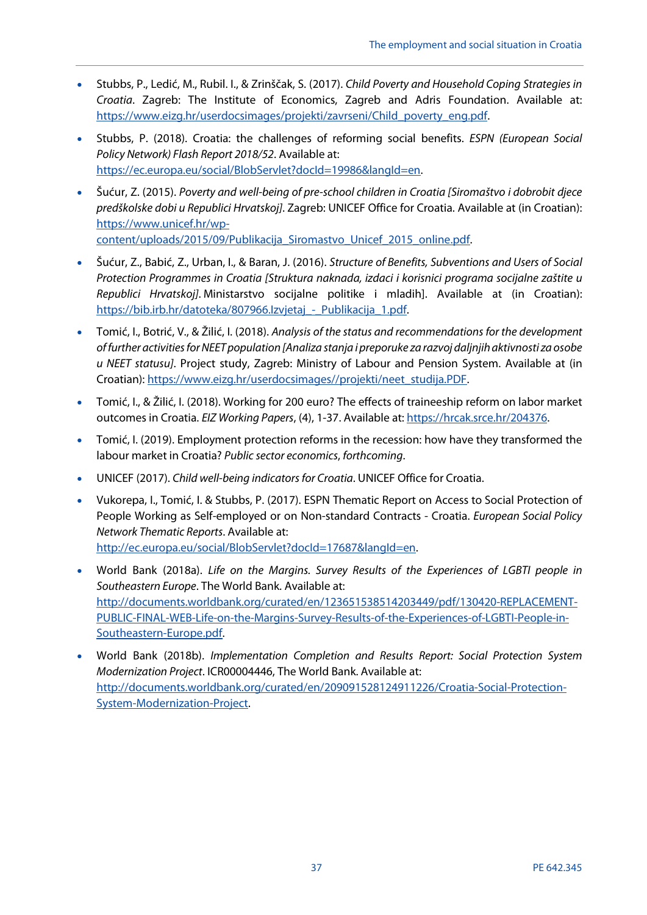- Stubbs, P., Ledić, M., Rubil. I., & Zrinščak, S. (2017). *Child Poverty and Household Coping Strategies in Croatia*. Zagreb: The Institute of Economics, Zagreb and Adris Foundation. Available at: https://www.eizg.hr/userdocsimages/projekti/zavrseni/Child_poverty_eng.pdf.

- Stubbs, P. (2018). Croatia: the challenges of reforming social benefits. *ESPN (European Social Policy Network) Flash Report 2018/52*. Available at: https://ec.europa.eu/social/BlobServlet?docId=19986&langId=en.

- Šućur, Z. (2015). *Poverty and well-being of pre-school children in Croatia [Siromaštvo i dobrobit djece predškolske dobi u Republici Hrvatskoj]*. Zagreb: UNICEF Office for Croatia. Available at (in Croatian): https://www.unicef.hr/wp-content/uploads/2015/09/Publikacija_Siromastvo_Unicef_2015_online.pdf.

- Šućur, Z., Babić, Z., Urban, I., & Baran, J. (2016). *Structure of Benefits, Subventions and Users of Social Protection Programmes in Croatia [Struktura naknada, izdaci i korisnici programa socijalne zaštite u Republici Hrvatskoj]*. Ministarstvo socijalne politike i mladih]. Available at (in Croatian): https://bib.irb.hr/datoteka/807966.Izvjetaj_-_Publikacija_1.pdf.

- Tomić, I., Botrić, V., & Žilić, I. (2018). *Analysis of the status and recommendations for the development of further activities for NEET population [Analiza stanja i preporuke za razvoj daljnjih aktivnosti za osobe u NEET statusu]*. Project study, Zagreb: Ministry of Labour and Pension System. Available at (in Croatian): https://www.eizg.hr/userdocsimages//projekti/neet_studija.PDF.

- Tomić, I., & Žilić, I. (2018). Working for 200 euro? The effects of traineeship reform on labor market outcomes in Croatia. *EIZ Working Papers*, (4), 1-37. Available at: https://hrcak.srce.hr/204376.

- Tomić, I. (2019). Employment protection reforms in the recession: how have they transformed the labour market in Croatia? *Public sector economics*, *forthcoming*.

- UNICEF (2017). *Child well-being indicators for Croatia*. UNICEF Office for Croatia.

- Vukorepa, I., Tomić, I. & Stubbs, P. (2017). ESPN Thematic Report on Access to Social Protection of People Working as Self-employed or on Non-standard Contracts - Croatia. *European Social Policy Network Thematic Reports*. Available at: http://ec.europa.eu/social/BlobServlet?docId=17687&langId=en.

- World Bank (2018a). *Life on the Margins. Survey Results of the Experiences of LGBTI people in Southeastern Europe*. The World Bank. Available at: http://documents.worldbank.org/curated/en/123651538514203449/pdf/130420-REPLACEMENT-PUBLIC-FINAL-WEB-Life-on-the-Margins-Survey-Results-of-the-Experiences-of-LGBTI-People-in-Southeastern-Europe.pdf.

- World Bank (2018b). *Implementation Completion and Results Report: Social Protection System Modernization Project*. ICR00004446, The World Bank. Available at: http://documents.worldbank.org/curated/en/209091528124911226/Croatia-Social-Protection-System-Modernization-Project.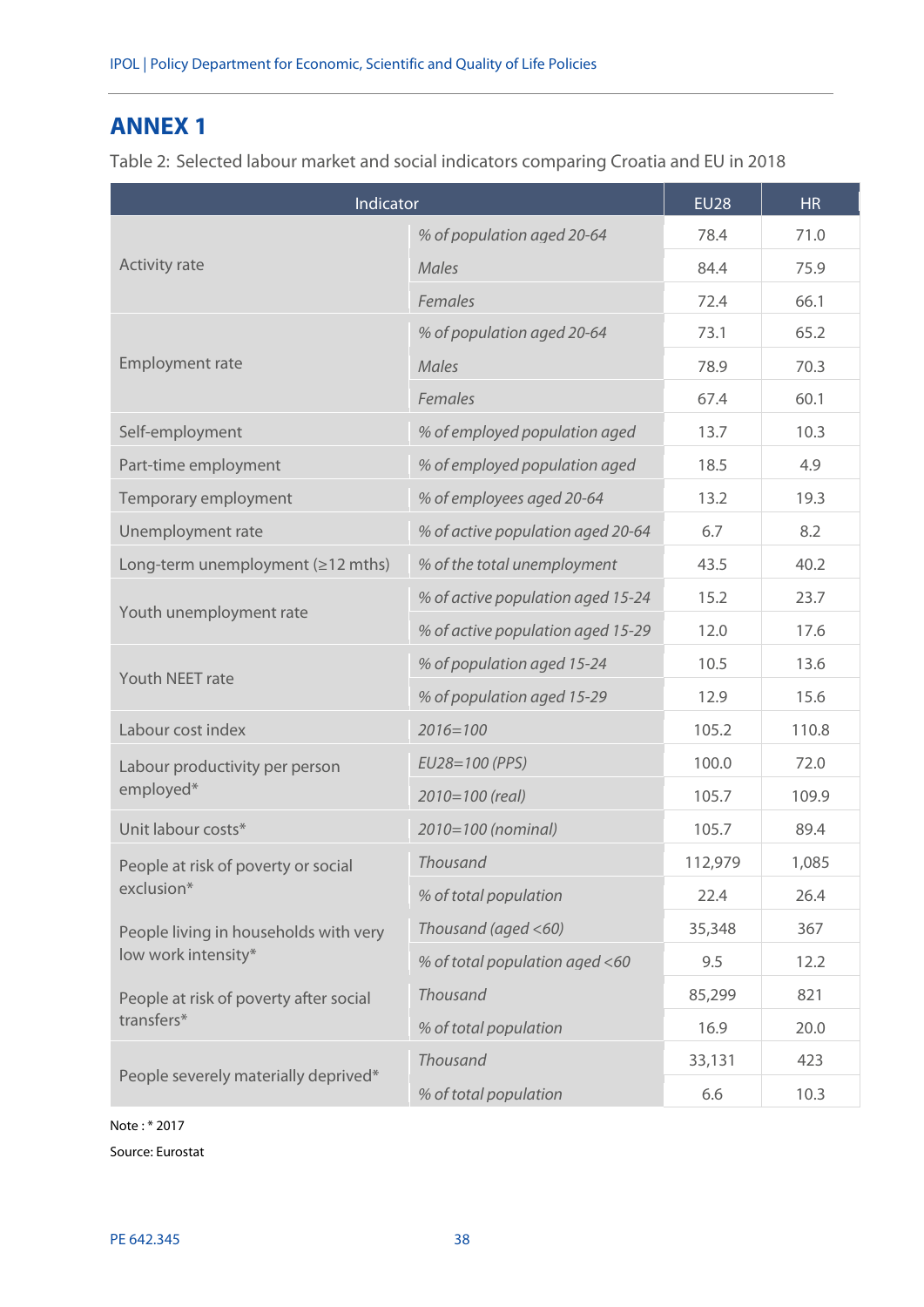# ANNEX 1

Table 2: Selected labour market and social indicators comparing Croatia and EU in 2018

| Indicator | | EU28 | HR |
|---|---|---|---|
| Activity rate | *% of population aged 20-64* | 78.4 | 71.0 |
| | *Males* | 84.4 | 75.9 |
| | *Females* | 72.4 | 66.1 |
| Employment rate | *% of population aged 20-64* | 73.1 | 65.2 |
| | *Males* | 78.9 | 70.3 |
| | *Females* | 67.4 | 60.1 |
| Self-employment | *% of employed population aged* | 13.7 | 10.3 |
| Part-time employment | *% of employed population aged* | 18.5 | 4.9 |
| Temporary employment | *% of employees aged 20-64* | 13.2 | 19.3 |
| Unemployment rate | *% of active population aged 20-64* | 6.7 | 8.2 |
| Long-term unemployment (≥12 mths) | *% of the total unemployment* | 43.5 | 40.2 |
| Youth unemployment rate | *% of active population aged 15-24* | 15.2 | 23.7 |
| | *% of active population aged 15-29* | 12.0 | 17.6 |
| Youth NEET rate | *% of population aged 15-24* | 10.5 | 13.6 |
| | *% of population aged 15-29* | 12.9 | 15.6 |
| Labour cost index | *2016=100* | 105.2 | 110.8 |
| Labour productivity per person employed* | *EU28=100 (PPS)* | 100.0 | 72.0 |
| | *2010=100 (real)* | 105.7 | 109.9 |
| Unit labour costs* | *2010=100 (nominal)* | 105.7 | 89.4 |
| People at risk of poverty or social exclusion* | *Thousand* | 112,979 | 1,085 |
| | *% of total population* | 22.4 | 26.4 |
| People living in households with very low work intensity* | *Thousand (aged <60)* | 35,348 | 367 |
| | *% of total population aged <60* | 9.5 | 12.2 |
| People at risk of poverty after social transfers* | *Thousand* | 85,299 | 821 |
| | *% of total population* | 16.9 | 20.0 |
| People severely materially deprived* | *Thousand* | 33,131 | 423 |
| | *% of total population* | 6.6 | 10.3 |

Note : * 2017

Source: Eurostat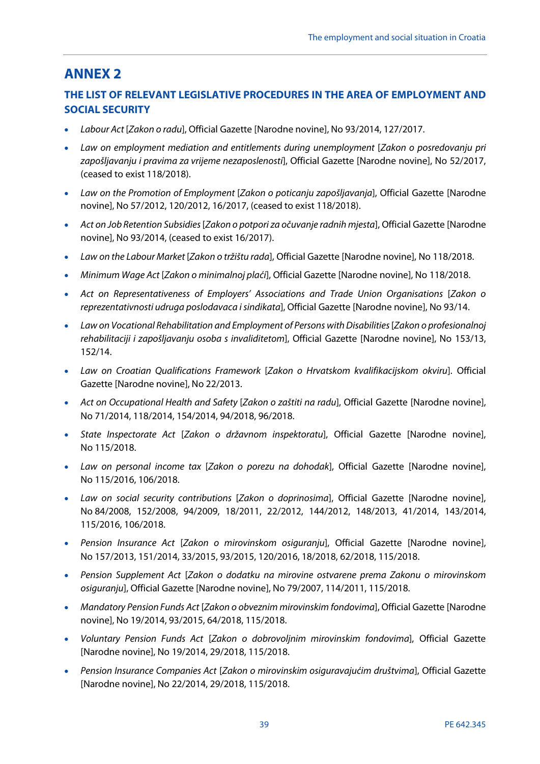# ANNEX 2

## THE LIST OF RELEVANT LEGISLATIVE PROCEDURES IN THE AREA OF EMPLOYMENT AND SOCIAL SECURITY

- *Labour Act* [*Zakon o radu*], Official Gazette [Narodne novine], No 93/2014, 127/2017.
- *Law on employment mediation and entitlements during unemployment* [*Zakon o posredovanju pri zapošljavanju i pravima za vrijeme nezaposlenosti*], Official Gazette [Narodne novine], No 52/2017, (ceased to exist 118/2018).
- *Law on the Promotion of Employment* [*Zakon o poticanju zapošljavanja*], Official Gazette [Narodne novine], No 57/2012, 120/2012, 16/2017, (ceased to exist 118/2018).
- *Act on Job Retention Subsidies* [*Zakon o potpori za očuvanje radnih mjesta*], Official Gazette [Narodne novine], No 93/2014, (ceased to exist 16/2017).
- *Law on the Labour Market* [*Zakon o tržištu rada*], Official Gazette [Narodne novine], No 118/2018.
- *Minimum Wage Act* [*Zakon o minimalnoj plaći*], Official Gazette [Narodne novine], No 118/2018.
- *Act on Representativeness of Employers' Associations and Trade Union Organisations* [*Zakon o reprezentativnosti udruga poslodavaca i sindikata*], Official Gazette [Narodne novine], No 93/14.
- *Law on Vocational Rehabilitation and Employment of Persons with Disabilities* [*Zakon o profesionalnoj rehabilitaciji i zapošljavanju osoba s invaliditetom*], Official Gazette [Narodne novine], No 153/13, 152/14.
- *Law on Croatian Qualifications Framework* [*Zakon o Hrvatskom kvalifikacijskom okviru*]. Official Gazette [Narodne novine], No 22/2013.
- *Act on Occupational Health and Safety* [*Zakon o zaštiti na radu*], Official Gazette [Narodne novine], No 71/2014, 118/2014, 154/2014, 94/2018, 96/2018.
- *State Inspectorate Act* [*Zakon o državnom inspektoratu*], Official Gazette [Narodne novine], No 115/2018.
- *Law on personal income tax* [*Zakon o porezu na dohodak*], Official Gazette [Narodne novine], No 115/2016, 106/2018.
- *Law on social security contributions* [*Zakon o doprinosima*], Official Gazette [Narodne novine], No 84/2008, 152/2008, 94/2009, 18/2011, 22/2012, 144/2012, 148/2013, 41/2014, 143/2014, 115/2016, 106/2018.
- *Pension Insurance Act* [*Zakon o mirovinskom osiguranju*], Official Gazette [Narodne novine], No 157/2013, 151/2014, 33/2015, 93/2015, 120/2016, 18/2018, 62/2018, 115/2018.
- *Pension Supplement Act* [*Zakon o dodatku na mirovine ostvarene prema Zakonu o mirovinskom osiguranju*], Official Gazette [Narodne novine], No 79/2007, 114/2011, 115/2018.
- *Mandatory Pension Funds Act* [*Zakon o obveznim mirovinskim fondovima*], Official Gazette [Narodne novine], No 19/2014, 93/2015, 64/2018, 115/2018.
- *Voluntary Pension Funds Act* [*Zakon o dobrovoljnim mirovinskim fondovima*], Official Gazette [Narodne novine], No 19/2014, 29/2018, 115/2018.
- *Pension Insurance Companies Act* [*Zakon o mirovinskim osiguravajućim društvima*], Official Gazette [Narodne novine], No 22/2014, 29/2018, 115/2018.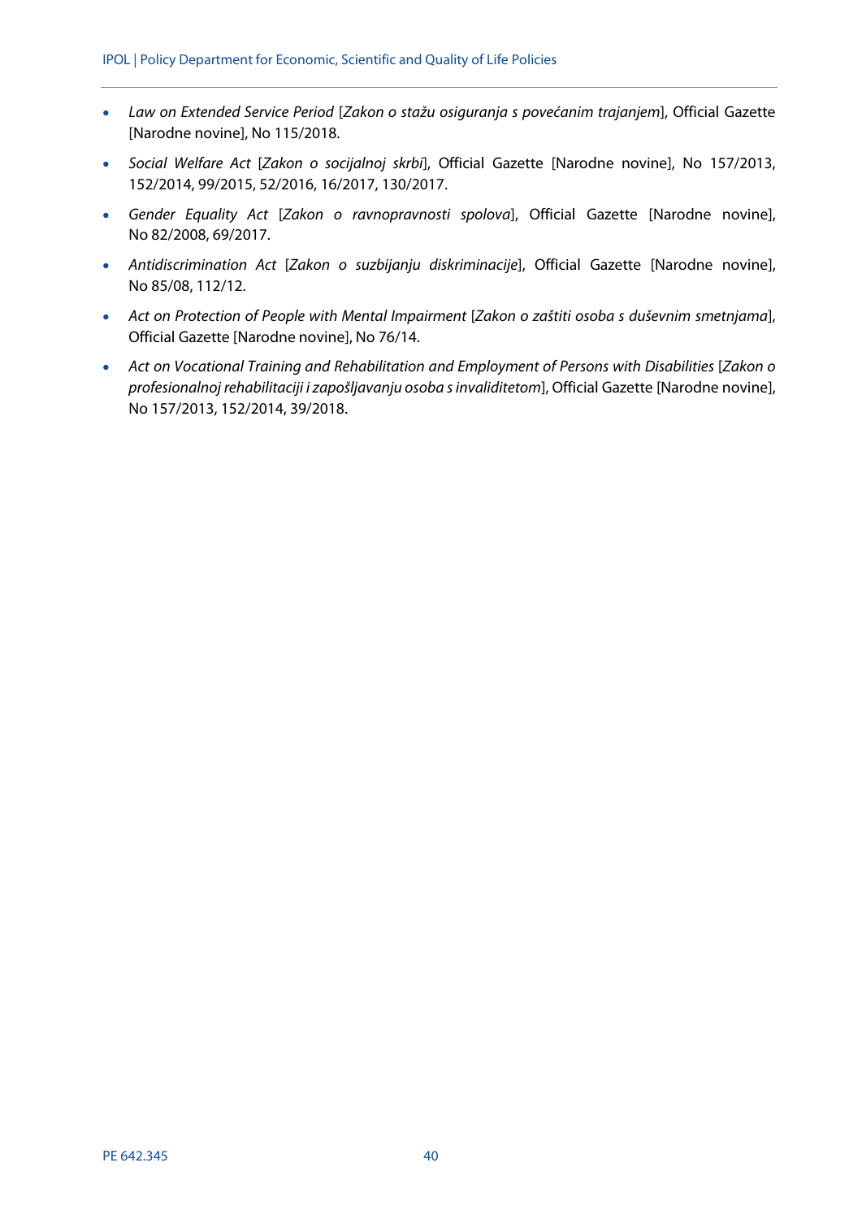- *Law on Extended Service Period* [*Zakon o stažu osiguranja s povećanim trajanjem*], Official Gazette [Narodne novine], No 115/2018.
- *Social Welfare Act* [*Zakon o socijalnoj skrbi*], Official Gazette [Narodne novine], No 157/2013, 152/2014, 99/2015, 52/2016, 16/2017, 130/2017.
- *Gender Equality Act* [*Zakon o ravnopravnosti spolova*], Official Gazette [Narodne novine], No 82/2008, 69/2017.
- *Antidiscrimination Act* [*Zakon o suzbijanju diskriminacije*], Official Gazette [Narodne novine], No 85/08, 112/12.
- *Act on Protection of People with Mental Impairment* [*Zakon o zaštiti osoba s duševnim smetnjama*], Official Gazette [Narodne novine], No 76/14.
- *Act on Vocational Training and Rehabilitation and Employment of Persons with Disabilities* [*Zakon o profesionalnoj rehabilitaciji i zapošljavanju osoba s invaliditetom*], Official Gazette [Narodne novine], No 157/2013, 152/2014, 39/2018.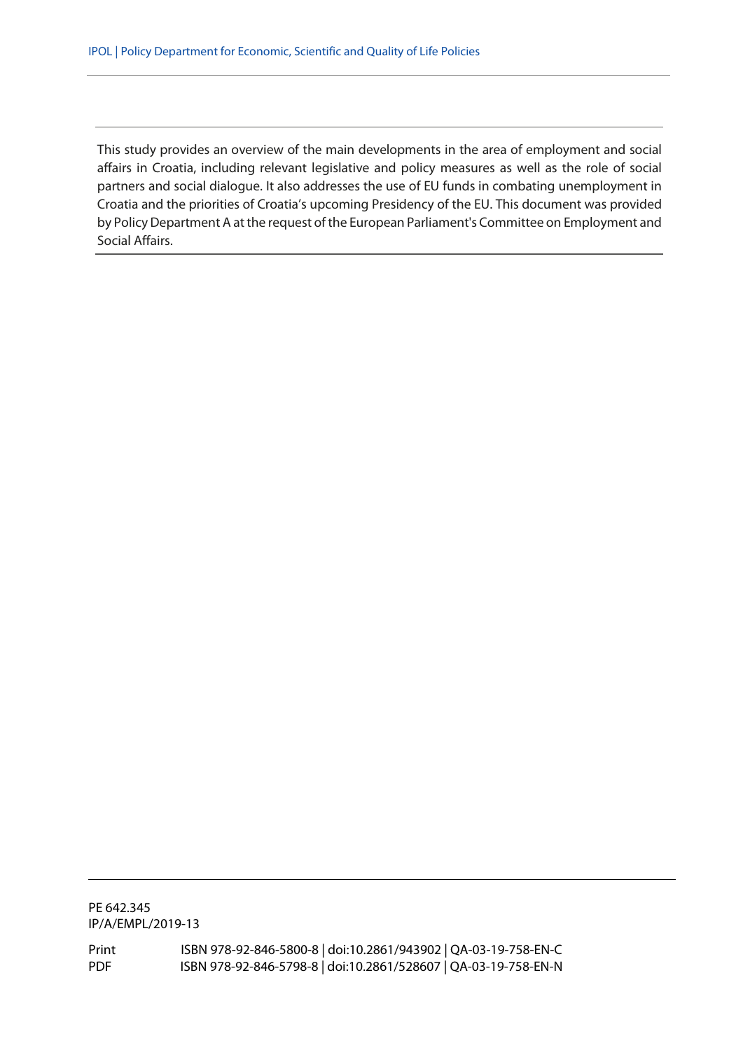This study provides an overview of the main developments in the area of employment and social affairs in Croatia, including relevant legislative and policy measures as well as the role of social partners and social dialogue. It also addresses the use of EU funds in combating unemployment in Croatia and the priorities of Croatia's upcoming Presidency of the EU. This document was provided by Policy Department A at the request of the European Parliament's Committee on Employment and Social Affairs.

PE 642.345
IP/A/EMPL/2019-13

| | |
|---|---|
| Print | ISBN 978-92-846-5800-8 \| doi:10.2861/943902 \| QA-03-19-758-EN-C |
| PDF | ISBN 978-92-846-5798-8 \| doi:10.2861/528607 \| QA-03-19-758-EN-N |